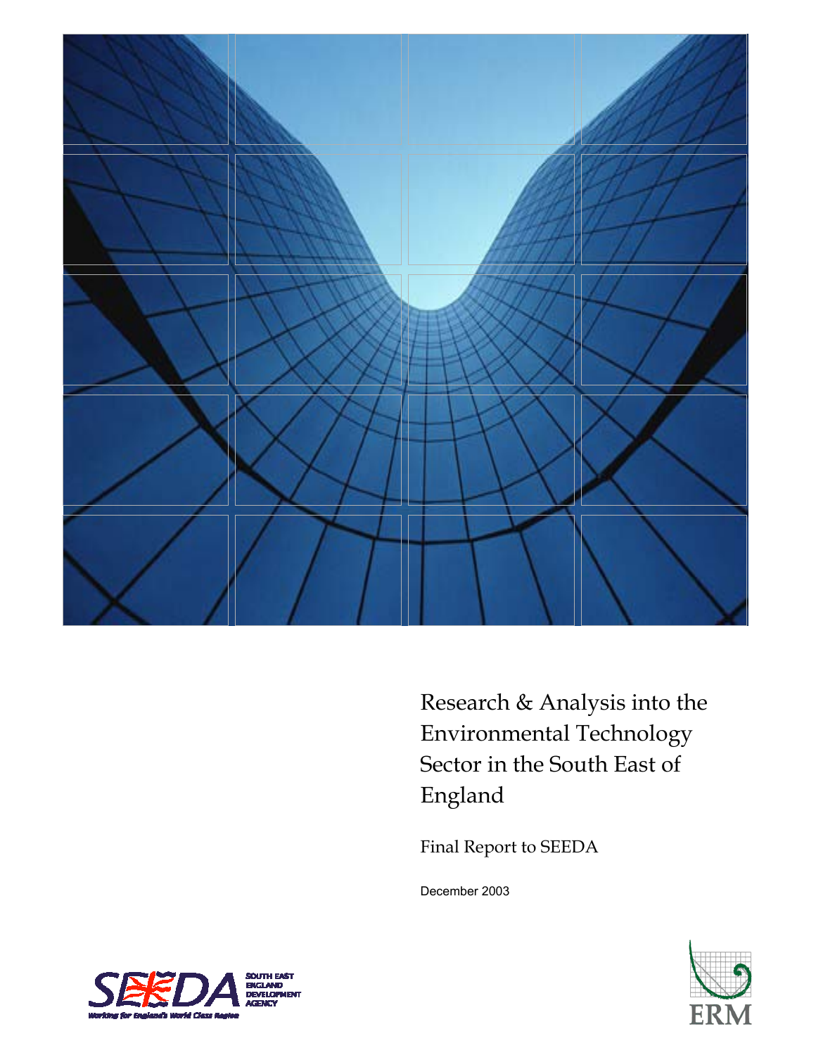# Research & Analysis into the Environmental Technology Sector in the South East of England

Final Report to SEEDA

December 2003

SEEDA SOUTH EAST ENGLAND DEVELOPMENT AGENCY

Working for England's World Class Region

ERM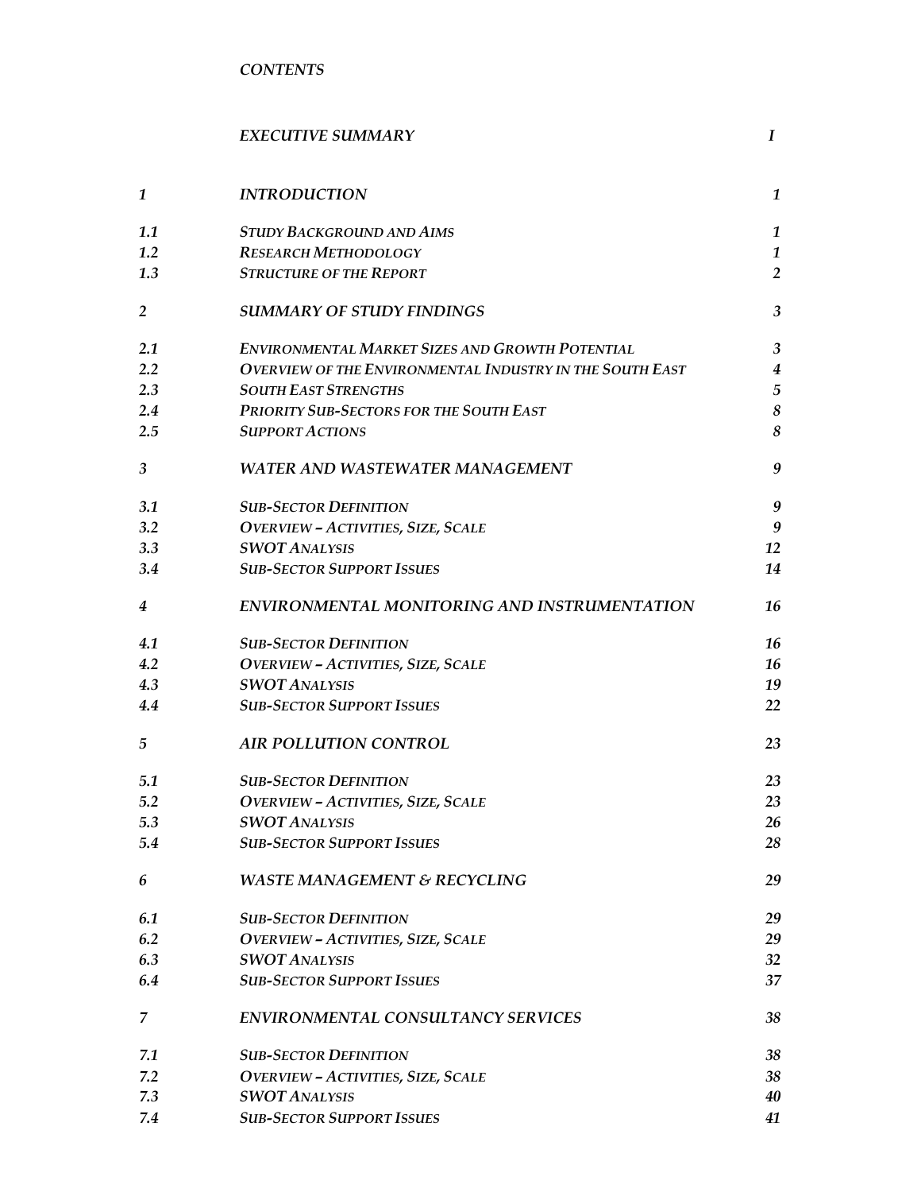*CONTENTS*

| | | |
|---|---|---|
| | ***EXECUTIVE SUMMARY*** | ***I*** |
| ***1*** | ***INTRODUCTION*** | ***1*** |
| ***1.1*** | ***STUDY BACKGROUND AND AIMS*** | ***1*** |
| ***1.2*** | ***RESEARCH METHODOLOGY*** | ***1*** |
| ***1.3*** | ***STRUCTURE OF THE REPORT*** | ***2*** |
| ***2*** | ***SUMMARY OF STUDY FINDINGS*** | ***3*** |
| ***2.1*** | ***ENVIRONMENTAL MARKET SIZES AND GROWTH POTENTIAL*** | ***3*** |
| ***2.2*** | ***OVERVIEW OF THE ENVIRONMENTAL INDUSTRY IN THE SOUTH EAST*** | ***4*** |
| ***2.3*** | ***SOUTH EAST STRENGTHS*** | ***5*** |
| ***2.4*** | ***PRIORITY SUB-SECTORS FOR THE SOUTH EAST*** | ***8*** |
| ***2.5*** | ***SUPPORT ACTIONS*** | ***8*** |
| ***3*** | ***WATER AND WASTEWATER MANAGEMENT*** | ***9*** |
| ***3.1*** | ***SUB-SECTOR DEFINITION*** | ***9*** |
| ***3.2*** | ***OVERVIEW – ACTIVITIES, SIZE, SCALE*** | ***9*** |
| ***3.3*** | ***SWOT ANALYSIS*** | ***12*** |
| ***3.4*** | ***SUB-SECTOR SUPPORT ISSUES*** | ***14*** |
| ***4*** | ***ENVIRONMENTAL MONITORING AND INSTRUMENTATION*** | ***16*** |
| ***4.1*** | ***SUB-SECTOR DEFINITION*** | ***16*** |
| ***4.2*** | ***OVERVIEW – ACTIVITIES, SIZE, SCALE*** | ***16*** |
| ***4.3*** | ***SWOT ANALYSIS*** | ***19*** |
| ***4.4*** | ***SUB-SECTOR SUPPORT ISSUES*** | ***22*** |
| ***5*** | ***AIR POLLUTION CONTROL*** | ***23*** |
| ***5.1*** | ***SUB-SECTOR DEFINITION*** | ***23*** |
| ***5.2*** | ***OVERVIEW – ACTIVITIES, SIZE, SCALE*** | ***23*** |
| ***5.3*** | ***SWOT ANALYSIS*** | ***26*** |
| ***5.4*** | ***SUB-SECTOR SUPPORT ISSUES*** | ***28*** |
| ***6*** | ***WASTE MANAGEMENT & RECYCLING*** | ***29*** |
| ***6.1*** | ***SUB-SECTOR DEFINITION*** | ***29*** |
| ***6.2*** | ***OVERVIEW – ACTIVITIES, SIZE, SCALE*** | ***29*** |
| ***6.3*** | ***SWOT ANALYSIS*** | ***32*** |
| ***6.4*** | ***SUB-SECTOR SUPPORT ISSUES*** | ***37*** |
| ***7*** | ***ENVIRONMENTAL CONSULTANCY SERVICES*** | ***38*** |
| ***7.1*** | ***SUB-SECTOR DEFINITION*** | ***38*** |
| ***7.2*** | ***OVERVIEW – ACTIVITIES, SIZE, SCALE*** | ***38*** |
| ***7.3*** | ***SWOT ANALYSIS*** | ***40*** |
| ***7.4*** | ***SUB-SECTOR SUPPORT ISSUES*** | ***41*** |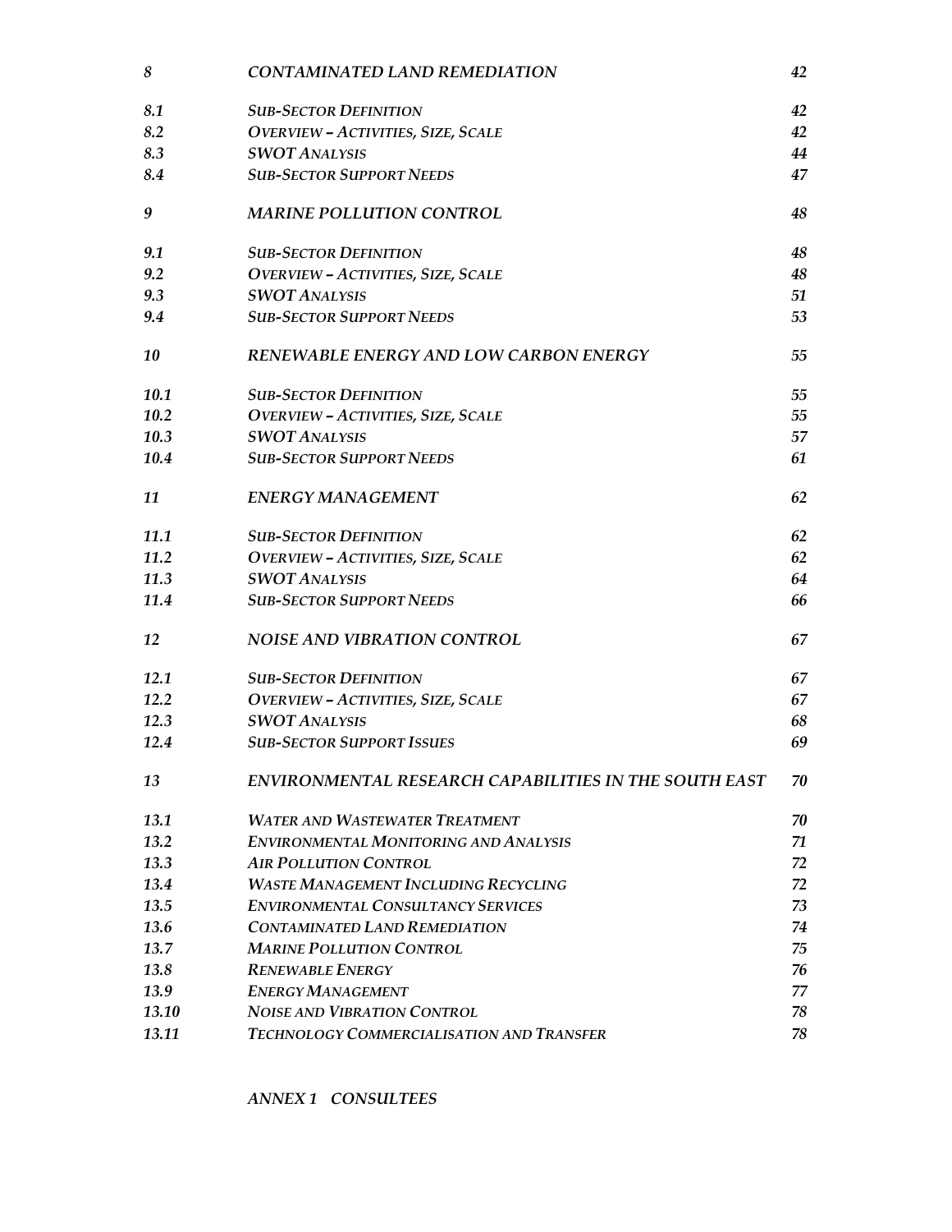| | | |
|---|---|---|
| *8* | *CONTAMINATED LAND REMEDIATION* | *42* |
| *8.1* | *SUB-SECTOR DEFINITION* | *42* |
| *8.2* | *OVERVIEW – ACTIVITIES, SIZE, SCALE* | *42* |
| *8.3* | *SWOT ANALYSIS* | *44* |
| *8.4* | *SUB-SECTOR SUPPORT NEEDS* | *47* |
| *9* | *MARINE POLLUTION CONTROL* | *48* |
| *9.1* | *SUB-SECTOR DEFINITION* | *48* |
| *9.2* | *OVERVIEW – ACTIVITIES, SIZE, SCALE* | *48* |
| *9.3* | *SWOT ANALYSIS* | *51* |
| *9.4* | *SUB-SECTOR SUPPORT NEEDS* | *53* |
| *10* | *RENEWABLE ENERGY AND LOW CARBON ENERGY* | *55* |
| *10.1* | *SUB-SECTOR DEFINITION* | *55* |
| *10.2* | *OVERVIEW – ACTIVITIES, SIZE, SCALE* | *55* |
| *10.3* | *SWOT ANALYSIS* | *57* |
| *10.4* | *SUB-SECTOR SUPPORT NEEDS* | *61* |
| *11* | *ENERGY MANAGEMENT* | *62* |
| *11.1* | *SUB-SECTOR DEFINITION* | *62* |
| *11.2* | *OVERVIEW – ACTIVITIES, SIZE, SCALE* | *62* |
| *11.3* | *SWOT ANALYSIS* | *64* |
| *11.4* | *SUB-SECTOR SUPPORT NEEDS* | *66* |
| *12* | *NOISE AND VIBRATION CONTROL* | *67* |
| *12.1* | *SUB-SECTOR DEFINITION* | *67* |
| *12.2* | *OVERVIEW – ACTIVITIES, SIZE, SCALE* | *67* |
| *12.3* | *SWOT ANALYSIS* | *68* |
| *12.4* | *SUB-SECTOR SUPPORT ISSUES* | *69* |
| *13* | *ENVIRONMENTAL RESEARCH CAPABILITIES IN THE SOUTH EAST* | *70* |
| *13.1* | *WATER AND WASTEWATER TREATMENT* | *70* |
| *13.2* | *ENVIRONMENTAL MONITORING AND ANALYSIS* | *71* |
| *13.3* | *AIR POLLUTION CONTROL* | *72* |
| *13.4* | *WASTE MANAGEMENT INCLUDING RECYCLING* | *72* |
| *13.5* | *ENVIRONMENTAL CONSULTANCY SERVICES* | *73* |
| *13.6* | *CONTAMINATED LAND REMEDIATION* | *74* |
| *13.7* | *MARINE POLLUTION CONTROL* | *75* |
| *13.8* | *RENEWABLE ENERGY* | *76* |
| *13.9* | *ENERGY MANAGEMENT* | *77* |
| *13.10* | *NOISE AND VIBRATION CONTROL* | *78* |
| *13.11* | *TECHNOLOGY COMMERCIALISATION AND TRANSFER* | *78* |
| | *ANNEX 1 CONSULTEES* | |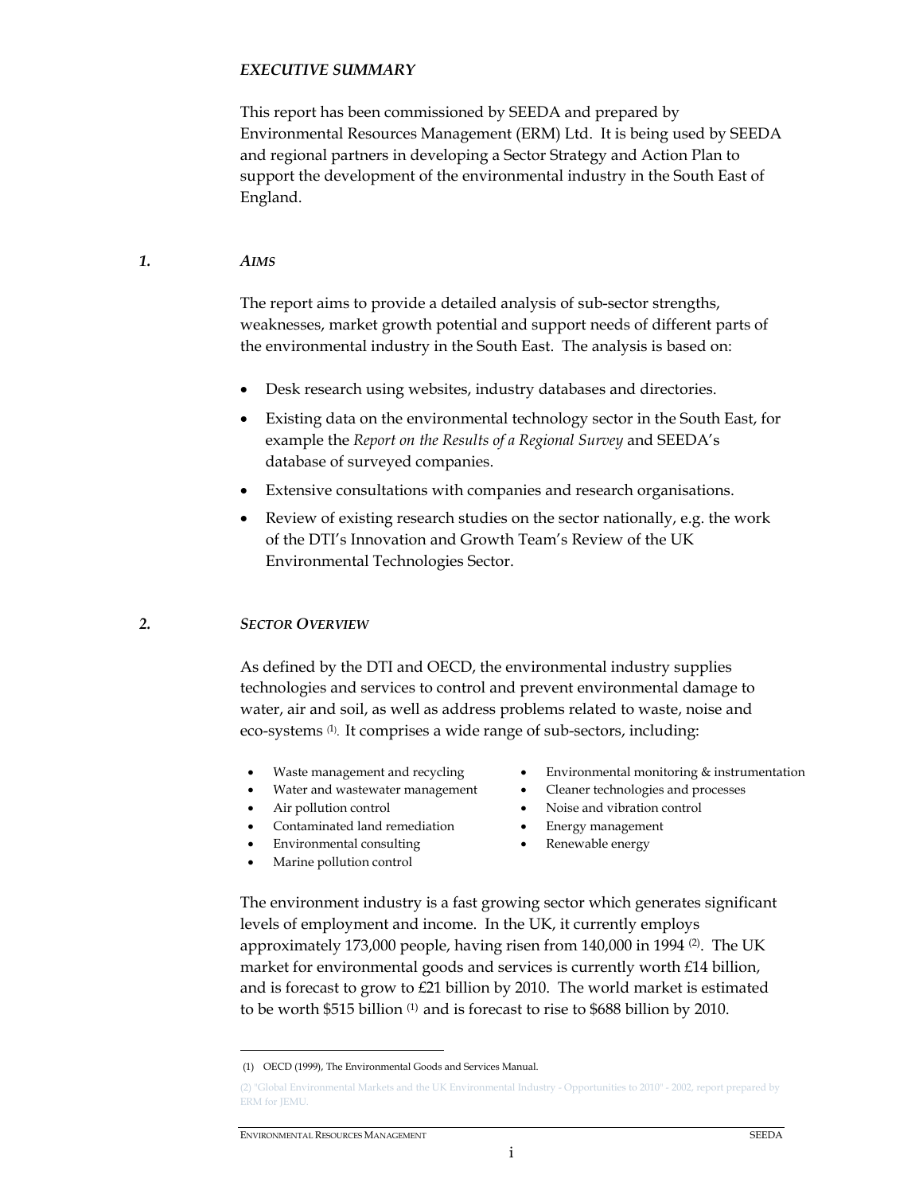## *EXECUTIVE SUMMARY*

This report has been commissioned by SEEDA and prepared by Environmental Resources Management (ERM) Ltd. It is being used by SEEDA and regional partners in developing a Sector Strategy and Action Plan to support the development of the environmental industry in the South East of England.

### *1. AIMS*

The report aims to provide a detailed analysis of sub-sector strengths, weaknesses, market growth potential and support needs of different parts of the environmental industry in the South East. The analysis is based on:

- Desk research using websites, industry databases and directories.
- Existing data on the environmental technology sector in the South East, for example the *Report on the Results of a Regional Survey* and SEEDA's database of surveyed companies.
- Extensive consultations with companies and research organisations.
- Review of existing research studies on the sector nationally, e.g. the work of the DTI's Innovation and Growth Team's Review of the UK Environmental Technologies Sector.

### *2. SECTOR OVERVIEW*

As defined by the DTI and OECD, the environmental industry supplies technologies and services to control and prevent environmental damage to water, air and soil, as well as address problems related to waste, noise and eco-systems [1]. It comprises a wide range of sub-sectors, including:

- Waste management and recycling
- Water and wastewater management
- Air pollution control
- Contaminated land remediation
- Environmental consulting
- Marine pollution control
- Environmental monitoring & instrumentation
- Cleaner technologies and processes
- Noise and vibration control
- Energy management
- Renewable energy

The environment industry is a fast growing sector which generates significant levels of employment and income. In the UK, it currently employs approximately 173,000 people, having risen from 140,000 in 1994 [2]. The UK market for environmental goods and services is currently worth £14 billion, and is forecast to grow to £21 billion by 2010. The world market is estimated to be worth $515 billion [1] and is forecast to rise to $688 billion by 2010.

(1) OECD (1999), The Environmental Goods and Services Manual.

(2) "Global Environmental Markets and the UK Environmental Industry - Opportunities to 2010" - 2002, report prepared by ERM for JEMU.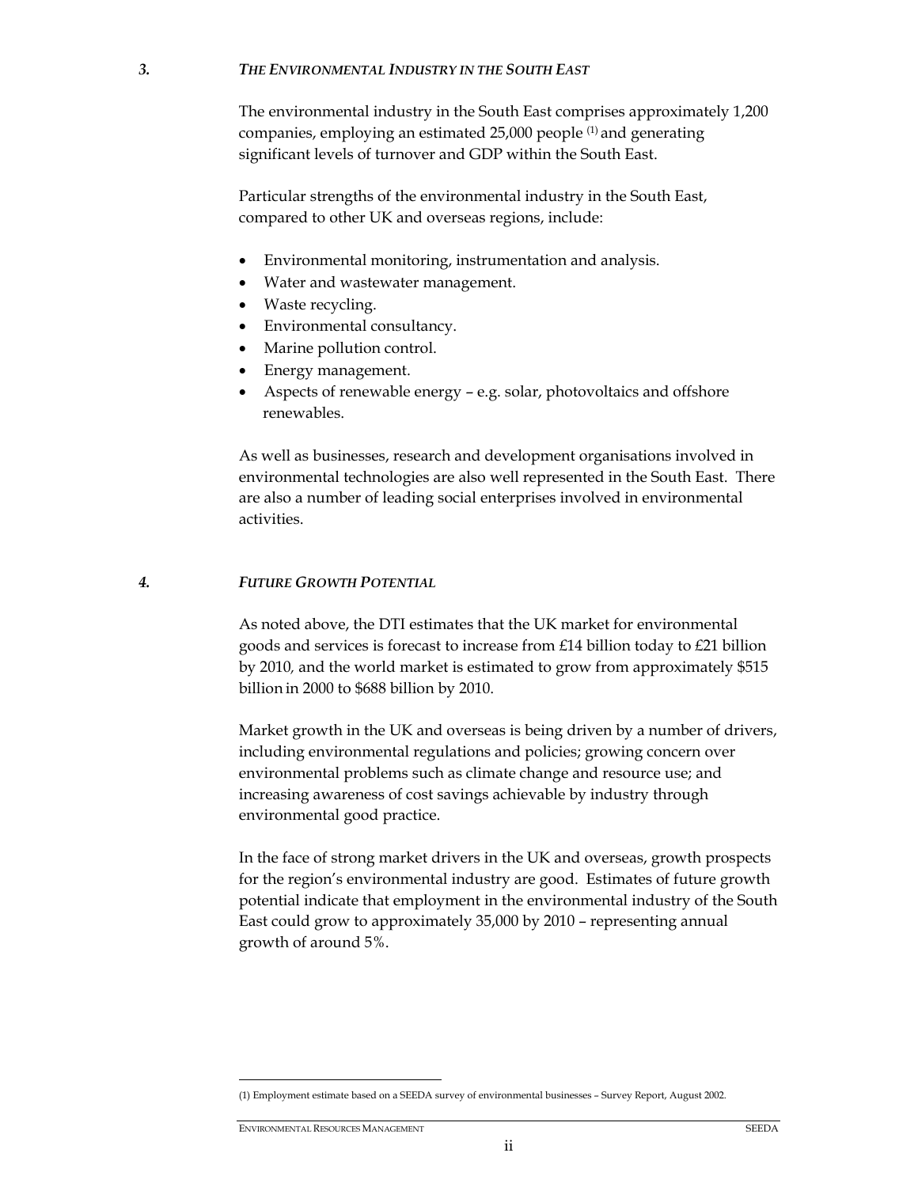### *3. THE ENVIRONMENTAL INDUSTRY IN THE SOUTH EAST*

The environmental industry in the South East comprises approximately 1,200 companies, employing an estimated 25,000 people [1] and generating significant levels of turnover and GDP within the South East.

Particular strengths of the environmental industry in the South East, compared to other UK and overseas regions, include:

- Environmental monitoring, instrumentation and analysis.
- Water and wastewater management.
- Waste recycling.
- Environmental consultancy.
- Marine pollution control.
- Energy management.
- Aspects of renewable energy – e.g. solar, photovoltaics and offshore renewables.

As well as businesses, research and development organisations involved in environmental technologies are also well represented in the South East. There are also a number of leading social enterprises involved in environmental activities.

### *4. FUTURE GROWTH POTENTIAL*

As noted above, the DTI estimates that the UK market for environmental goods and services is forecast to increase from £14 billion today to £21 billion by 2010, and the world market is estimated to grow from approximately $515 billion in 2000 to $688 billion by 2010.

Market growth in the UK and overseas is being driven by a number of drivers, including environmental regulations and policies; growing concern over environmental problems such as climate change and resource use; and increasing awareness of cost savings achievable by industry through environmental good practice.

In the face of strong market drivers in the UK and overseas, growth prospects for the region's environmental industry are good. Estimates of future growth potential indicate that employment in the environmental industry of the South East could grow to approximately 35,000 by 2010 – representing annual growth of around 5%.

---

(1) Employment estimate based on a SEEDA survey of environmental businesses – Survey Report, August 2002.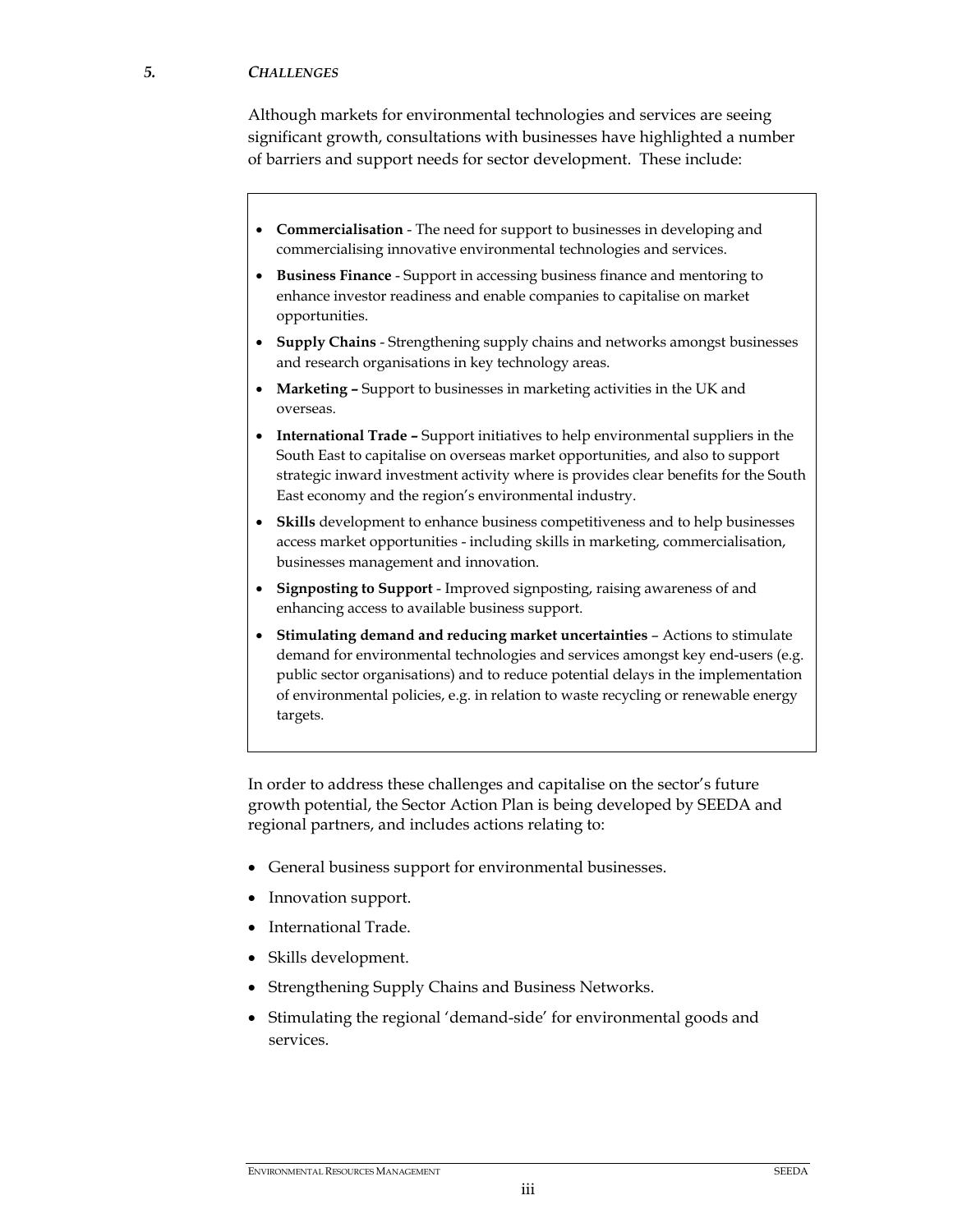## 5. *CHALLENGES*

Although markets for environmental technologies and services are seeing significant growth, consultations with businesses have highlighted a number of barriers and support needs for sector development. These include:

- **Commercialisation** - The need for support to businesses in developing and commercialising innovative environmental technologies and services.
- **Business Finance** - Support in accessing business finance and mentoring to enhance investor readiness and enable companies to capitalise on market opportunities.
- **Supply Chains** - Strengthening supply chains and networks amongst businesses and research organisations in key technology areas.
- **Marketing –** Support to businesses in marketing activities in the UK and overseas.
- **International Trade –** Support initiatives to help environmental suppliers in the South East to capitalise on overseas market opportunities, and also to support strategic inward investment activity where is provides clear benefits for the South East economy and the region's environmental industry.
- **Skills** development to enhance business competitiveness and to help businesses access market opportunities - including skills in marketing, commercialisation, businesses management and innovation.
- **Signposting to Support** - Improved signposting, raising awareness of and enhancing access to available business support.
- **Stimulating demand and reducing market uncertainties** – Actions to stimulate demand for environmental technologies and services amongst key end-users (e.g. public sector organisations) and to reduce potential delays in the implementation of environmental policies, e.g. in relation to waste recycling or renewable energy targets.

In order to address these challenges and capitalise on the sector's future growth potential, the Sector Action Plan is being developed by SEEDA and regional partners, and includes actions relating to:

- General business support for environmental businesses.
- Innovation support.
- International Trade.
- Skills development.
- Strengthening Supply Chains and Business Networks.
- Stimulating the regional 'demand-side' for environmental goods and services.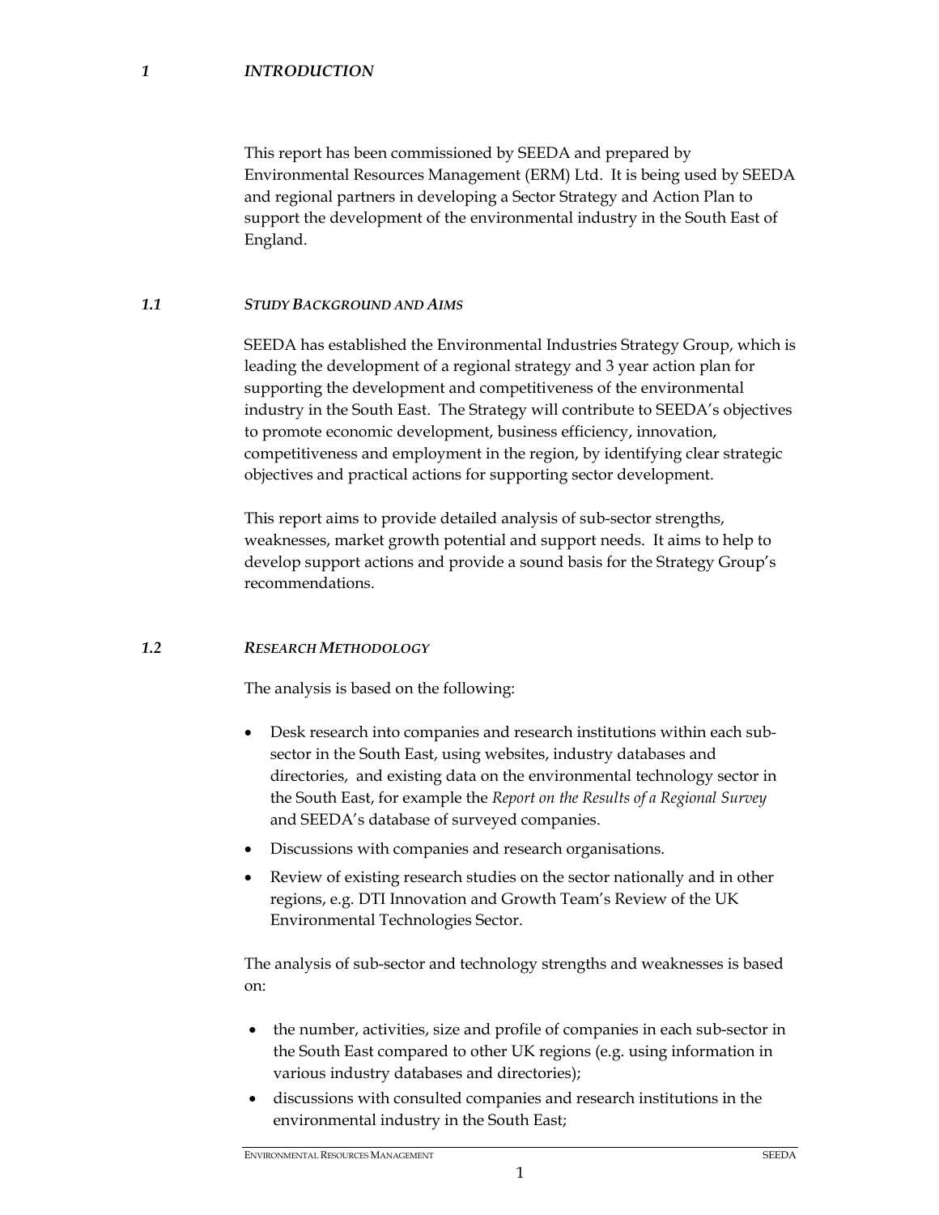# *1 INTRODUCTION*

This report has been commissioned by SEEDA and prepared by Environmental Resources Management (ERM) Ltd. It is being used by SEEDA and regional partners in developing a Sector Strategy and Action Plan to support the development of the environmental industry in the South East of England.

## *1.1 STUDY BACKGROUND AND AIMS*

SEEDA has established the Environmental Industries Strategy Group, which is leading the development of a regional strategy and 3 year action plan for supporting the development and competitiveness of the environmental industry in the South East. The Strategy will contribute to SEEDA's objectives to promote economic development, business efficiency, innovation, competitiveness and employment in the region, by identifying clear strategic objectives and practical actions for supporting sector development.

This report aims to provide detailed analysis of sub-sector strengths, weaknesses, market growth potential and support needs. It aims to help to develop support actions and provide a sound basis for the Strategy Group's recommendations.

## *1.2 RESEARCH METHODOLOGY*

The analysis is based on the following:

- Desk research into companies and research institutions within each sub-sector in the South East, using websites, industry databases and directories, and existing data on the environmental technology sector in the South East, for example the *Report on the Results of a Regional Survey* and SEEDA's database of surveyed companies.
- Discussions with companies and research organisations.
- Review of existing research studies on the sector nationally and in other regions, e.g. DTI Innovation and Growth Team's Review of the UK Environmental Technologies Sector.

The analysis of sub-sector and technology strengths and weaknesses is based on:

- the number, activities, size and profile of companies in each sub-sector in the South East compared to other UK regions (e.g. using information in various industry databases and directories);
- discussions with consulted companies and research institutions in the environmental industry in the South East;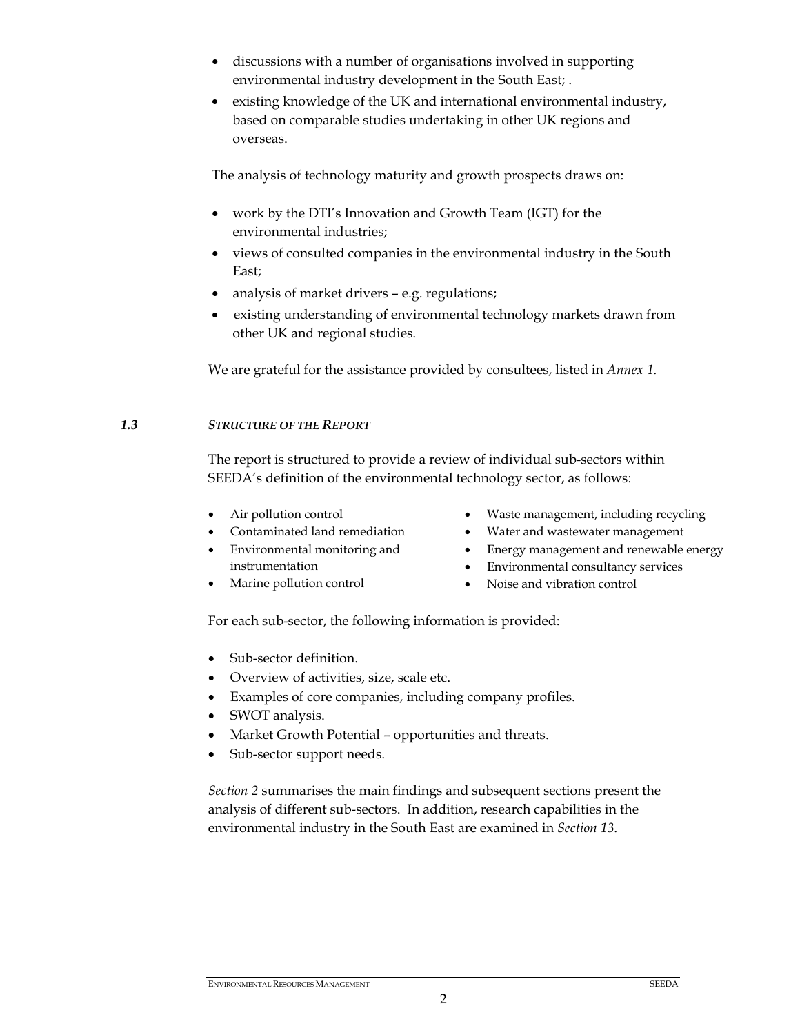- discussions with a number of organisations involved in supporting environmental industry development in the South East; .
- existing knowledge of the UK and international environmental industry, based on comparable studies undertaking in other UK regions and overseas.

The analysis of technology maturity and growth prospects draws on:

- work by the DTI's Innovation and Growth Team (IGT) for the environmental industries;
- views of consulted companies in the environmental industry in the South East;
- analysis of market drivers – e.g. regulations;
- existing understanding of environmental technology markets drawn from other UK and regional studies.

We are grateful for the assistance provided by consultees, listed in *Annex 1.*

### 1.3 STRUCTURE OF THE REPORT

The report is structured to provide a review of individual sub-sectors within SEEDA's definition of the environmental technology sector, as follows:

- Air pollution control
- Contaminated land remediation
- Environmental monitoring and instrumentation
- Marine pollution control
- Waste management, including recycling
- Water and wastewater management
- Energy management and renewable energy
- Environmental consultancy services
- Noise and vibration control

For each sub-sector, the following information is provided:

- Sub-sector definition.
- Overview of activities, size, scale etc.
- Examples of core companies, including company profiles.
- SWOT analysis.
- Market Growth Potential – opportunities and threats.
- Sub-sector support needs.

*Section 2* summarises the main findings and subsequent sections present the analysis of different sub-sectors. In addition, research capabilities in the environmental industry in the South East are examined in *Section 13.*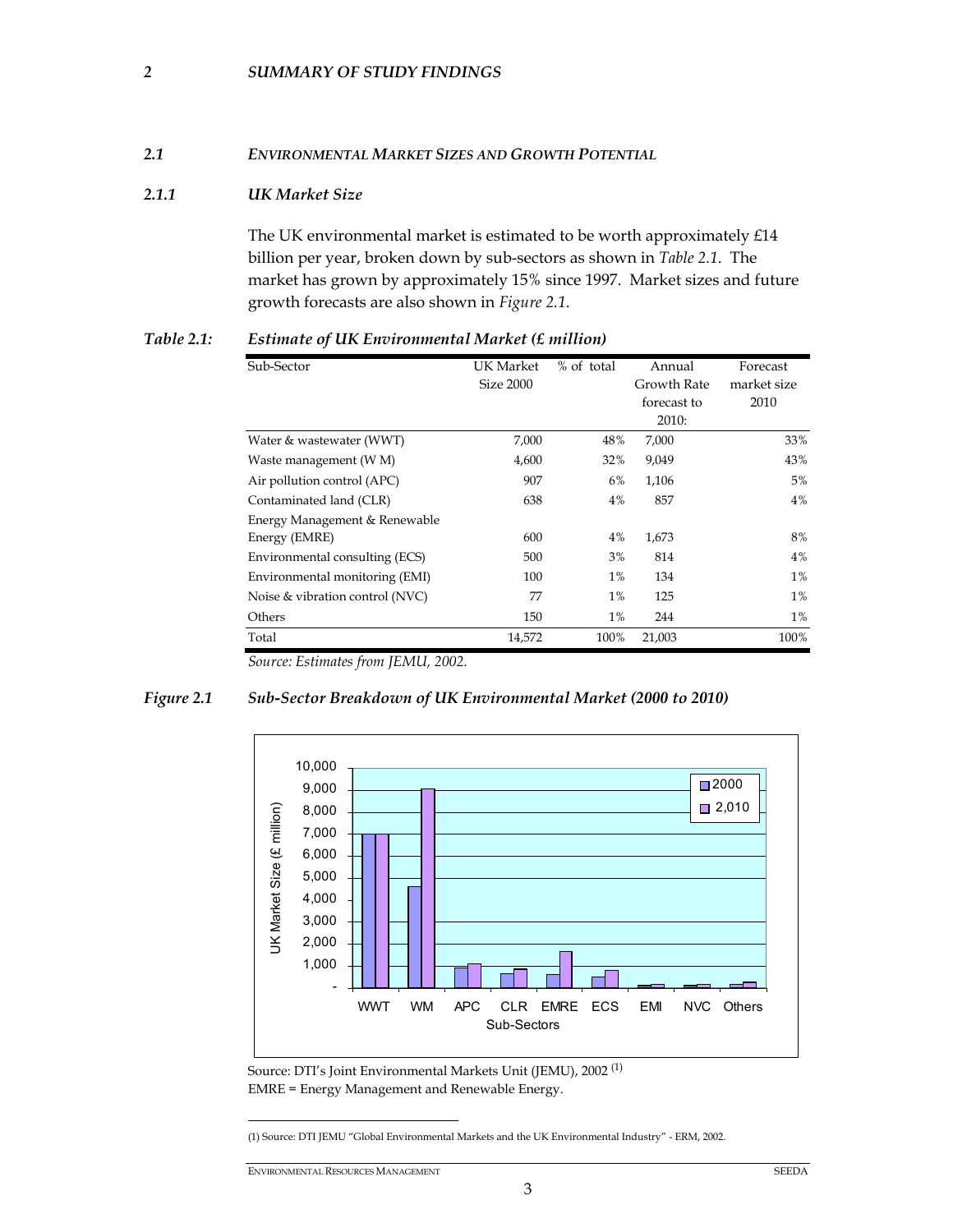## 2 SUMMARY OF STUDY FINDINGS

### 2.1 *ENVIRONMENTAL MARKET SIZES AND GROWTH POTENTIAL*

#### 2.1.1 *UK Market Size*

The UK environmental market is estimated to be worth approximately £14 billion per year, broken down by sub-sectors as shown in *Table 2.1*. The market has grown by approximately 15% since 1997. Market sizes and future growth forecasts are also shown in *Figure 2.1*.

***Table 2.1: Estimate of UK Environmental Market (£ million)***

| Sub-Sector | UK Market Size 2000 | % of total | Annual Growth Rate forecast to 2010: | Forecast market size 2010 |
|---|---|---|---|---|
| Water & wastewater (WWT) | 7,000 | 48% | 7,000 | 33% |
| Waste management (W M) | 4,600 | 32% | 9,049 | 43% |
| Air pollution control (APC) | 907 | 6% | 1,106 | 5% |
| Contaminated land (CLR) | 638 | 4% | 857 | 4% |
| Energy Management & Renewable Energy (EMRE) | 600 | 4% | 1,673 | 8% |
| Environmental consulting (ECS) | 500 | 3% | 814 | 4% |
| Environmental monitoring (EMI) | 100 | 1% | 134 | 1% |
| Noise & vibration control (NVC) | 77 | 1% | 125 | 1% |
| Others | 150 | 1% | 244 | 1% |
| Total | 14,572 | 100% | 21,003 | 100% |

*Source: Estimates from JEMU, 2002.*

***Figure 2.1 Sub-Sector Breakdown of UK Environmental Market (2000 to 2010)***

UK Market Size (£ million)
10,000
9,000
8,000
7,000
6,000
5,000
4,000
3,000
2,000
1,000
-
WWT WM APC CLR EMRE ECS EMI NVC Others
Sub-Sectors
2000
2,010

Source: DTI's Joint Environmental Markets Unit (JEMU), 2002 [(1)]

EMRE = Energy Management and Renewable Energy.

(1) Source: DTI JEMU "Global Environmental Markets and the UK Environmental Industry" - ERM, 2002.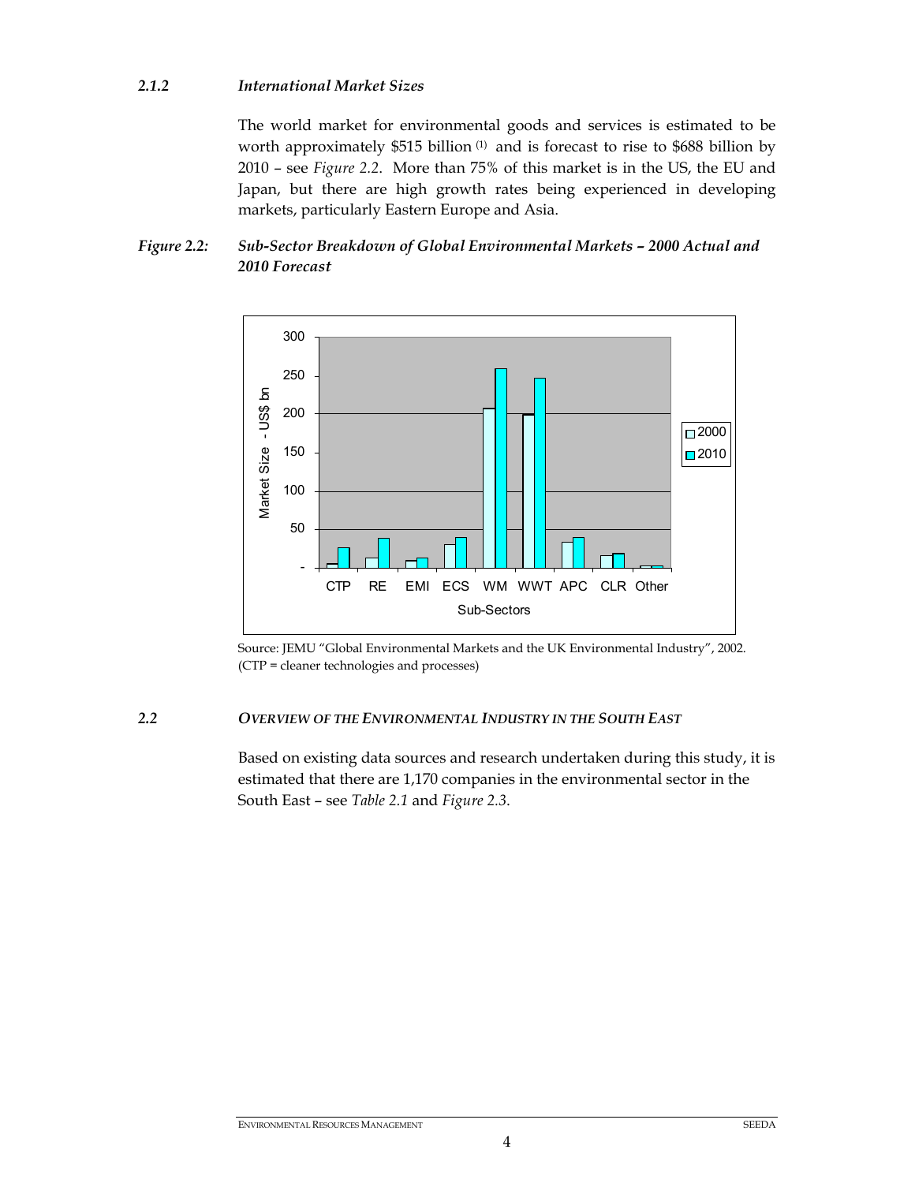### 2.1.2 *International Market Sizes*

The world market for environmental goods and services is estimated to be worth approximately $515 billion [1] and is forecast to rise to $688 billion by 2010 – see *Figure 2.2*. More than 75% of this market is in the US, the EU and Japan, but there are high growth rates being experienced in developing markets, particularly Eastern Europe and Asia.

***Figure 2.2: Sub-Sector Breakdown of Global Environmental Markets – 2000 Actual and 2010 Forecast***

Source: JEMU "Global Environmental Markets and the UK Environmental Industry", 2002.
(CTP = cleaner technologies and processes)

## 2.2 OVERVIEW OF THE ENVIRONMENTAL INDUSTRY IN THE SOUTH EAST

Based on existing data sources and research undertaken during this study, it is estimated that there are 1,170 companies in the environmental sector in the South East – see *Table 2.1* and *Figure 2.3*.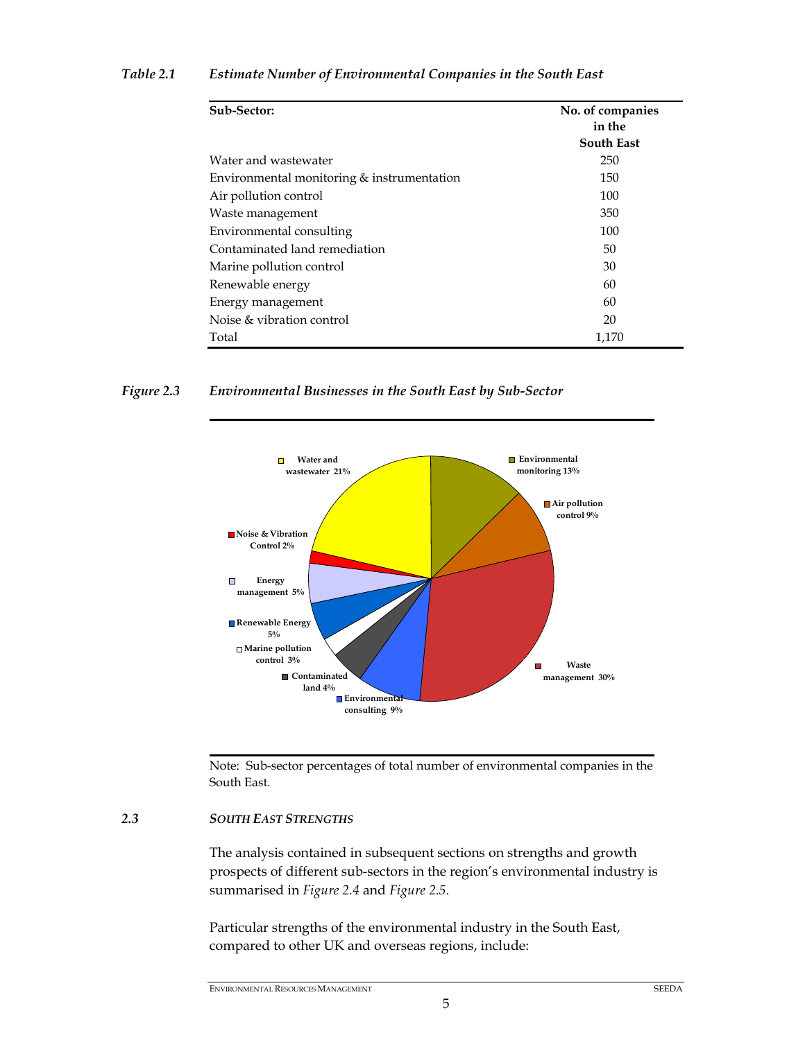*Table 2.1 Estimate Number of Environmental Companies in the South East*

| Sub-Sector: | No. of companies in the South East |
|---|---|
| Water and wastewater | 250 |
| Environmental monitoring & instrumentation | 150 |
| Air pollution control | 100 |
| Waste management | 350 |
| Environmental consulting | 100 |
| Contaminated land remediation | 50 |
| Marine pollution control | 30 |
| Renewable energy | 60 |
| Energy management | 60 |
| Noise & vibration control | 20 |
| Total | 1,170 |

*Figure 2.3 Environmental Businesses in the South East by Sub-Sector*

Water and wastewater 21%
Environmental monitoring 13%
Air pollution control 9%
Noise & Vibration Control 2%
Energy management 5%
Renewable Energy 5%
Marine pollution control 3%
Contaminated land 4%
Environmental consulting 9%
Waste management 30%

Note: Sub-sector percentages of total number of environmental companies in the South East.

## 2.3 *SOUTH EAST STRENGTHS*

The analysis contained in subsequent sections on strengths and growth prospects of different sub-sectors in the region's environmental industry is summarised in *Figure 2.4* and *Figure 2.5*.

Particular strengths of the environmental industry in the South East, compared to other UK and overseas regions, include: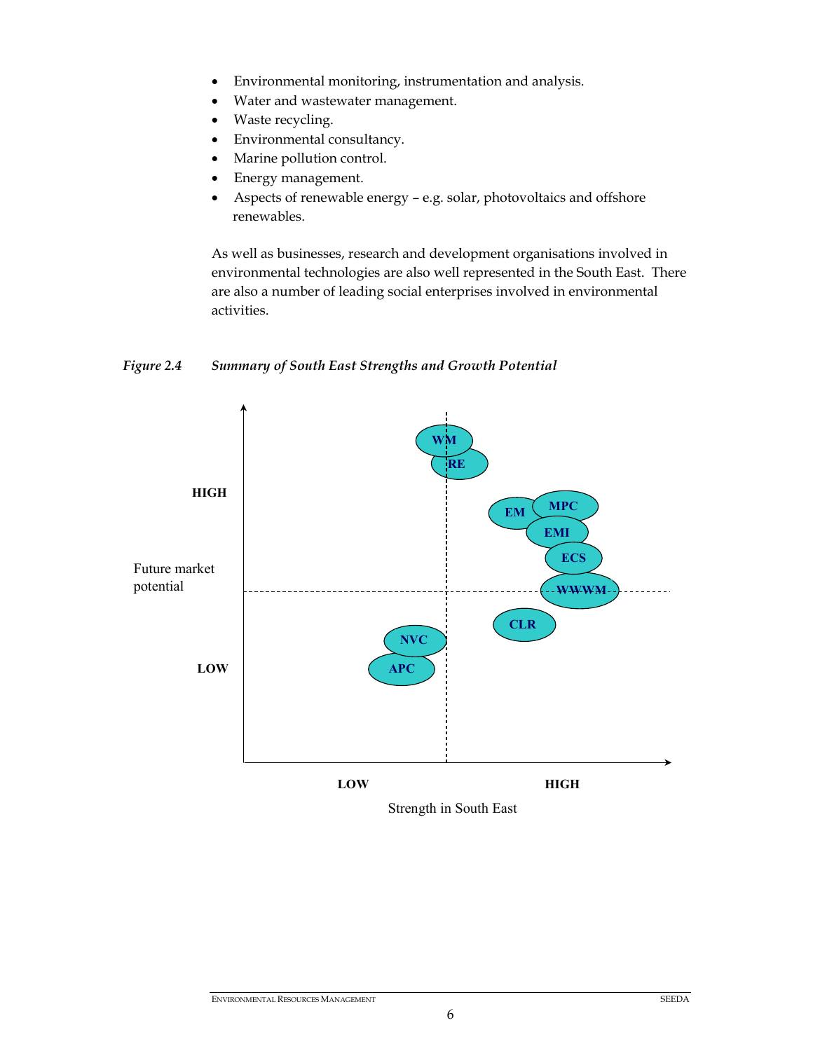- Environmental monitoring, instrumentation and analysis.
- Water and wastewater management.
- Waste recycling.
- Environmental consultancy.
- Marine pollution control.
- Energy management.
- Aspects of renewable energy – e.g. solar, photovoltaics and offshore renewables.

As well as businesses, research and development organisations involved in environmental technologies are also well represented in the South East. There are also a number of leading social enterprises involved in environmental activities.

*Figure 2.4 Summary of South East Strengths and Growth Potential*

Future market potential

HIGH

LOW

WM

RE

EM

MPC

EMI

ECS

WWWM

CLR

NVC

APC

LOW

HIGH

Strength in South East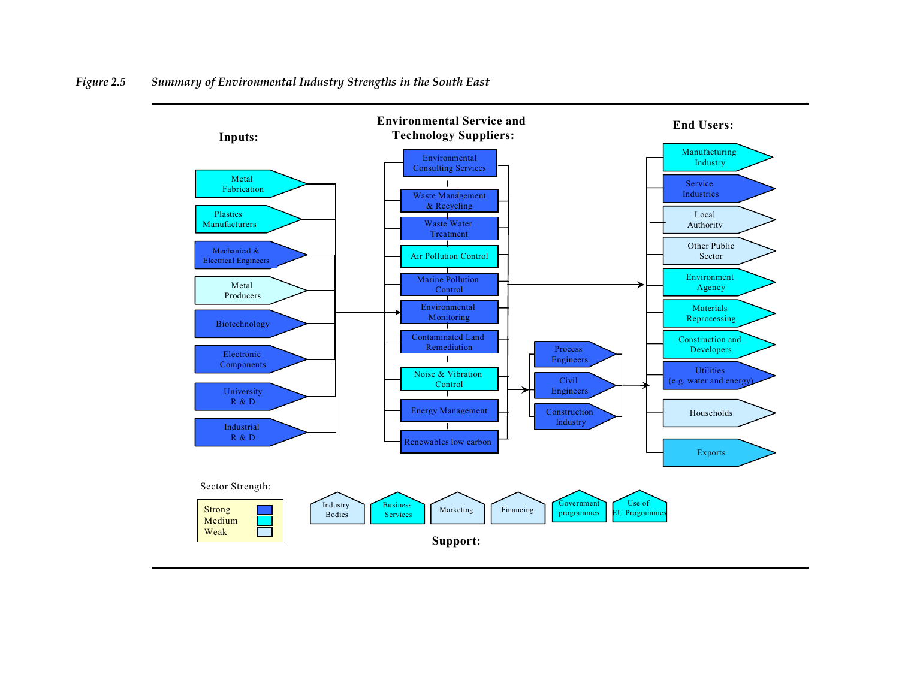*Figure 2.5 Summary of Environmental Industry Strengths in the South East*

**Inputs:**

Metal Fabrication
Plastics Manufacturers
Mechanical & Electrical Engineers
Metal Producers
Biotechnology
Electronic Components
University R & D
Industrial R & D

**Environmental Service and Technology Suppliers:**

Environmental Consulting Services
Waste Management & Recycling
Waste Water Treatment
Air Pollution Control
Marine Pollution Control
Environmental Monitoring
Contaminated Land Remediation
Noise & Vibration Control
Energy Management
Renewables low carbon

Process Engineers
Civil Engineers
Construction Industry

**End Users:**

Manufacturing Industry
Service Industries
Local Authority
Other Public Sector
Environment Agency
Materials Reprocessing
Construction and Developers
Utilities (e.g. water and energy)
Households
Exports

Sector Strength:

Strong
Medium
Weak

Industry Bodies
Business Services
Marketing
Financing
Government programmes
Use of EU Programmes

**Support:**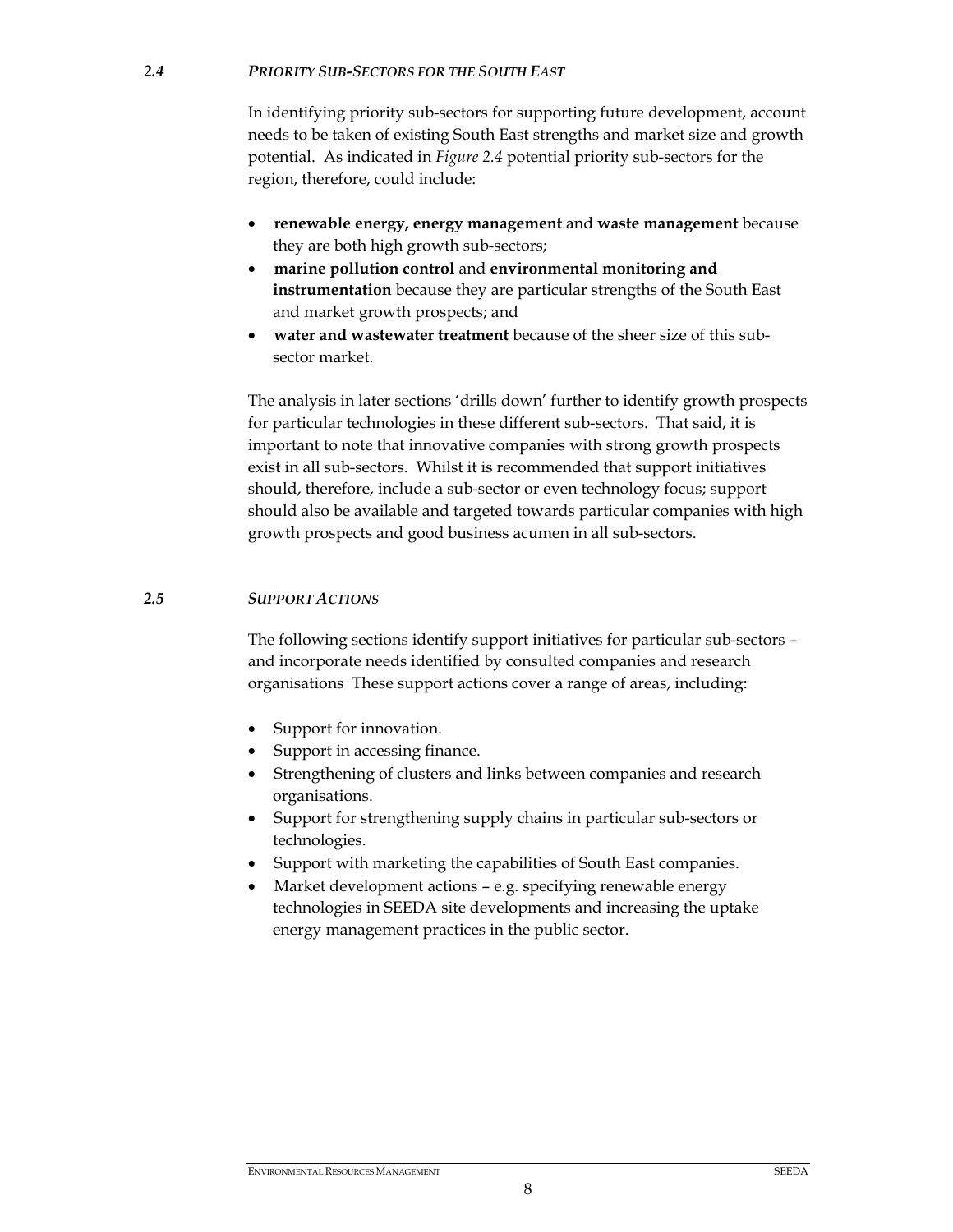## 2.4 *PRIORITY SUB-SECTORS FOR THE SOUTH EAST*

In identifying priority sub-sectors for supporting future development, account needs to be taken of existing South East strengths and market size and growth potential. As indicated in *Figure 2.4* potential priority sub-sectors for the region, therefore, could include:

- **renewable energy, energy management** and **waste management** because they are both high growth sub-sectors;
- **marine pollution control** and **environmental monitoring and instrumentation** because they are particular strengths of the South East and market growth prospects; and
- **water and wastewater treatment** because of the sheer size of this sub-sector market.

The analysis in later sections 'drills down' further to identify growth prospects for particular technologies in these different sub-sectors. That said, it is important to note that innovative companies with strong growth prospects exist in all sub-sectors. Whilst it is recommended that support initiatives should, therefore, include a sub-sector or even technology focus; support should also be available and targeted towards particular companies with high growth prospects and good business acumen in all sub-sectors.

## 2.5 *SUPPORT ACTIONS*

The following sections identify support initiatives for particular sub-sectors – and incorporate needs identified by consulted companies and research organisations These support actions cover a range of areas, including:

- Support for innovation.
- Support in accessing finance.
- Strengthening of clusters and links between companies and research organisations.
- Support for strengthening supply chains in particular sub-sectors or technologies.
- Support with marketing the capabilities of South East companies.
- Market development actions – e.g. specifying renewable energy technologies in SEEDA site developments and increasing the uptake energy management practices in the public sector.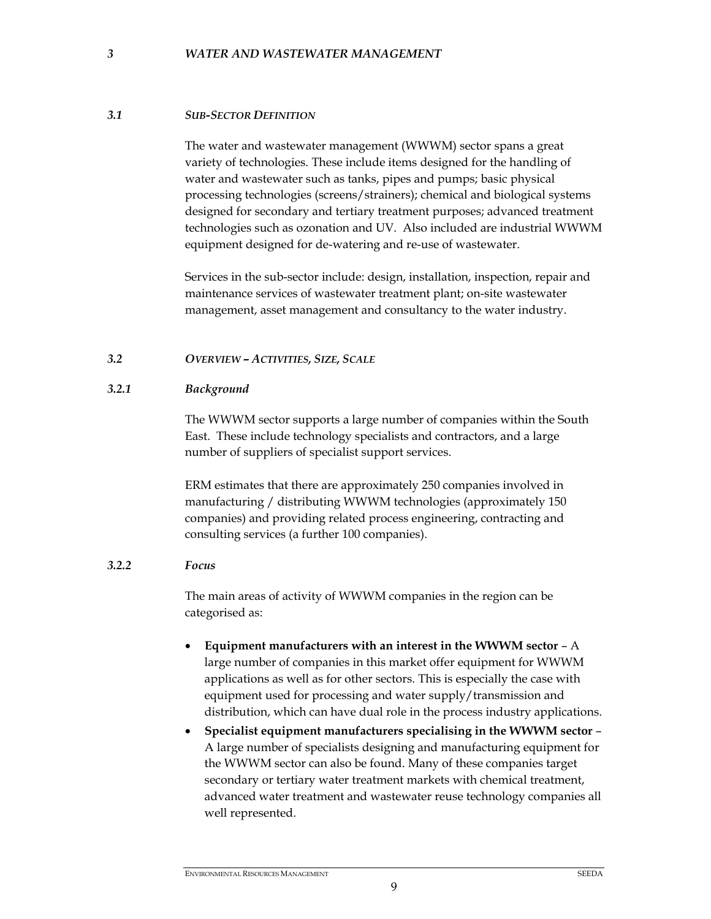# *3 WATER AND WASTEWATER MANAGEMENT*

## *3.1 SUB-SECTOR DEFINITION*

The water and wastewater management (WWWM) sector spans a great variety of technologies. These include items designed for the handling of water and wastewater such as tanks, pipes and pumps; basic physical processing technologies (screens/strainers); chemical and biological systems designed for secondary and tertiary treatment purposes; advanced treatment technologies such as ozonation and UV. Also included are industrial WWWM equipment designed for de-watering and re-use of wastewater.

Services in the sub-sector include: design, installation, inspection, repair and maintenance services of wastewater treatment plant; on-site wastewater management, asset management and consultancy to the water industry.

## *3.2 OVERVIEW – ACTIVITIES, SIZE, SCALE*

### *3.2.1 Background*

The WWWM sector supports a large number of companies within the South East. These include technology specialists and contractors, and a large number of suppliers of specialist support services.

ERM estimates that there are approximately 250 companies involved in manufacturing / distributing WWWM technologies (approximately 150 companies) and providing related process engineering, contracting and consulting services (a further 100 companies).

### *3.2.2 Focus*

The main areas of activity of WWWM companies in the region can be categorised as:

- **Equipment manufacturers with an interest in the WWWM sector** – A large number of companies in this market offer equipment for WWWM applications as well as for other sectors. This is especially the case with equipment used for processing and water supply/transmission and distribution, which can have dual role in the process industry applications.
- **Specialist equipment manufacturers specialising in the WWWM sector** – A large number of specialists designing and manufacturing equipment for the WWWM sector can also be found. Many of these companies target secondary or tertiary water treatment markets with chemical treatment, advanced water treatment and wastewater reuse technology companies all well represented.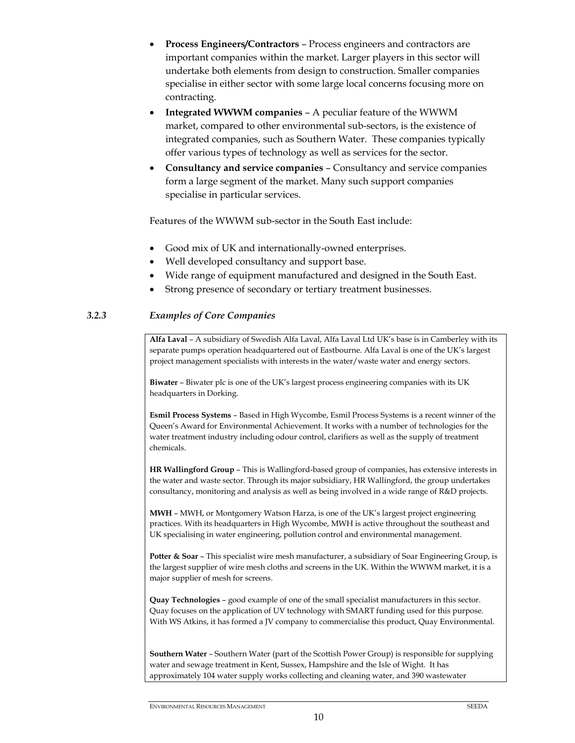- **Process Engineers/Contractors** – Process engineers and contractors are important companies within the market. Larger players in this sector will undertake both elements from design to construction. Smaller companies specialise in either sector with some large local concerns focusing more on contracting.
- **Integrated WWWM companies** – A peculiar feature of the WWWM market, compared to other environmental sub-sectors, is the existence of integrated companies, such as Southern Water. These companies typically offer various types of technology as well as services for the sector.
- **Consultancy and service companies** – Consultancy and service companies form a large segment of the market. Many such support companies specialise in particular services.

Features of the WWWM sub-sector in the South East include:

- Good mix of UK and internationally-owned enterprises.
- Well developed consultancy and support base.
- Wide range of equipment manufactured and designed in the South East.
- Strong presence of secondary or tertiary treatment businesses.

### *3.2.3 Examples of Core Companies*

**Alfa Laval** – A subsidiary of Swedish Alfa Laval, Alfa Laval Ltd UK's base is in Camberley with its separate pumps operation headquartered out of Eastbourne. Alfa Laval is one of the UK's largest project management specialists with interests in the water/waste water and energy sectors.

**Biwater** – Biwater plc is one of the UK's largest process engineering companies with its UK headquarters in Dorking.

**Esmil Process Systems** – Based in High Wycombe, Esmil Process Systems is a recent winner of the Queen's Award for Environmental Achievement. It works with a number of technologies for the water treatment industry including odour control, clarifiers as well as the supply of treatment chemicals.

**HR Wallingford Group** – This is Wallingford-based group of companies, has extensive interests in the water and waste sector. Through its major subsidiary, HR Wallingford, the group undertakes consultancy, monitoring and analysis as well as being involved in a wide range of R&D projects.

**MWH** – MWH, or Montgomery Watson Harza, is one of the UK's largest project engineering practices. With its headquarters in High Wycombe, MWH is active throughout the southeast and UK specialising in water engineering, pollution control and environmental management.

**Potter & Soar** – This specialist wire mesh manufacturer, a subsidiary of Soar Engineering Group, is the largest supplier of wire mesh cloths and screens in the UK. Within the WWWM market, it is a major supplier of mesh for screens.

**Quay Technologies** – good example of one of the small specialist manufacturers in this sector. Quay focuses on the application of UV technology with SMART funding used for this purpose. With WS Atkins, it has formed a JV company to commercialise this product, Quay Environmental.

**Southern Water** – Southern Water (part of the Scottish Power Group) is responsible for supplying water and sewage treatment in Kent, Sussex, Hampshire and the Isle of Wight. It has approximately 104 water supply works collecting and cleaning water, and 390 wastewater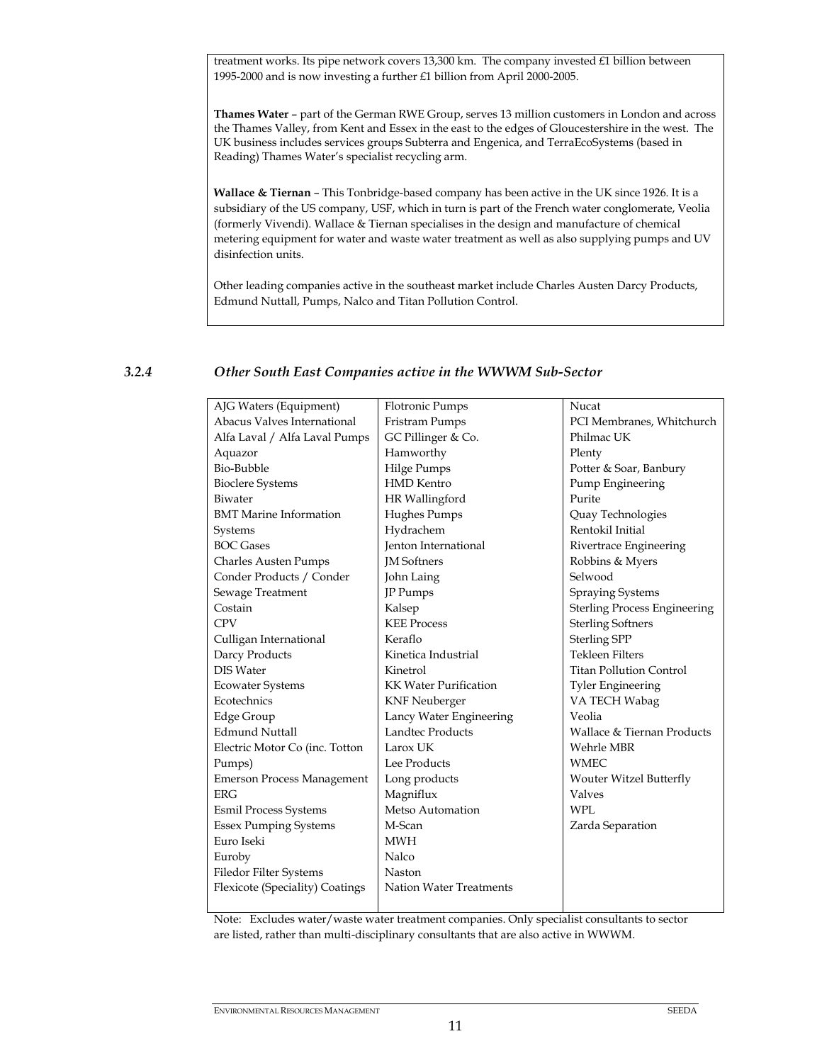treatment works. Its pipe network covers 13,300 km. The company invested £1 billion between 1995-2000 and is now investing a further £1 billion from April 2000-2005.

**Thames Water** – part of the German RWE Group, serves 13 million customers in London and across the Thames Valley, from Kent and Essex in the east to the edges of Gloucestershire in the west. The UK business includes services groups Subterra and Engenica, and TerraEcoSystems (based in Reading) Thames Water's specialist recycling arm.

**Wallace & Tiernan** – This Tonbridge-based company has been active in the UK since 1926. It is a subsidiary of the US company, USF, which in turn is part of the French water conglomerate, Veolia (formerly Vivendi). Wallace & Tiernan specialises in the design and manufacture of chemical metering equipment for water and waste water treatment as well as also supplying pumps and UV disinfection units.

Other leading companies active in the southeast market include Charles Austen Darcy Products, Edmund Nuttall, Pumps, Nalco and Titan Pollution Control.

### *3.2.4 Other South East Companies active in the WWWM Sub-Sector*

| | | |
|---|---|---|
| AJG Waters (Equipment) | Flotronic Pumps | Nucat |
| Abacus Valves International | Fristram Pumps | PCI Membranes, Whitchurch |
| Alfa Laval / Alfa Laval Pumps | GC Pillinger & Co. | Philmac UK |
| Aquazor | Hamworthy | Plenty |
| Bio-Bubble | Hilge Pumps | Potter & Soar, Banbury |
| Bioclere Systems | HMD Kentro | Pump Engineering |
| Biwater | HR Wallingford | Purite |
| BMT Marine Information Systems | Hughes Pumps | Quay Technologies |
| BOC Gases | Hydrachem | Rentokil Initial |
| Charles Austen Pumps | Jenton International | Rivertrace Engineering |
| Conder Products / Conder Sewage Treatment | JM Softners | Robbins & Myers |
| Costain | John Laing | Selwood |
| CPV | JP Pumps | Spraying Systems |
| Culligan International | Kalsep | Sterling Process Engineering |
| Darcy Products | KEE Process | Sterling Softners |
| DIS Water | Keraflo | Sterling SPP |
| Ecowater Systems | Kinetica Industrial | Tekleen Filters |
| Ecotechnics | Kinetrol | Titan Pollution Control |
| Edge Group | KK Water Purification | Tyler Engineering |
| Edmund Nuttall | KNF Neuberger | VA TECH Wabag |
| Electric Motor Co (inc. Totton Pumps) | Lancy Water Engineering | Veolia |
| Emerson Process Management | Landtec Products | Wallace & Tiernan Products |
| ERG | Larox UK | Wehrle MBR |
| Esmil Process Systems | Lee Products | WMEC |
| Essex Pumping Systems | Long products | Wouter Witzel Butterfly Valves |
| Euro Iseki | Magniflux | WPL |
| Euroby | Metso Automation | Zarda Separation |
| Filedor Filter Systems | M-Scan | |
| Flexicote (Speciality) Coatings | MWH | |
| | Nalco | |
| | Naston | |
| | Nation Water Treatments | |

Note: Excludes water/waste water treatment companies. Only specialist consultants to sector are listed, rather than multi-disciplinary consultants that are also active in WWWM.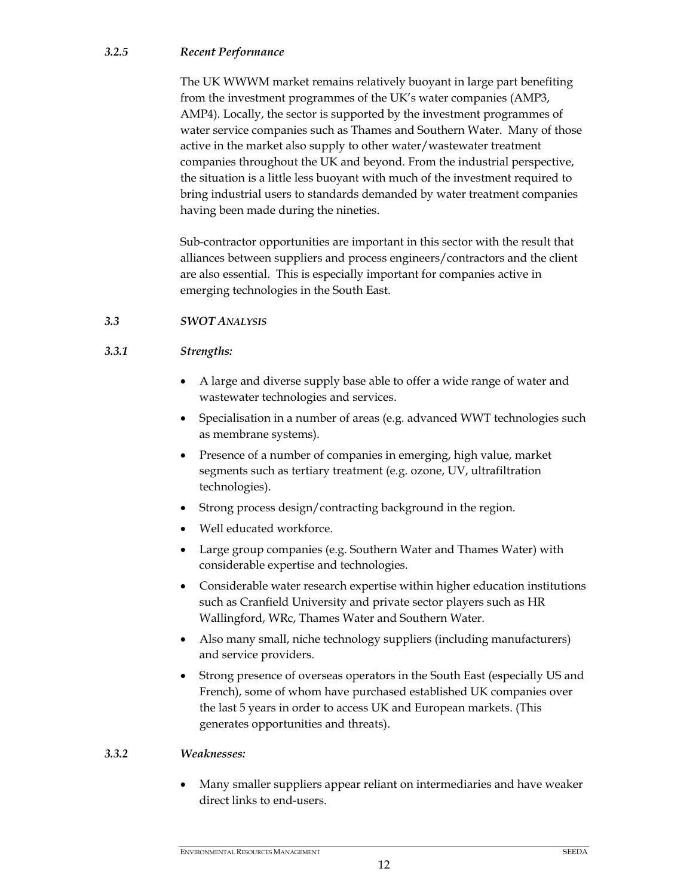### *3.2.5 Recent Performance*

The UK WWWM market remains relatively buoyant in large part benefiting from the investment programmes of the UK's water companies (AMP3, AMP4). Locally, the sector is supported by the investment programmes of water service companies such as Thames and Southern Water. Many of those active in the market also supply to other water/wastewater treatment companies throughout the UK and beyond. From the industrial perspective, the situation is a little less buoyant with much of the investment required to bring industrial users to standards demanded by water treatment companies having been made during the nineties.

Sub-contractor opportunities are important in this sector with the result that alliances between suppliers and process engineers/contractors and the client are also essential. This is especially important for companies active in emerging technologies in the South East.

## *3.3 SWOT ANALYSIS*

### *3.3.1 Strengths:*

- A large and diverse supply base able to offer a wide range of water and wastewater technologies and services.
- Specialisation in a number of areas (e.g. advanced WWT technologies such as membrane systems).
- Presence of a number of companies in emerging, high value, market segments such as tertiary treatment (e.g. ozone, UV, ultrafiltration technologies).
- Strong process design/contracting background in the region.
- Well educated workforce.
- Large group companies (e.g. Southern Water and Thames Water) with considerable expertise and technologies.
- Considerable water research expertise within higher education institutions such as Cranfield University and private sector players such as HR Wallingford, WRc, Thames Water and Southern Water.
- Also many small, niche technology suppliers (including manufacturers) and service providers.
- Strong presence of overseas operators in the South East (especially US and French), some of whom have purchased established UK companies over the last 5 years in order to access UK and European markets. (This generates opportunities and threats).

### *3.3.2 Weaknesses:*

- Many smaller suppliers appear reliant on intermediaries and have weaker direct links to end-users.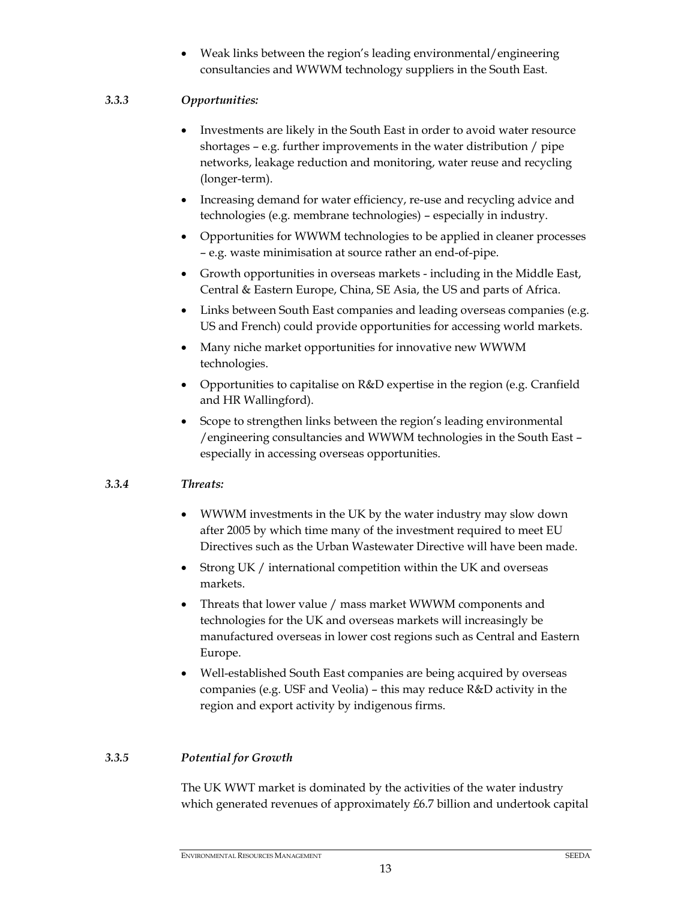- Weak links between the region's leading environmental/engineering consultancies and WWWM technology suppliers in the South East.

### *3.3.3 Opportunities:*

- Investments are likely in the South East in order to avoid water resource shortages – e.g. further improvements in the water distribution / pipe networks, leakage reduction and monitoring, water reuse and recycling (longer-term).
- Increasing demand for water efficiency, re-use and recycling advice and technologies (e.g. membrane technologies) – especially in industry.
- Opportunities for WWWM technologies to be applied in cleaner processes – e.g. waste minimisation at source rather an end-of-pipe.
- Growth opportunities in overseas markets - including in the Middle East, Central & Eastern Europe, China, SE Asia, the US and parts of Africa.
- Links between South East companies and leading overseas companies (e.g. US and French) could provide opportunities for accessing world markets.
- Many niche market opportunities for innovative new WWWM technologies.
- Opportunities to capitalise on R&D expertise in the region (e.g. Cranfield and HR Wallingford).
- Scope to strengthen links between the region's leading environmental /engineering consultancies and WWWM technologies in the South East – especially in accessing overseas opportunities.

### *3.3.4 Threats:*

- WWWM investments in the UK by the water industry may slow down after 2005 by which time many of the investment required to meet EU Directives such as the Urban Wastewater Directive will have been made.
- Strong UK / international competition within the UK and overseas markets.
- Threats that lower value / mass market WWWM components and technologies for the UK and overseas markets will increasingly be manufactured overseas in lower cost regions such as Central and Eastern Europe.
- Well-established South East companies are being acquired by overseas companies (e.g. USF and Veolia) – this may reduce R&D activity in the region and export activity by indigenous firms.

### *3.3.5 Potential for Growth*

The UK WWT market is dominated by the activities of the water industry which generated revenues of approximately £6.7 billion and undertook capital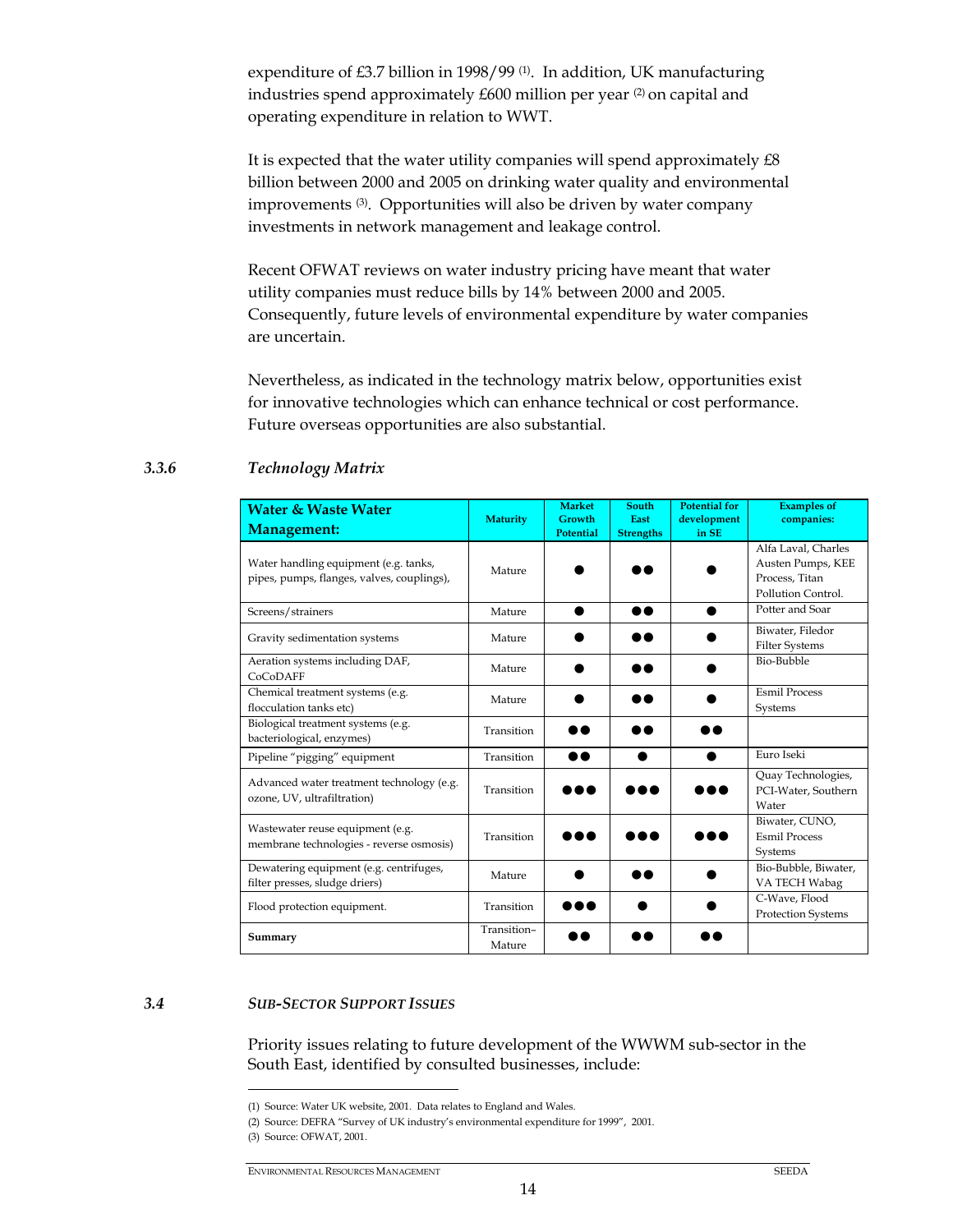expenditure of £3.7 billion in 1998/99 (1). In addition, UK manufacturing industries spend approximately £600 million per year (2) on capital and operating expenditure in relation to WWT.

It is expected that the water utility companies will spend approximately £8 billion between 2000 and 2005 on drinking water quality and environmental improvements (3). Opportunities will also be driven by water company investments in network management and leakage control.

Recent OFWAT reviews on water industry pricing have meant that water utility companies must reduce bills by 14% between 2000 and 2005. Consequently, future levels of environmental expenditure by water companies are uncertain.

Nevertheless, as indicated in the technology matrix below, opportunities exist for innovative technologies which can enhance technical or cost performance. Future overseas opportunities are also substantial.

### 3.3.6 *Technology Matrix*

| Water & Waste Water Management: | Maturity | Market Growth Potential | South East Strengths | Potential for development in SE | Examples of companies: |
|---|---|---|---|---|---|
| Water handling equipment (e.g. tanks, pipes, pumps, flanges, valves, couplings), | Mature | ● | ●● | ● | Alfa Laval, Charles Austen Pumps, KEE Process, Titan Pollution Control. |
| Screens/strainers | Mature | ● | ●● | ● | Potter and Soar |
| Gravity sedimentation systems | Mature | ● | ●● | ● | Biwater, Filedor Filter Systems |
| Aeration systems including DAF, CoCoDAFF | Mature | ● | ●● | ● | Bio-Bubble |
| Chemical treatment systems (e.g. flocculation tanks etc) | Mature | ● | ●● | ● | Esmil Process Systems |
| Biological treatment systems (e.g. bacteriological, enzymes) | Transition | ●● | ●● | ●● | |
| Pipeline "pigging" equipment | Transition | ●● | ● | ● | Euro Iseki |
| Advanced water treatment technology (e.g. ozone, UV, ultrafiltration) | Transition | ●●● | ●●● | ●●● | Quay Technologies, PCI-Water, Southern Water |
| Wastewater reuse equipment (e.g. membrane technologies - reverse osmosis) | Transition | ●●● | ●●● | ●●● | Biwater, CUNO, Esmil Process Systems |
| Dewatering equipment (e.g. centrifuges, filter presses, sludge driers) | Mature | ● | ●● | ● | Bio-Bubble, Biwater, VA TECH Wabag |
| Flood protection equipment. | Transition | ●●● | ● | ● | C-Wave, Flood Protection Systems |
| **Summary** | Transition–Mature | ●● | ●● | ●● | |

## 3.4 SUB-SECTOR SUPPORT ISSUES

Priority issues relating to future development of the WWWM sub-sector in the South East, identified by consulted businesses, include:

(1) Source: Water UK website, 2001. Data relates to England and Wales.

(2) Source: DEFRA "Survey of UK industry's environmental expenditure for 1999", 2001.

(3) Source: OFWAT, 2001.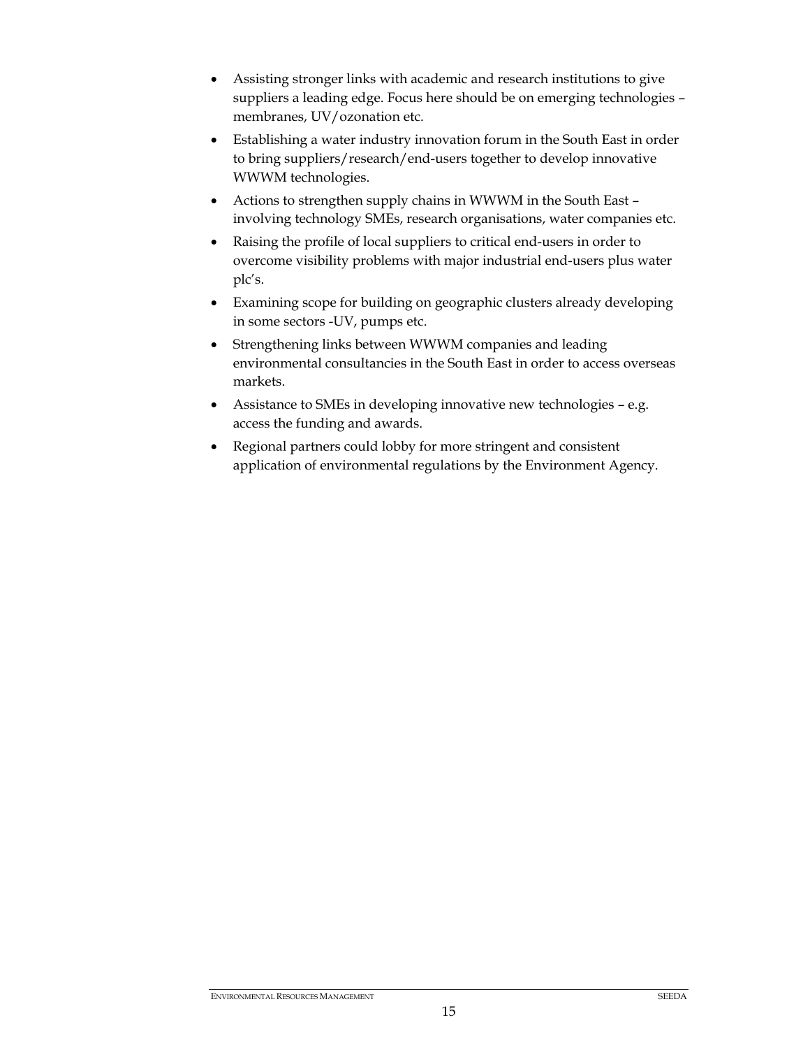- Assisting stronger links with academic and research institutions to give suppliers a leading edge. Focus here should be on emerging technologies – membranes, UV/ozonation etc.
- Establishing a water industry innovation forum in the South East in order to bring suppliers/research/end-users together to develop innovative WWWM technologies.
- Actions to strengthen supply chains in WWWM in the South East – involving technology SMEs, research organisations, water companies etc.
- Raising the profile of local suppliers to critical end-users in order to overcome visibility problems with major industrial end-users plus water plc's.
- Examining scope for building on geographic clusters already developing in some sectors -UV, pumps etc.
- Strengthening links between WWWM companies and leading environmental consultancies in the South East in order to access overseas markets.
- Assistance to SMEs in developing innovative new technologies – e.g. access the funding and awards.
- Regional partners could lobby for more stringent and consistent application of environmental regulations by the Environment Agency.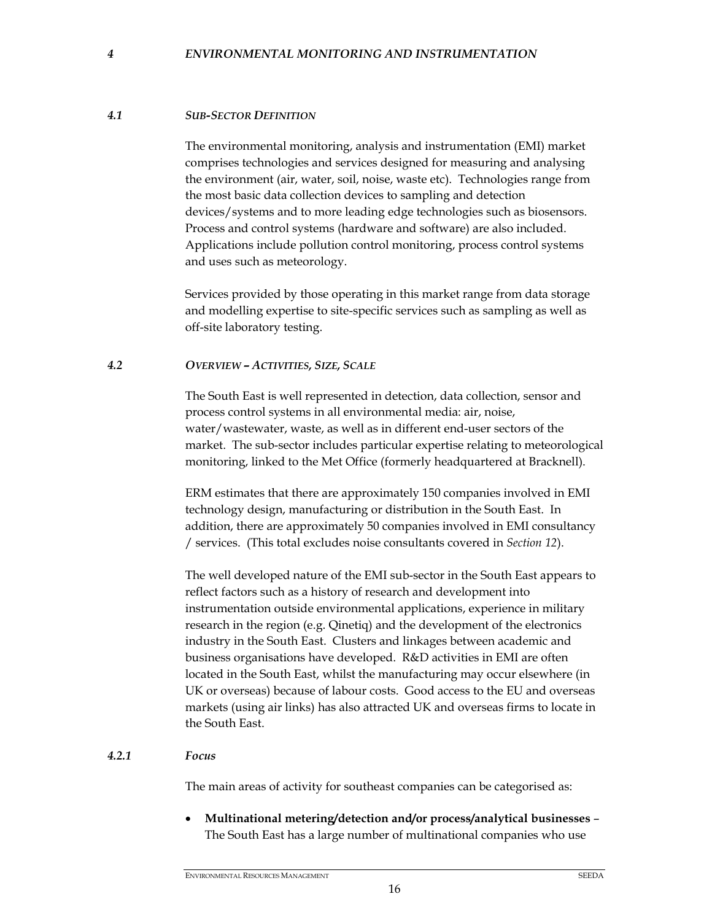# 4 *ENVIRONMENTAL MONITORING AND INSTRUMENTATION*

## 4.1 *SUB-SECTOR DEFINITION*

The environmental monitoring, analysis and instrumentation (EMI) market comprises technologies and services designed for measuring and analysing the environment (air, water, soil, noise, waste etc). Technologies range from the most basic data collection devices to sampling and detection devices/systems and to more leading edge technologies such as biosensors. Process and control systems (hardware and software) are also included. Applications include pollution control monitoring, process control systems and uses such as meteorology.

Services provided by those operating in this market range from data storage and modelling expertise to site-specific services such as sampling as well as off-site laboratory testing.

## 4.2 *OVERVIEW – ACTIVITIES, SIZE, SCALE*

The South East is well represented in detection, data collection, sensor and process control systems in all environmental media: air, noise, water/wastewater, waste, as well as in different end-user sectors of the market. The sub-sector includes particular expertise relating to meteorological monitoring, linked to the Met Office (formerly headquartered at Bracknell).

ERM estimates that there are approximately 150 companies involved in EMI technology design, manufacturing or distribution in the South East. In addition, there are approximately 50 companies involved in EMI consultancy / services. (This total excludes noise consultants covered in *Section 12*).

The well developed nature of the EMI sub-sector in the South East appears to reflect factors such as a history of research and development into instrumentation outside environmental applications, experience in military research in the region (e.g. Qinetiq) and the development of the electronics industry in the South East. Clusters and linkages between academic and business organisations have developed. R&D activities in EMI are often located in the South East, whilst the manufacturing may occur elsewhere (in UK or overseas) because of labour costs. Good access to the EU and overseas markets (using air links) has also attracted UK and overseas firms to locate in the South East.

### 4.2.1 *Focus*

The main areas of activity for southeast companies can be categorised as:

- **Multinational metering/detection and/or process/analytical businesses** – The South East has a large number of multinational companies who use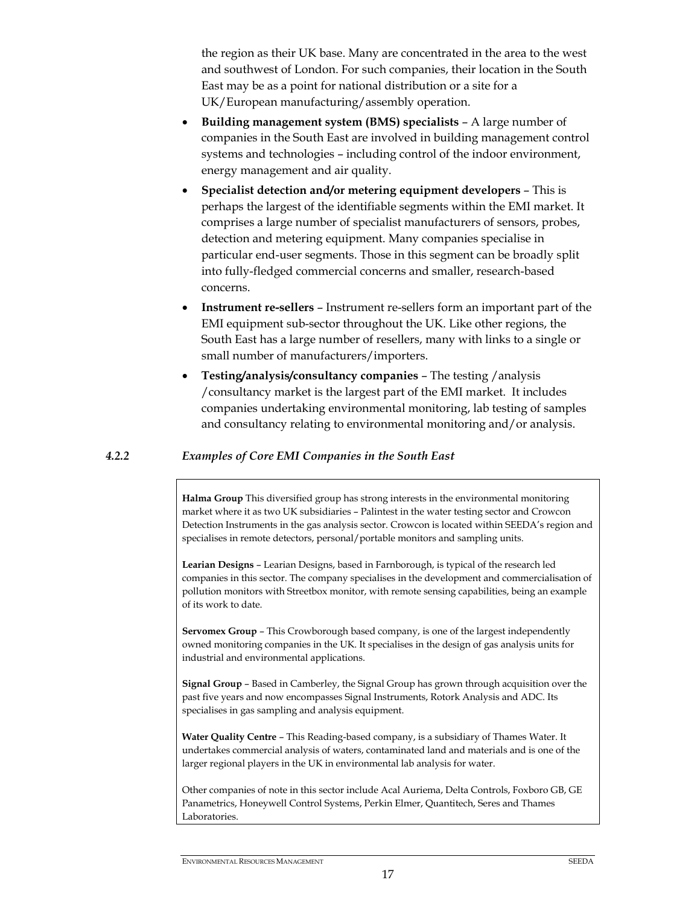the region as their UK base. Many are concentrated in the area to the west and southwest of London. For such companies, their location in the South East may be as a point for national distribution or a site for a UK/European manufacturing/assembly operation.

- **Building management system (BMS) specialists** – A large number of companies in the South East are involved in building management control systems and technologies – including control of the indoor environment, energy management and air quality.
- **Specialist detection and/or metering equipment developers** – This is perhaps the largest of the identifiable segments within the EMI market. It comprises a large number of specialist manufacturers of sensors, probes, detection and metering equipment. Many companies specialise in particular end-user segments. Those in this segment can be broadly split into fully-fledged commercial concerns and smaller, research-based concerns.
- **Instrument re-sellers** – Instrument re-sellers form an important part of the EMI equipment sub-sector throughout the UK. Like other regions, the South East has a large number of resellers, many with links to a single or small number of manufacturers/importers.
- **Testing/analysis/consultancy companies** – The testing /analysis /consultancy market is the largest part of the EMI market. It includes companies undertaking environmental monitoring, lab testing of samples and consultancy relating to environmental monitoring and/or analysis.

### *4.2.2 Examples of Core EMI Companies in the South East*

**Halma Group** This diversified group has strong interests in the environmental monitoring market where it as two UK subsidiaries – Palintest in the water testing sector and Crowcon Detection Instruments in the gas analysis sector. Crowcon is located within SEEDA's region and specialises in remote detectors, personal/portable monitors and sampling units.

**Learian Designs** – Learian Designs, based in Farnborough, is typical of the research led companies in this sector. The company specialises in the development and commercialisation of pollution monitors with Streetbox monitor, with remote sensing capabilities, being an example of its work to date.

**Servomex Group** – This Crowborough based company, is one of the largest independently owned monitoring companies in the UK. It specialises in the design of gas analysis units for industrial and environmental applications.

**Signal Group** – Based in Camberley, the Signal Group has grown through acquisition over the past five years and now encompasses Signal Instruments, Rotork Analysis and ADC. Its specialises in gas sampling and analysis equipment.

**Water Quality Centre** – This Reading-based company, is a subsidiary of Thames Water. It undertakes commercial analysis of waters, contaminated land and materials and is one of the larger regional players in the UK in environmental lab analysis for water.

Other companies of note in this sector include Acal Auriema, Delta Controls, Foxboro GB, GE Panametrics, Honeywell Control Systems, Perkin Elmer, Quantitech, Seres and Thames Laboratories.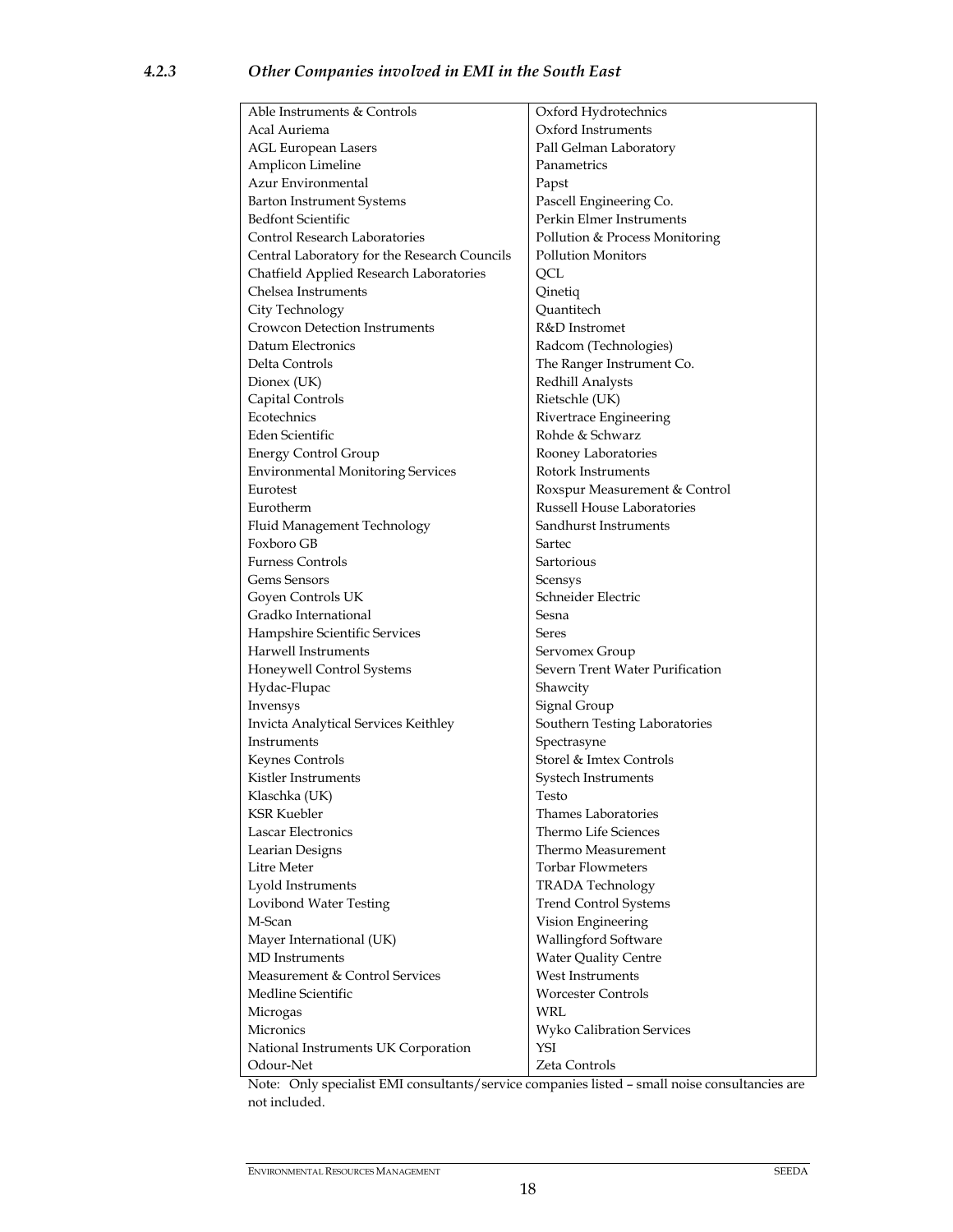### 4.2.3 *Other Companies involved in EMI in the South East*

| | |
|---|---|
| Able Instruments & Controls | Oxford Hydrotechnics |
| Acal Auriema | Oxford Instruments |
| AGL European Lasers | Pall Gelman Laboratory |
| Amplicon Limeline | Panametrics |
| Azur Environmental | Papst |
| Barton Instrument Systems | Pascell Engineering Co. |
| Bedfont Scientific | Perkin Elmer Instruments |
| Control Research Laboratories | Pollution & Process Monitoring |
| Central Laboratory for the Research Councils | Pollution Monitors |
| Chatfield Applied Research Laboratories | QCL |
| Chelsea Instruments | Qinetiq |
| City Technology | Quantitech |
| Crowcon Detection Instruments | R&D Instromet |
| Datum Electronics | Radcom (Technologies) |
| Delta Controls | The Ranger Instrument Co. |
| Dionex (UK) | Redhill Analysts |
| Capital Controls | Rietschle (UK) |
| Ecotechnics | Rivertrace Engineering |
| Eden Scientific | Rohde & Schwarz |
| Energy Control Group | Rooney Laboratories |
| Environmental Monitoring Services | Rotork Instruments |
| Eurotest | Roxspur Measurement & Control |
| Eurotherm | Russell House Laboratories |
| Fluid Management Technology | Sandhurst Instruments |
| Foxboro GB | Sartec |
| Furness Controls | Sartorious |
| Gems Sensors | Scensys |
| Goyen Controls UK | Schneider Electric |
| Gradko International | Sesna |
| Hampshire Scientific Services | Seres |
| Harwell Instruments | Servomex Group |
| Honeywell Control Systems | Severn Trent Water Purification |
| Hydac-Flupac | Shawcity |
| Invensys | Signal Group |
| Invicta Analytical Services Keithley | Southern Testing Laboratories |
| Instruments | Spectrasyne |
| Keynes Controls | Storel & Imtex Controls |
| Kistler Instruments | Systech Instruments |
| Klaschka (UK) | Testo |
| KSR Kuebler | Thames Laboratories |
| Lascar Electronics | Thermo Life Sciences |
| Learian Designs | Thermo Measurement |
| Litre Meter | Torbar Flowmeters |
| Lyold Instruments | TRADA Technology |
| Lovibond Water Testing | Trend Control Systems |
| M-Scan | Vision Engineering |
| Mayer International (UK) | Wallingford Software |
| MD Instruments | Water Quality Centre |
| Measurement & Control Services | West Instruments |
| Medline Scientific | Worcester Controls |
| Microgas | WRL |
| Micronics | Wyko Calibration Services |
| National Instruments UK Corporation | YSI |
| Odour-Net | Zeta Controls |

Note: Only specialist EMI consultants/service companies listed – small noise consultancies are not included.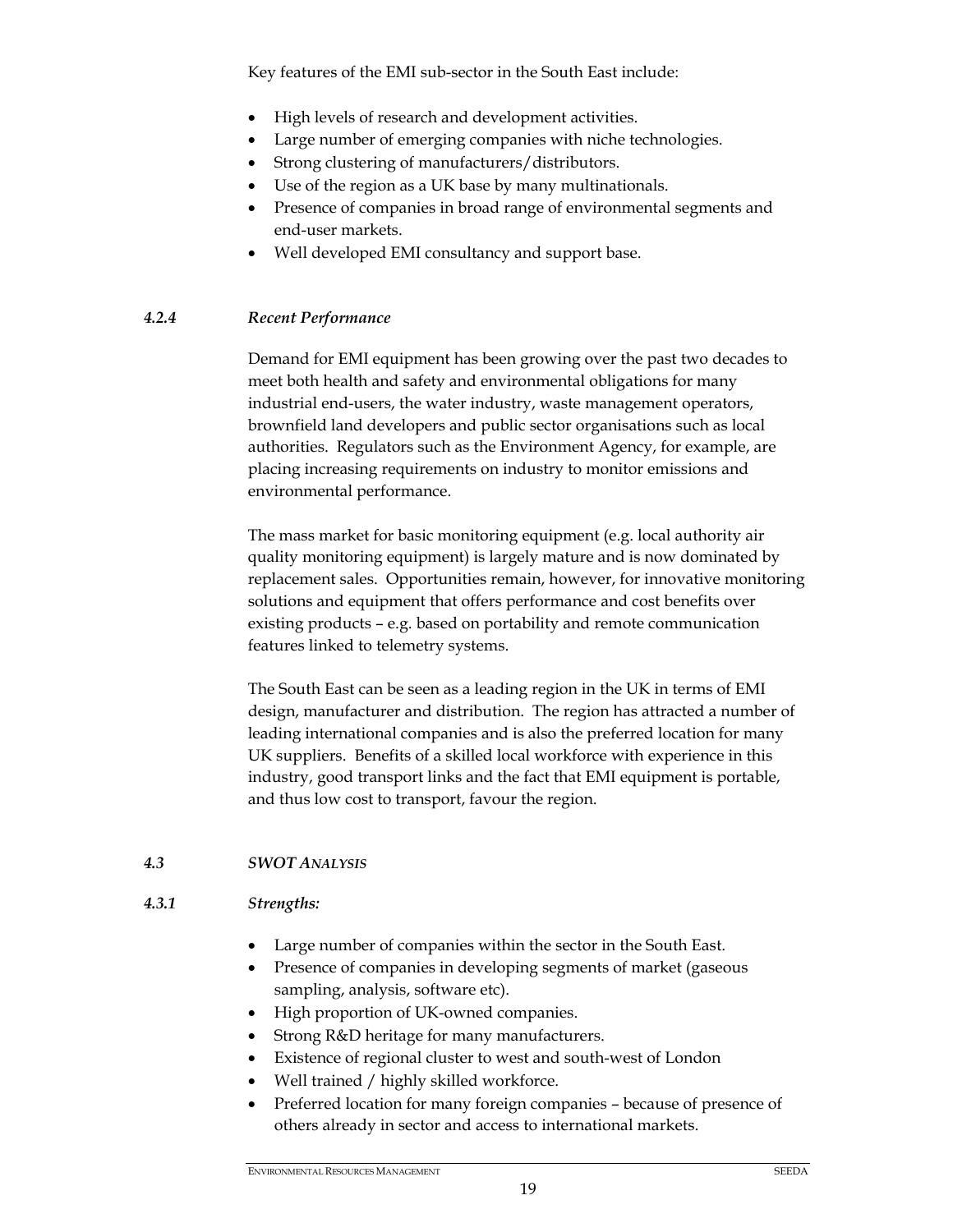Key features of the EMI sub-sector in the South East include:

- High levels of research and development activities.
- Large number of emerging companies with niche technologies.
- Strong clustering of manufacturers/distributors.
- Use of the region as a UK base by many multinationals.
- Presence of companies in broad range of environmental segments and end-user markets.
- Well developed EMI consultancy and support base.

#### *4.2.4 Recent Performance*

Demand for EMI equipment has been growing over the past two decades to meet both health and safety and environmental obligations for many industrial end-users, the water industry, waste management operators, brownfield land developers and public sector organisations such as local authorities. Regulators such as the Environment Agency, for example, are placing increasing requirements on industry to monitor emissions and environmental performance.

The mass market for basic monitoring equipment (e.g. local authority air quality monitoring equipment) is largely mature and is now dominated by replacement sales. Opportunities remain, however, for innovative monitoring solutions and equipment that offers performance and cost benefits over existing products – e.g. based on portability and remote communication features linked to telemetry systems.

The South East can be seen as a leading region in the UK in terms of EMI design, manufacturer and distribution. The region has attracted a number of leading international companies and is also the preferred location for many UK suppliers. Benefits of a skilled local workforce with experience in this industry, good transport links and the fact that EMI equipment is portable, and thus low cost to transport, favour the region.

## *4.3 SWOT Analysis*

### *4.3.1 Strengths:*

- Large number of companies within the sector in the South East.
- Presence of companies in developing segments of market (gaseous sampling, analysis, software etc).
- High proportion of UK-owned companies.
- Strong R&D heritage for many manufacturers.
- Existence of regional cluster to west and south-west of London
- Well trained / highly skilled workforce.
- Preferred location for many foreign companies – because of presence of others already in sector and access to international markets.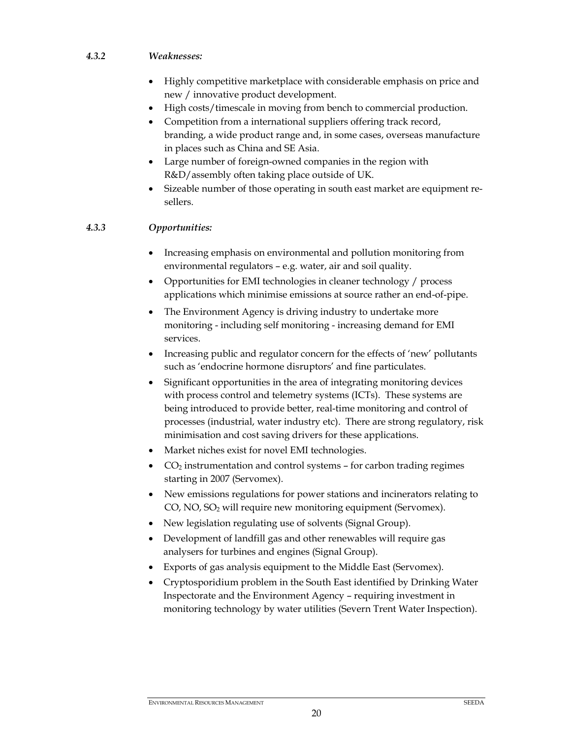### *4.3.2 Weaknesses:*

- Highly competitive marketplace with considerable emphasis on price and new / innovative product development.
- High costs/timescale in moving from bench to commercial production.
- Competition from a international suppliers offering track record, branding, a wide product range and, in some cases, overseas manufacture in places such as China and SE Asia.
- Large number of foreign-owned companies in the region with R&D/assembly often taking place outside of UK.
- Sizeable number of those operating in south east market are equipment re-sellers.

### *4.3.3 Opportunities:*

- Increasing emphasis on environmental and pollution monitoring from environmental regulators – e.g. water, air and soil quality.
- Opportunities for EMI technologies in cleaner technology / process applications which minimise emissions at source rather an end-of-pipe.
- The Environment Agency is driving industry to undertake more monitoring - including self monitoring - increasing demand for EMI services.
- Increasing public and regulator concern for the effects of 'new' pollutants such as 'endocrine hormone disruptors' and fine particulates.
- Significant opportunities in the area of integrating monitoring devices with process control and telemetry systems (ICTs). These systems are being introduced to provide better, real-time monitoring and control of processes (industrial, water industry etc). There are strong regulatory, risk minimisation and cost saving drivers for these applications.
- Market niches exist for novel EMI technologies.
- $CO_2$ instrumentation and control systems – for carbon trading regimes starting in 2007 (Servomex).
- New emissions regulations for power stations and incinerators relating to CO, NO, $SO_2$ will require new monitoring equipment (Servomex).
- New legislation regulating use of solvents (Signal Group).
- Development of landfill gas and other renewables will require gas analysers for turbines and engines (Signal Group).
- Exports of gas analysis equipment to the Middle East (Servomex).
- Cryptosporidium problem in the South East identified by Drinking Water Inspectorate and the Environment Agency – requiring investment in monitoring technology by water utilities (Severn Trent Water Inspection).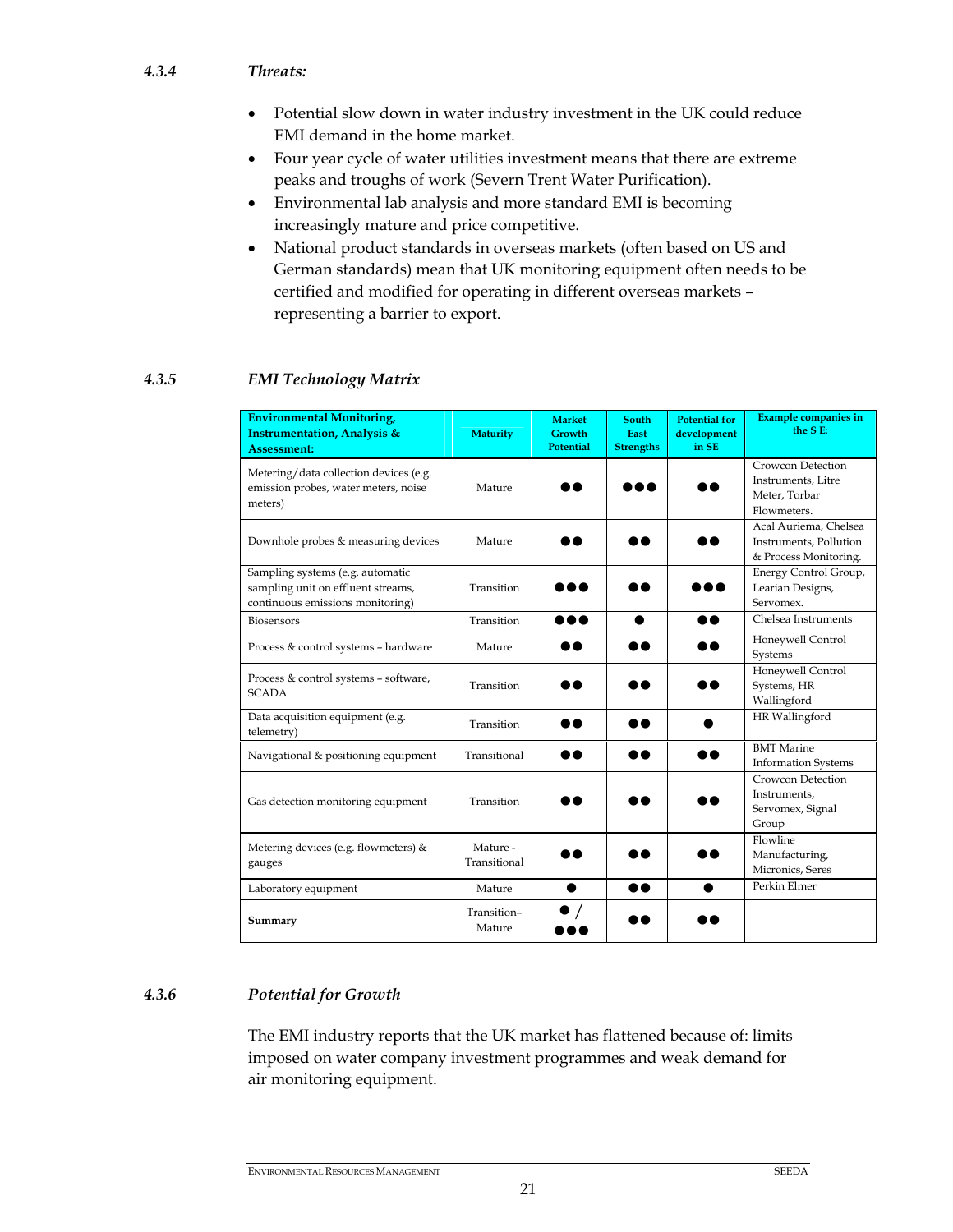### 4.3.4 *Threats:*

- Potential slow down in water industry investment in the UK could reduce EMI demand in the home market.
- Four year cycle of water utilities investment means that there are extreme peaks and troughs of work (Severn Trent Water Purification).
- Environmental lab analysis and more standard EMI is becoming increasingly mature and price competitive.
- National product standards in overseas markets (often based on US and German standards) mean that UK monitoring equipment often needs to be certified and modified for operating in different overseas markets – representing a barrier to export.

### 4.3.5 *EMI Technology Matrix*

| Environmental Monitoring, Instrumentation, Analysis & Assessment: | Maturity | Market Growth Potential | South East Strengths | Potential for development in SE | Example companies in the S E: |
|---|---|---|---|---|---|
| Metering/data collection devices (e.g. emission probes, water meters, noise meters) | Mature | ●● | ●●● | ●● | Crowcon Detection Instruments, Litre Meter, Torbar Flowmeters. |
| Downhole probes & measuring devices | Mature | ●● | ●● | ●● | Acal Auriema, Chelsea Instruments, Pollution & Process Monitoring. |
| Sampling systems (e.g. automatic sampling unit on effluent streams, continuous emissions monitoring) | Transition | ●●● | ●● | ●●● | Energy Control Group, Learian Designs, Servomex. |
| Biosensors | Transition | ●●● | ● | ●● | Chelsea Instruments |
| Process & control systems – hardware | Mature | ●● | ●● | ●● | Honeywell Control Systems |
| Process & control systems – software, SCADA | Transition | ●● | ●● | ●● | Honeywell Control Systems, HR Wallingford |
| Data acquisition equipment (e.g. telemetry) | Transition | ●● | ●● | ● | HR Wallingford |
| Navigational & positioning equipment | Transitional | ●● | ●● | ●● | BMT Marine Information Systems |
| Gas detection monitoring equipment | Transition | ●● | ●● | ●● | Crowcon Detection Instruments, Servomex, Signal Group |
| Metering devices (e.g. flowmeters) & gauges | Mature - Transitional | ●● | ●● | ●● | Flowline Manufacturing, Micronics, Seres |
| Laboratory equipment | Mature | ● | ●● | ● | Perkin Elmer |
| **Summary** | Transition–Mature | ● / ●●● | ●● | ●● | |

### 4.3.6 *Potential for Growth*

The EMI industry reports that the UK market has flattened because of: limits imposed on water company investment programmes and weak demand for air monitoring equipment.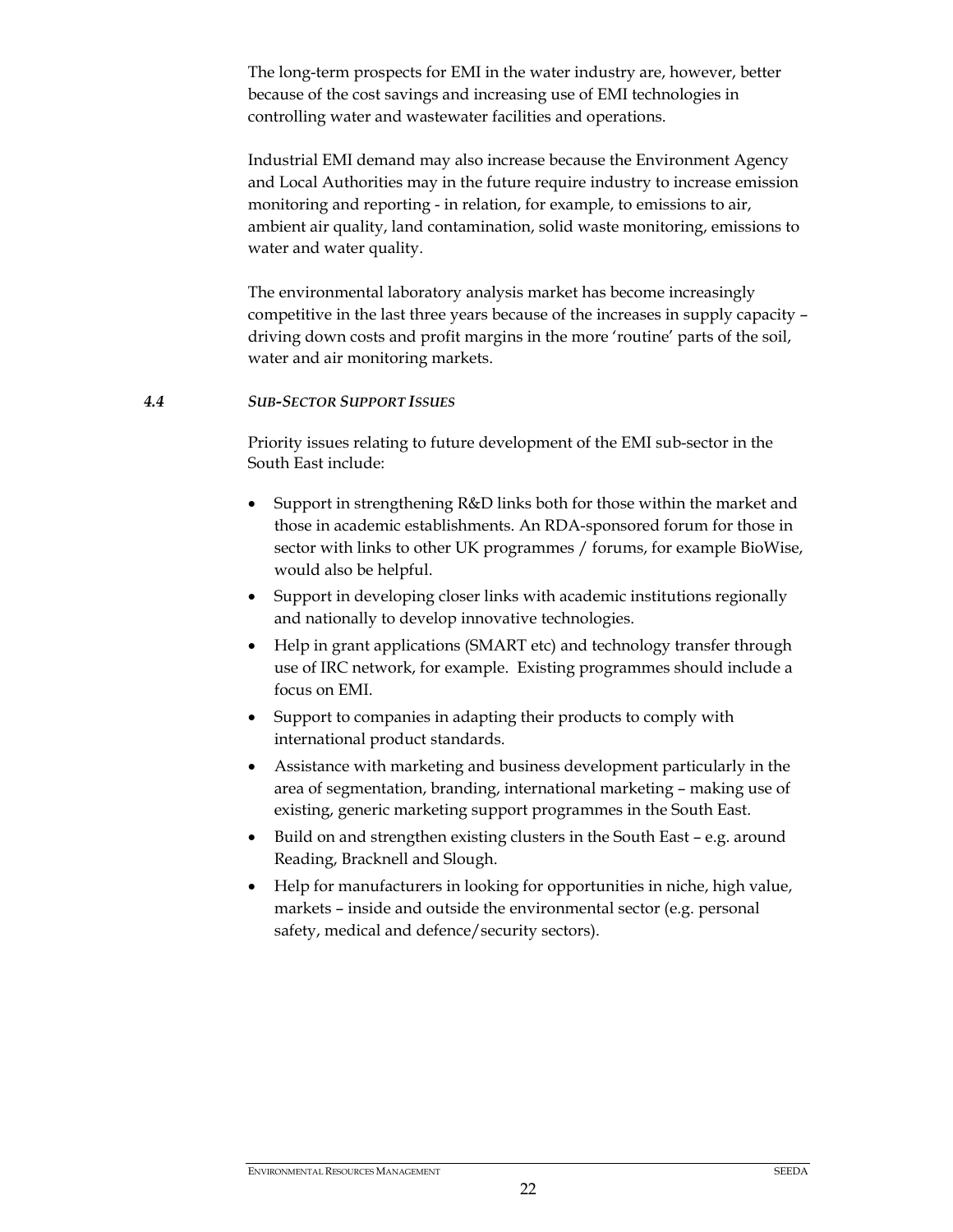The long-term prospects for EMI in the water industry are, however, better because of the cost savings and increasing use of EMI technologies in controlling water and wastewater facilities and operations.

Industrial EMI demand may also increase because the Environment Agency and Local Authorities may in the future require industry to increase emission monitoring and reporting - in relation, for example, to emissions to air, ambient air quality, land contamination, solid waste monitoring, emissions to water and water quality.

The environmental laboratory analysis market has become increasingly competitive in the last three years because of the increases in supply capacity – driving down costs and profit margins in the more 'routine' parts of the soil, water and air monitoring markets.

### *4.4 SUB-SECTOR SUPPORT ISSUES*

Priority issues relating to future development of the EMI sub-sector in the South East include:

- Support in strengthening R&D links both for those within the market and those in academic establishments. An RDA-sponsored forum for those in sector with links to other UK programmes / forums, for example BioWise, would also be helpful.
- Support in developing closer links with academic institutions regionally and nationally to develop innovative technologies.
- Help in grant applications (SMART etc) and technology transfer through use of IRC network, for example. Existing programmes should include a focus on EMI.
- Support to companies in adapting their products to comply with international product standards.
- Assistance with marketing and business development particularly in the area of segmentation, branding, international marketing – making use of existing, generic marketing support programmes in the South East.
- Build on and strengthen existing clusters in the South East – e.g. around Reading, Bracknell and Slough.
- Help for manufacturers in looking for opportunities in niche, high value, markets – inside and outside the environmental sector (e.g. personal safety, medical and defence/security sectors).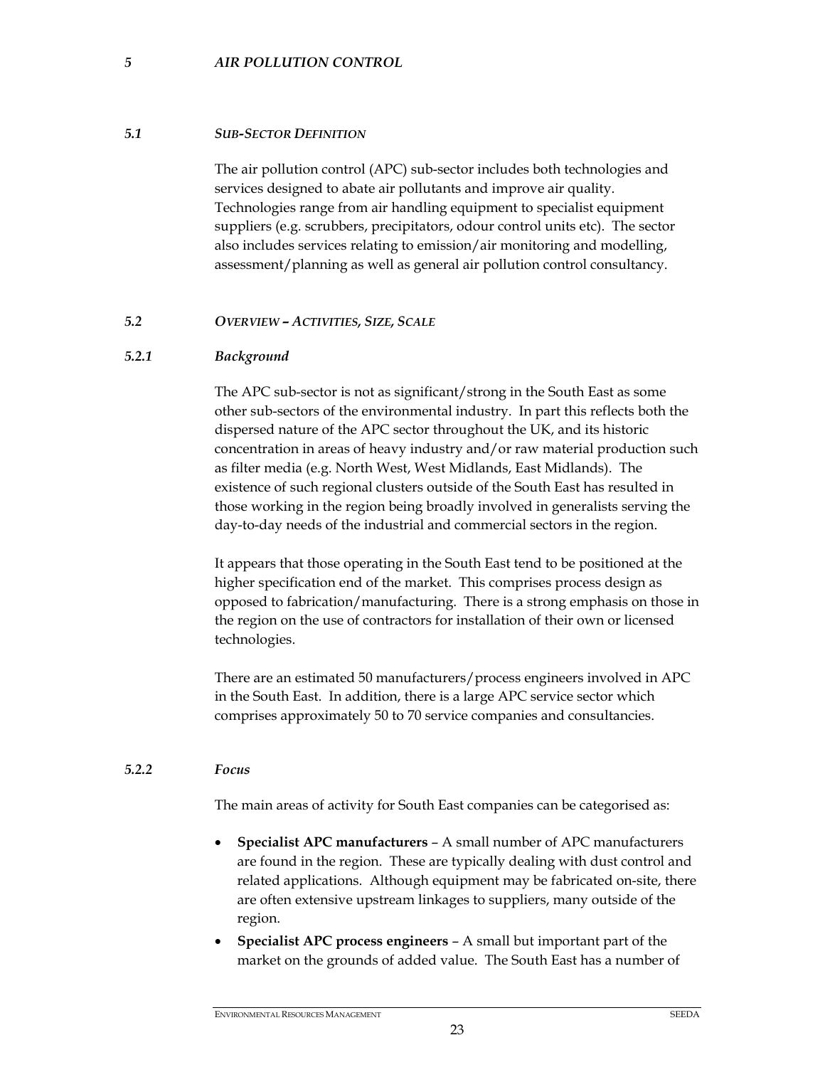# 5 *AIR POLLUTION CONTROL*

## 5.1 *SUB-SECTOR DEFINITION*

The air pollution control (APC) sub-sector includes both technologies and services designed to abate air pollutants and improve air quality. Technologies range from air handling equipment to specialist equipment suppliers (e.g. scrubbers, precipitators, odour control units etc). The sector also includes services relating to emission/air monitoring and modelling, assessment/planning as well as general air pollution control consultancy.

## 5.2 *OVERVIEW – ACTIVITIES, SIZE, SCALE*

### 5.2.1 *Background*

The APC sub-sector is not as significant/strong in the South East as some other sub-sectors of the environmental industry. In part this reflects both the dispersed nature of the APC sector throughout the UK, and its historic concentration in areas of heavy industry and/or raw material production such as filter media (e.g. North West, West Midlands, East Midlands). The existence of such regional clusters outside of the South East has resulted in those working in the region being broadly involved in generalists serving the day-to-day needs of the industrial and commercial sectors in the region.

It appears that those operating in the South East tend to be positioned at the higher specification end of the market. This comprises process design as opposed to fabrication/manufacturing. There is a strong emphasis on those in the region on the use of contractors for installation of their own or licensed technologies.

There are an estimated 50 manufacturers/process engineers involved in APC in the South East. In addition, there is a large APC service sector which comprises approximately 50 to 70 service companies and consultancies.

### 5.2.2 *Focus*

The main areas of activity for South East companies can be categorised as:

- **Specialist APC manufacturers** – A small number of APC manufacturers are found in the region. These are typically dealing with dust control and related applications. Although equipment may be fabricated on-site, there are often extensive upstream linkages to suppliers, many outside of the region.
- **Specialist APC process engineers** – A small but important part of the market on the grounds of added value. The South East has a number of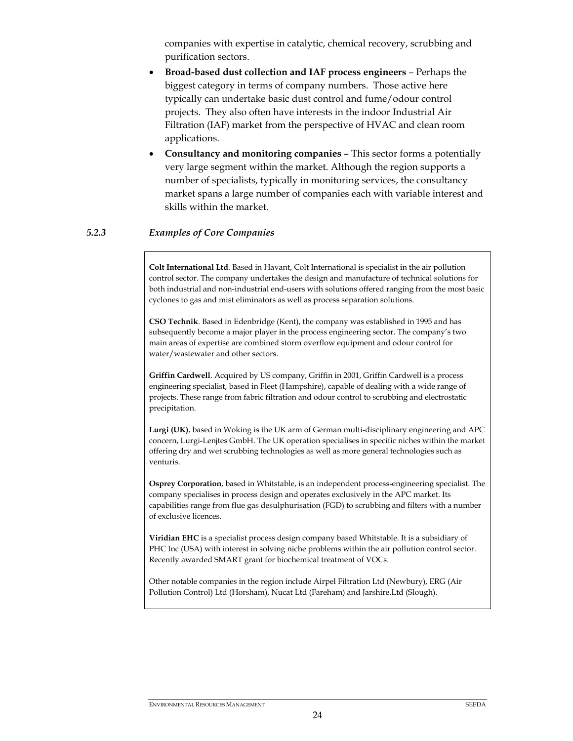companies with expertise in catalytic, chemical recovery, scrubbing and purification sectors.

- **Broad-based dust collection and IAF process engineers** – Perhaps the biggest category in terms of company numbers. Those active here typically can undertake basic dust control and fume/odour control projects. They also often have interests in the indoor Industrial Air Filtration (IAF) market from the perspective of HVAC and clean room applications.
- **Consultancy and monitoring companies** – This sector forms a potentially very large segment within the market. Although the region supports a number of specialists, typically in monitoring services, the consultancy market spans a large number of companies each with variable interest and skills within the market.

### *5.2.3 Examples of Core Companies*

**Colt International Ltd**. Based in Havant, Colt International is specialist in the air pollution control sector. The company undertakes the design and manufacture of technical solutions for both industrial and non-industrial end-users with solutions offered ranging from the most basic cyclones to gas and mist eliminators as well as process separation solutions.

**CSO Technik**. Based in Edenbridge (Kent), the company was established in 1995 and has subsequently become a major player in the process engineering sector. The company's two main areas of expertise are combined storm overflow equipment and odour control for water/wastewater and other sectors.

**Griffin Cardwell**. Acquired by US company, Griffin in 2001, Griffin Cardwell is a process engineering specialist, based in Fleet (Hampshire), capable of dealing with a wide range of projects. These range from fabric filtration and odour control to scrubbing and electrostatic precipitation.

**Lurgi (UK)**, based in Woking is the UK arm of German multi-disciplinary engineering and APC concern, Lurgi-Lenjtes GmbH. The UK operation specialises in specific niches within the market offering dry and wet scrubbing technologies as well as more general technologies such as venturis.

**Osprey Corporation**, based in Whitstable, is an independent process-engineering specialist. The company specialises in process design and operates exclusively in the APC market. Its capabilities range from flue gas desulphurisation (FGD) to scrubbing and filters with a number of exclusive licences.

**Viridian EHC** is a specialist process design company based Whitstable. It is a subsidiary of PHC Inc (USA) with interest in solving niche problems within the air pollution control sector. Recently awarded SMART grant for biochemical treatment of VOCs.

Other notable companies in the region include Airpel Filtration Ltd (Newbury), ERG (Air Pollution Control) Ltd (Horsham), Nucat Ltd (Fareham) and Jarshire.Ltd (Slough).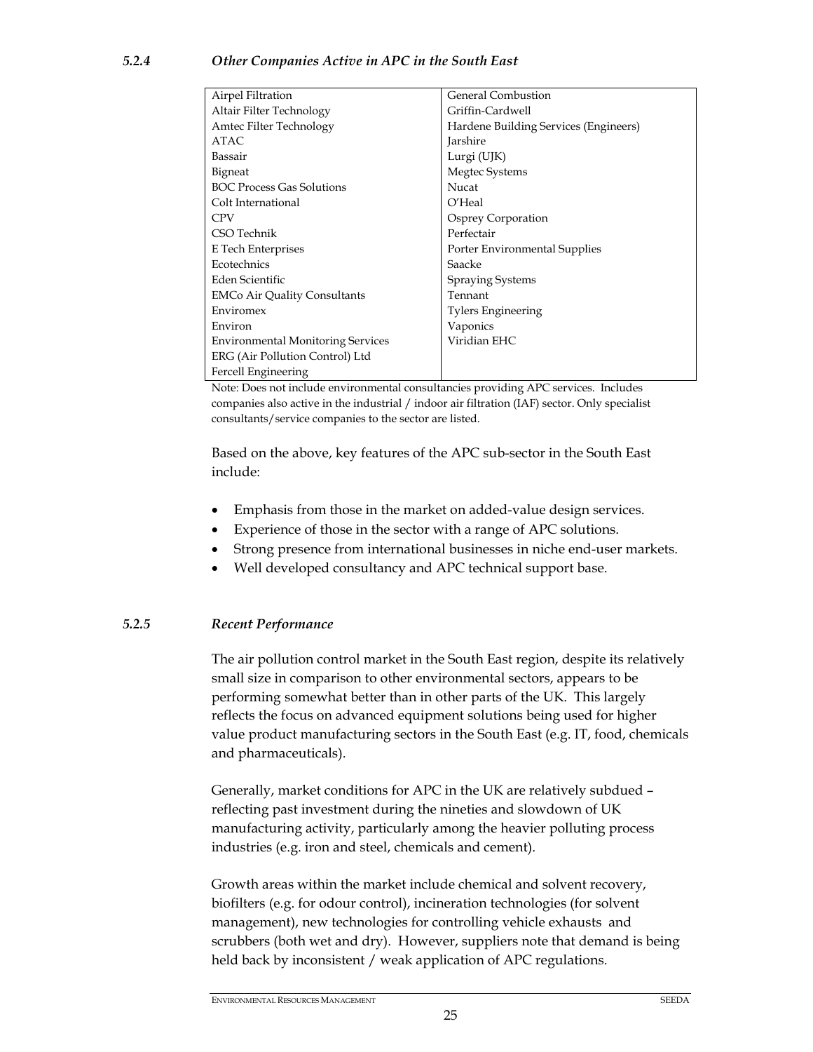### *5.2.4 Other Companies Active in APC in the South East*

| | |
|---|---|
| Airpel Filtration | General Combustion |
| Altair Filter Technology | Griffin-Cardwell |
| Amtec Filter Technology | Hardene Building Services (Engineers) |
| ATAC | Jarshire |
| Bassair | Lurgi (UJK) |
| Bigneat | Megtec Systems |
| BOC Process Gas Solutions | Nucat |
| Colt International | O'Heal |
| CPV | Osprey Corporation |
| CSO Technik | Perfectair |
| E Tech Enterprises | Porter Environmental Supplies |
| Ecotechnics | Saacke |
| Eden Scientific | Spraying Systems |
| EMCo Air Quality Consultants | Tennant |
| Enviromex | Tylers Engineering |
| Environ | Vaponics |
| Environmental Monitoring Services | Viridian EHC |
| ERG (Air Pollution Control) Ltd | |
| Fercell Engineering | |

Note: Does not include environmental consultancies providing APC services. Includes companies also active in the industrial / indoor air filtration (IAF) sector. Only specialist consultants/service companies to the sector are listed.

Based on the above, key features of the APC sub-sector in the South East include:

- Emphasis from those in the market on added-value design services.
- Experience of those in the sector with a range of APC solutions.
- Strong presence from international businesses in niche end-user markets.
- Well developed consultancy and APC technical support base.

### *5.2.5 Recent Performance*

The air pollution control market in the South East region, despite its relatively small size in comparison to other environmental sectors, appears to be performing somewhat better than in other parts of the UK. This largely reflects the focus on advanced equipment solutions being used for higher value product manufacturing sectors in the South East (e.g. IT, food, chemicals and pharmaceuticals).

Generally, market conditions for APC in the UK are relatively subdued – reflecting past investment during the nineties and slowdown of UK manufacturing activity, particularly among the heavier polluting process industries (e.g. iron and steel, chemicals and cement).

Growth areas within the market include chemical and solvent recovery, biofilters (e.g. for odour control), incineration technologies (for solvent management), new technologies for controlling vehicle exhausts and scrubbers (both wet and dry). However, suppliers note that demand is being held back by inconsistent / weak application of APC regulations.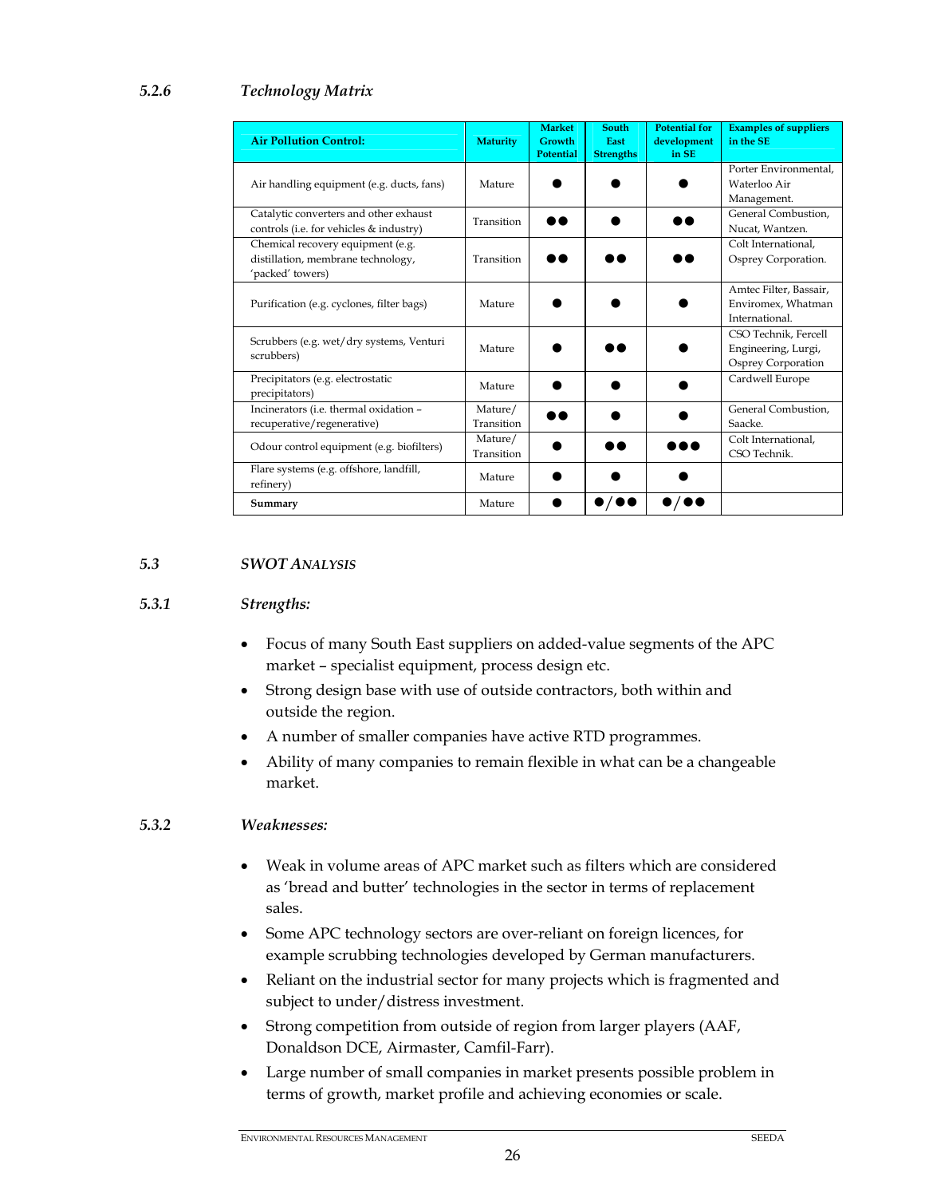### 5.2.6 Technology Matrix

| Air Pollution Control: | Maturity | Market Growth Potential | South East Strengths | Potential for development in SE | Examples of suppliers in the SE |
|---|---|---|---|---|---|
| Air handling equipment (e.g. ducts, fans) | Mature | ● | ● | ● | Porter Environmental, Waterloo Air Management. |
| Catalytic converters and other exhaust controls (i.e. for vehicles & industry) | Transition | ●● | ● | ●● | General Combustion, Nucat, Wantzen. |
| Chemical recovery equipment (e.g. distillation, membrane technology, 'packed' towers) | Transition | ●● | ●● | ●● | Colt International, Osprey Corporation. |
| Purification (e.g. cyclones, filter bags) | Mature | ● | ● | ● | Amtec Filter, Bassair, Enviromex, Whatman International. |
| Scrubbers (e.g. wet/dry systems, Venturi scrubbers) | Mature | ● | ●● | ● | CSO Technik, Fercell Engineering, Lurgi, Osprey Corporation |
| Precipitators (e.g. electrostatic precipitators) | Mature | ● | ● | ● | Cardwell Europe |
| Incinerators (i.e. thermal oxidation – recuperative/regenerative) | Mature/ Transition | ●● | ● | ● | General Combustion, Saacke. |
| Odour control equipment (e.g. biofilters) | Mature/ Transition | ● | ●● | ●●● | Colt International, CSO Technik. |
| Flare systems (e.g. offshore, landfill, refinery) | Mature | ● | ● | ● | |
| **Summary** | Mature | ● | ●/●● | ●/●● | |

## 5.3 SWOT Analysis

### 5.3.1 Strengths:

- Focus of many South East suppliers on added-value segments of the APC market – specialist equipment, process design etc.
- Strong design base with use of outside contractors, both within and outside the region.
- A number of smaller companies have active RTD programmes.
- Ability of many companies to remain flexible in what can be a changeable market.

### 5.3.2 Weaknesses:

- Weak in volume areas of APC market such as filters which are considered as 'bread and butter' technologies in the sector in terms of replacement sales.
- Some APC technology sectors are over-reliant on foreign licences, for example scrubbing technologies developed by German manufacturers.
- Reliant on the industrial sector for many projects which is fragmented and subject to under/distress investment.
- Strong competition from outside of region from larger players (AAF, Donaldson DCE, Airmaster, Camfil-Farr).
- Large number of small companies in market presents possible problem in terms of growth, market profile and achieving economies or scale.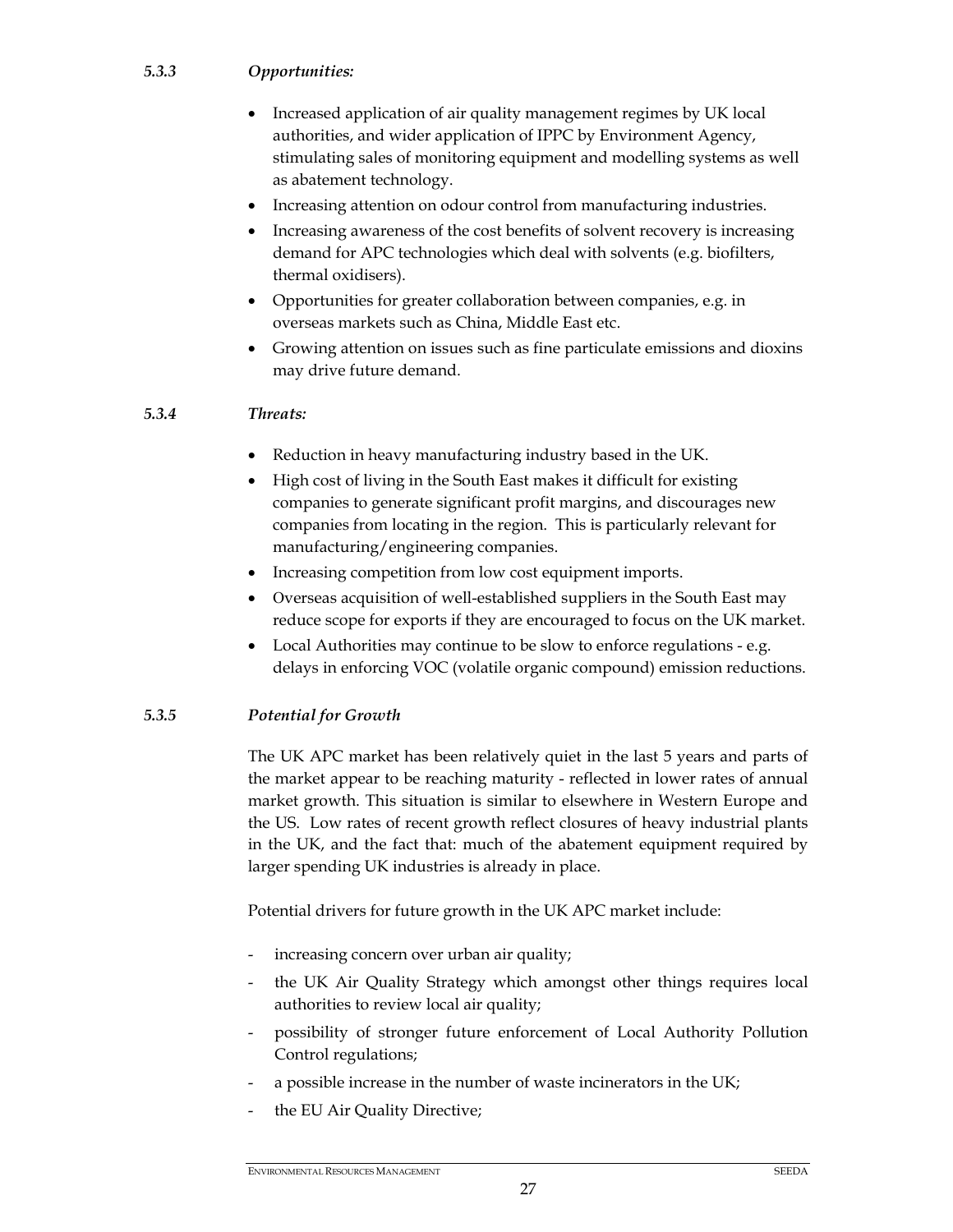### *5.3.3 Opportunities:*

- Increased application of air quality management regimes by UK local authorities, and wider application of IPPC by Environment Agency, stimulating sales of monitoring equipment and modelling systems as well as abatement technology.
- Increasing attention on odour control from manufacturing industries.
- Increasing awareness of the cost benefits of solvent recovery is increasing demand for APC technologies which deal with solvents (e.g. biofilters, thermal oxidisers).
- Opportunities for greater collaboration between companies, e.g. in overseas markets such as China, Middle East etc.
- Growing attention on issues such as fine particulate emissions and dioxins may drive future demand.

### *5.3.4 Threats:*

- Reduction in heavy manufacturing industry based in the UK.
- High cost of living in the South East makes it difficult for existing companies to generate significant profit margins, and discourages new companies from locating in the region. This is particularly relevant for manufacturing/engineering companies.
- Increasing competition from low cost equipment imports.
- Overseas acquisition of well-established suppliers in the South East may reduce scope for exports if they are encouraged to focus on the UK market.
- Local Authorities may continue to be slow to enforce regulations - e.g. delays in enforcing VOC (volatile organic compound) emission reductions.

### *5.3.5 Potential for Growth*

The UK APC market has been relatively quiet in the last 5 years and parts of the market appear to be reaching maturity - reflected in lower rates of annual market growth. This situation is similar to elsewhere in Western Europe and the US. Low rates of recent growth reflect closures of heavy industrial plants in the UK, and the fact that: much of the abatement equipment required by larger spending UK industries is already in place.

Potential drivers for future growth in the UK APC market include:

- increasing concern over urban air quality;
- the UK Air Quality Strategy which amongst other things requires local authorities to review local air quality;
- possibility of stronger future enforcement of Local Authority Pollution Control regulations;
- a possible increase in the number of waste incinerators in the UK;
- the EU Air Quality Directive;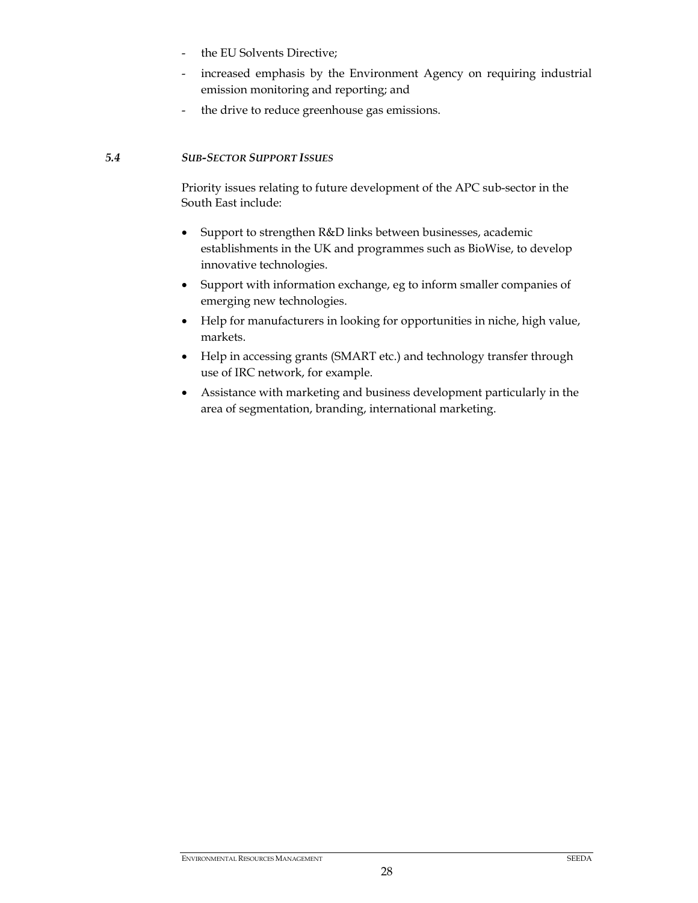- the EU Solvents Directive;
- increased emphasis by the Environment Agency on requiring industrial emission monitoring and reporting; and
- the drive to reduce greenhouse gas emissions.

### *5.4 SUB-SECTOR SUPPORT ISSUES*

Priority issues relating to future development of the APC sub-sector in the South East include:

- Support to strengthen R&D links between businesses, academic establishments in the UK and programmes such as BioWise, to develop innovative technologies.
- Support with information exchange, eg to inform smaller companies of emerging new technologies.
- Help for manufacturers in looking for opportunities in niche, high value, markets.
- Help in accessing grants (SMART etc.) and technology transfer through use of IRC network, for example.
- Assistance with marketing and business development particularly in the area of segmentation, branding, international marketing.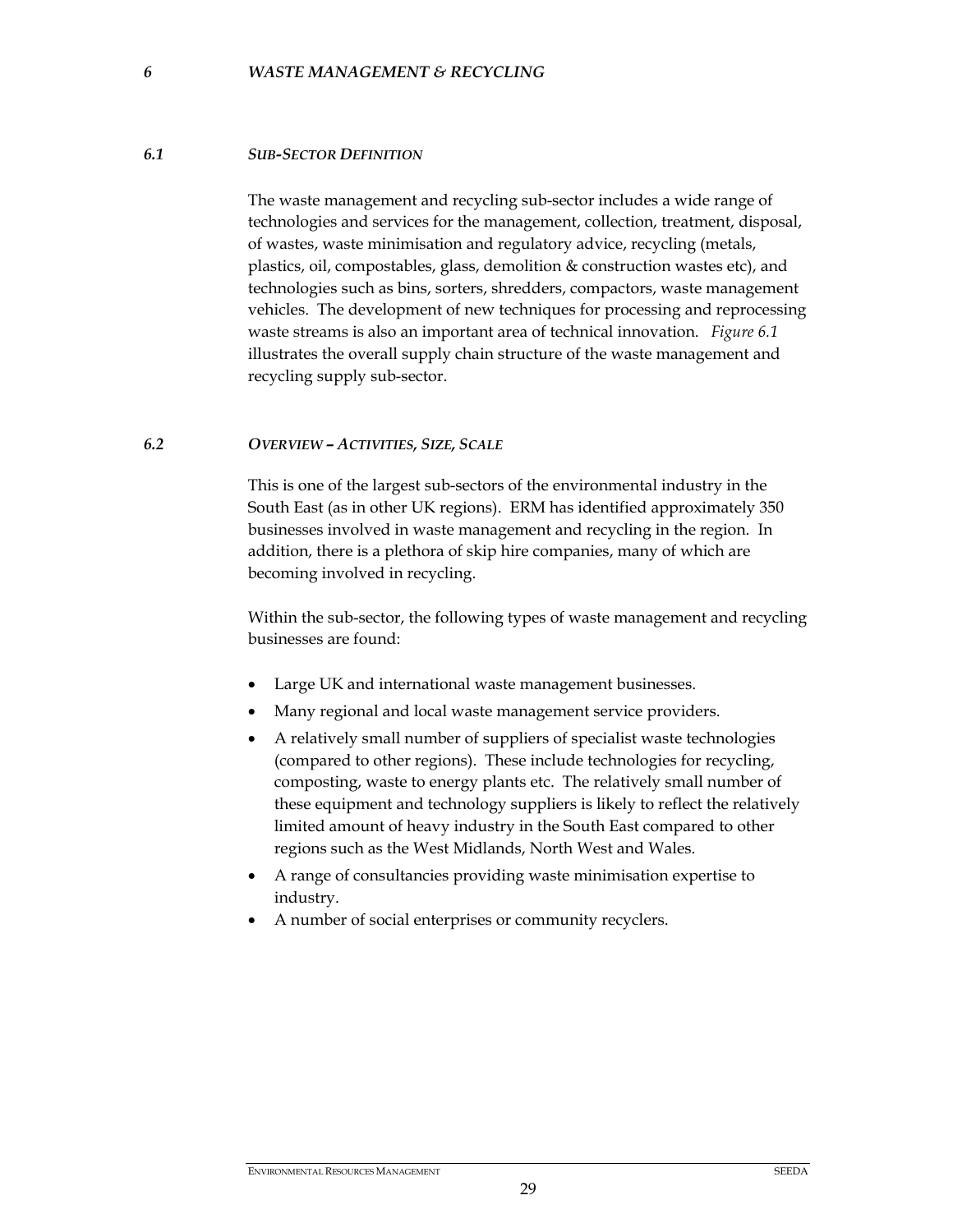# 6 *WASTE MANAGEMENT & RECYCLING*

## 6.1 *SUB-SECTOR DEFINITION*

The waste management and recycling sub-sector includes a wide range of technologies and services for the management, collection, treatment, disposal, of wastes, waste minimisation and regulatory advice, recycling (metals, plastics, oil, compostables, glass, demolition & construction wastes etc), and technologies such as bins, sorters, shredders, compactors, waste management vehicles. The development of new techniques for processing and reprocessing waste streams is also an important area of technical innovation. *Figure 6.1* illustrates the overall supply chain structure of the waste management and recycling supply sub-sector.

## 6.2 *OVERVIEW – ACTIVITIES, SIZE, SCALE*

This is one of the largest sub-sectors of the environmental industry in the South East (as in other UK regions). ERM has identified approximately 350 businesses involved in waste management and recycling in the region. In addition, there is a plethora of skip hire companies, many of which are becoming involved in recycling.

Within the sub-sector, the following types of waste management and recycling businesses are found:

- Large UK and international waste management businesses.
- Many regional and local waste management service providers.
- A relatively small number of suppliers of specialist waste technologies (compared to other regions). These include technologies for recycling, composting, waste to energy plants etc. The relatively small number of these equipment and technology suppliers is likely to reflect the relatively limited amount of heavy industry in the South East compared to other regions such as the West Midlands, North West and Wales.
- A range of consultancies providing waste minimisation expertise to industry.
- A number of social enterprises or community recyclers.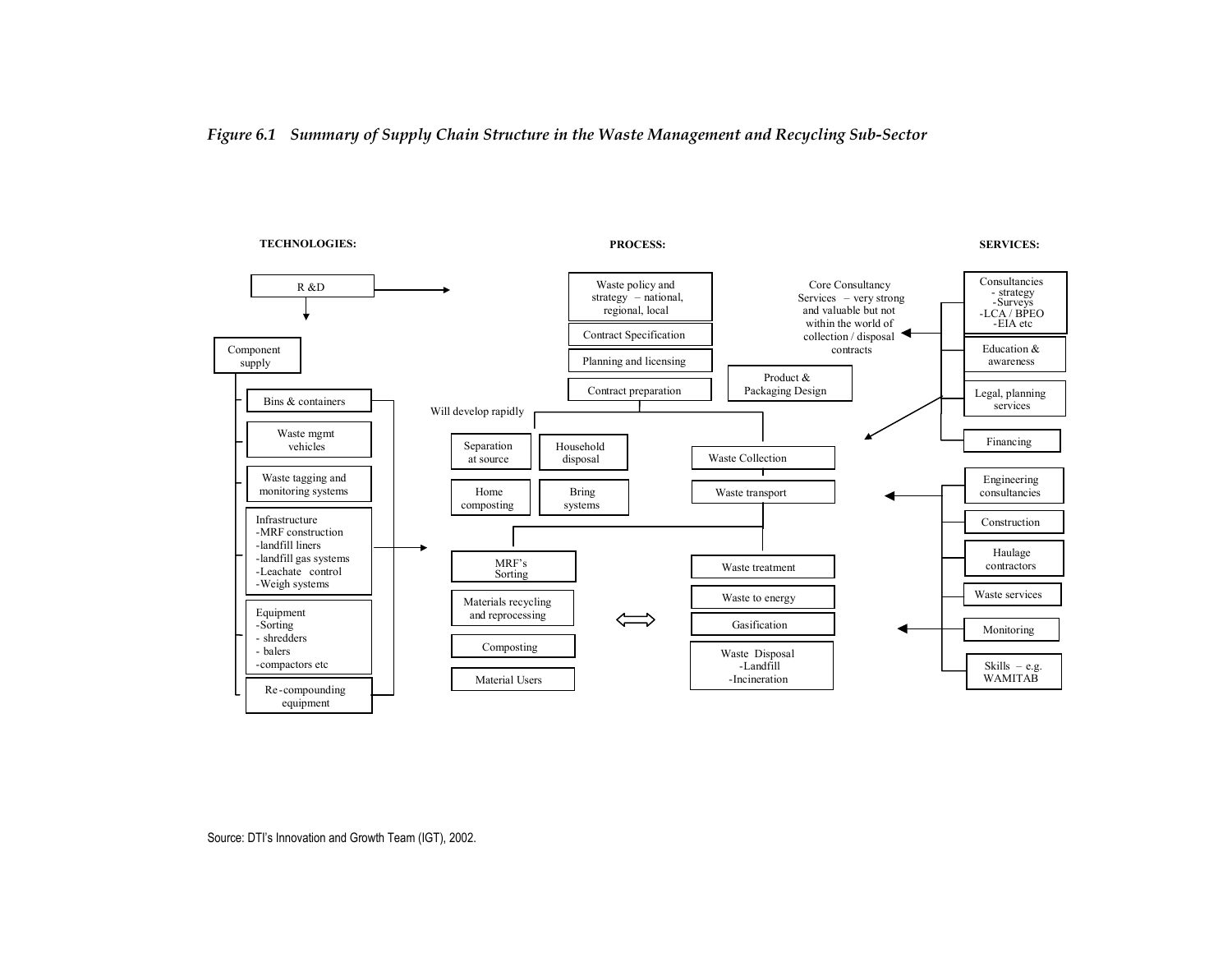*Figure 6.1 Summary of Supply Chain Structure in the Waste Management and Recycling Sub-Sector*

TECHNOLOGIES:

R &D

Component supply

Bins & containers

Waste mgmt vehicles

Waste tagging and monitoring systems

Infrastructure
-MRF construction
-landfill liners
-landfill gas systems
-Leachate control
-Weigh systems

Equipment
-Sorting
- shredders
- balers
-compactors etc

Re-compounding equipment

PROCESS:

Waste policy and strategy – national, regional, local

Contract Specification

Planning and licensing

Contract preparation

Product & Packaging Design

Will develop rapidly

Separation at source

Household disposal

Home composting

Bring systems

Waste Collection

Waste transport

MRF's Sorting

Materials recycling and reprocessing

Composting

Material Users

Waste treatment

Waste to energy

Gasification

Waste Disposal
-Landfill
-Incineration

SERVICES:

Core Consultancy Services – very strong and valuable but not within the world of collection / disposal contracts

Consultancies
- strategy
-Surveys
-LCA / BPEO
-EIA etc

Education & awareness

Legal, planning services

Financing

Engineering consultancies

Construction

Haulage contractors

Waste services

Monitoring

Skills – e.g. WAMITAB

Source: DTI's Innovation and Growth Team (IGT), 2002.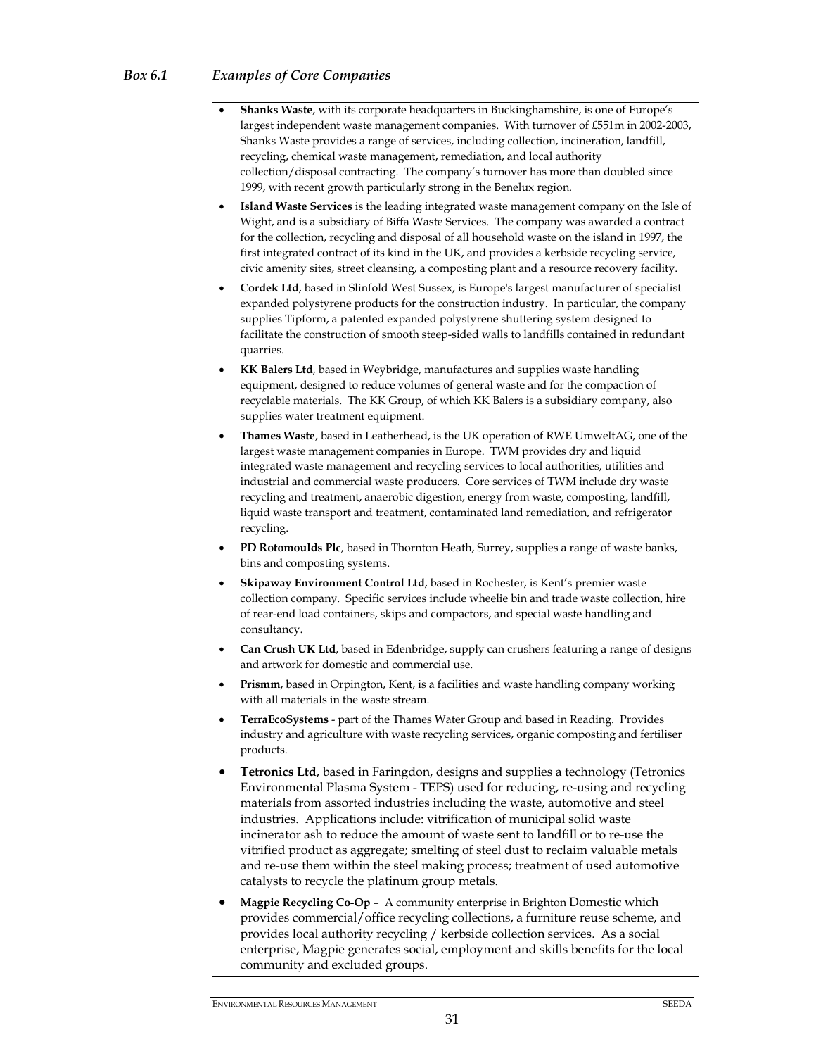### *Box 6.1 Examples of Core Companies*

- **Shanks Waste**, with its corporate headquarters in Buckinghamshire, is one of Europe's largest independent waste management companies. With turnover of £551m in 2002-2003, Shanks Waste provides a range of services, including collection, incineration, landfill, recycling, chemical waste management, remediation, and local authority collection/disposal contracting. The company's turnover has more than doubled since 1999, with recent growth particularly strong in the Benelux region.
- **Island Waste Services** is the leading integrated waste management company on the Isle of Wight, and is a subsidiary of Biffa Waste Services. The company was awarded a contract for the collection, recycling and disposal of all household waste on the island in 1997, the first integrated contract of its kind in the UK, and provides a kerbside recycling service, civic amenity sites, street cleansing, a composting plant and a resource recovery facility.
- **Cordek Ltd**, based in Slinfold West Sussex, is Europe's largest manufacturer of specialist expanded polystyrene products for the construction industry. In particular, the company supplies Tipform, a patented expanded polystyrene shuttering system designed to facilitate the construction of smooth steep-sided walls to landfills contained in redundant quarries.
- **KK Balers Ltd**, based in Weybridge, manufactures and supplies waste handling equipment, designed to reduce volumes of general waste and for the compaction of recyclable materials. The KK Group, of which KK Balers is a subsidiary company, also supplies water treatment equipment.
- **Thames Waste**, based in Leatherhead, is the UK operation of RWE UmweltAG, one of the largest waste management companies in Europe. TWM provides dry and liquid integrated waste management and recycling services to local authorities, utilities and industrial and commercial waste producers. Core services of TWM include dry waste recycling and treatment, anaerobic digestion, energy from waste, composting, landfill, liquid waste transport and treatment, contaminated land remediation, and refrigerator recycling.
- **PD Rotomoulds Plc**, based in Thornton Heath, Surrey, supplies a range of waste banks, bins and composting systems.
- **Skipaway Environment Control Ltd**, based in Rochester, is Kent's premier waste collection company. Specific services include wheelie bin and trade waste collection, hire of rear-end load containers, skips and compactors, and special waste handling and consultancy.
- **Can Crush UK Ltd**, based in Edenbridge, supply can crushers featuring a range of designs and artwork for domestic and commercial use.
- **Prismm**, based in Orpington, Kent, is a facilities and waste handling company working with all materials in the waste stream.
- **TerraEcoSystems** - part of the Thames Water Group and based in Reading. Provides industry and agriculture with waste recycling services, organic composting and fertiliser products.
- **Tetronics Ltd**, based in Faringdon, designs and supplies a technology (Tetronics Environmental Plasma System - TEPS) used for reducing, re-using and recycling materials from assorted industries including the waste, automotive and steel industries. Applications include: vitrification of municipal solid waste incinerator ash to reduce the amount of waste sent to landfill or to re-use the vitrified product as aggregate; smelting of steel dust to reclaim valuable metals and re-use them within the steel making process; treatment of used automotive catalysts to recycle the platinum group metals.
- **Magpie Recycling Co-Op** – A community enterprise in Brighton Domestic which provides commercial/office recycling collections, a furniture reuse scheme, and provides local authority recycling / kerbside collection services. As a social enterprise, Magpie generates social, employment and skills benefits for the local community and excluded groups.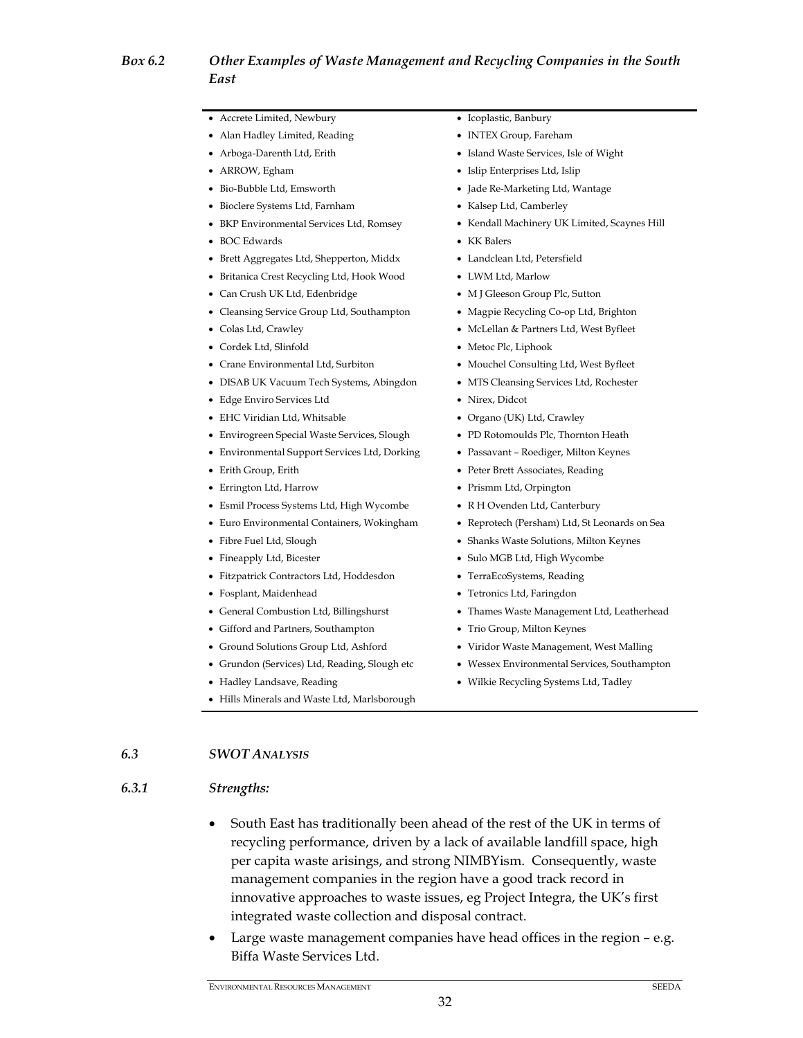### Box 6.2 *Other Examples of Waste Management and Recycling Companies in the South East*

- Accrete Limited, Newbury
- Alan Hadley Limited, Reading
- Arboga-Darenth Ltd, Erith
- ARROW, Egham
- Bio-Bubble Ltd, Emsworth
- Bioclere Systems Ltd, Farnham
- BKP Environmental Services Ltd, Romsey
- BOC Edwards
- Brett Aggregates Ltd, Shepperton, Middx
- Britanica Crest Recycling Ltd, Hook Wood
- Can Crush UK Ltd, Edenbridge
- Cleansing Service Group Ltd, Southampton
- Colas Ltd, Crawley
- Cordek Ltd, Slinfold
- Crane Environmental Ltd, Surbiton
- DISAB UK Vacuum Tech Systems, Abingdon
- Edge Enviro Services Ltd
- EHC Viridian Ltd, Whitsable
- Envirogreen Special Waste Services, Slough
- Environmental Support Services Ltd, Dorking
- Erith Group, Erith
- Errington Ltd, Harrow
- Esmil Process Systems Ltd, High Wycombe
- Euro Environmental Containers, Wokingham
- Fibre Fuel Ltd, Slough
- Fineapply Ltd, Bicester
- Fitzpatrick Contractors Ltd, Hoddesdon
- Fosplant, Maidenhead
- General Combustion Ltd, Billingshurst
- Gifford and Partners, Southampton
- Ground Solutions Group Ltd, Ashford
- Grundon (Services) Ltd, Reading, Slough etc
- Hadley Landsave, Reading
- Hills Minerals and Waste Ltd, Marlsborough
- Icoplastic, Banbury
- INTEX Group, Fareham
- Island Waste Services, Isle of Wight
- Islip Enterprises Ltd, Islip
- Jade Re-Marketing Ltd, Wantage
- Kalsep Ltd, Camberley
- Kendall Machinery UK Limited, Scaynes Hill
- KK Balers
- Landclean Ltd, Petersfield
- LWM Ltd, Marlow
- M J Gleeson Group Plc, Sutton
- Magpie Recycling Co-op Ltd, Brighton
- McLellan & Partners Ltd, West Byfleet
- Metoc Plc, Liphook
- Mouchel Consulting Ltd, West Byfleet
- MTS Cleansing Services Ltd, Rochester
- Nirex, Didcot
- Organo (UK) Ltd, Crawley
- PD Rotomoulds Plc, Thornton Heath
- Passavant – Roediger, Milton Keynes
- Peter Brett Associates, Reading
- Prismm Ltd, Orpington
- R H Ovenden Ltd, Canterbury
- Reprotech (Persham) Ltd, St Leonards on Sea
- Shanks Waste Solutions, Milton Keynes
- Sulo MGB Ltd, High Wycombe
- TerraEcoSystems, Reading
- Tetronics Ltd, Faringdon
- Thames Waste Management Ltd, Leatherhead
- Trio Group, Milton Keynes
- Viridor Waste Management, West Malling
- Wessex Environmental Services, Southampton
- Wilkie Recycling Systems Ltd, Tadley

## 6.3 *SWOT Analysis*

### 6.3.1 *Strengths:*

- South East has traditionally been ahead of the rest of the UK in terms of recycling performance, driven by a lack of available landfill space, high per capita waste arisings, and strong NIMBYism. Consequently, waste management companies in the region have a good track record in innovative approaches to waste issues, eg Project Integra, the UK's first integrated waste collection and disposal contract.
- Large waste management companies have head offices in the region – e.g. Biffa Waste Services Ltd.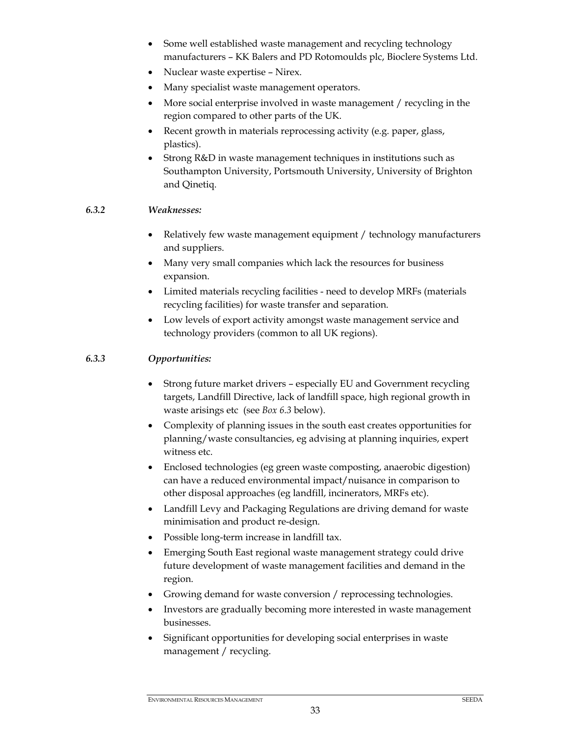- Some well established waste management and recycling technology manufacturers – KK Balers and PD Rotomoulds plc, Bioclere Systems Ltd.
- Nuclear waste expertise – Nirex.
- Many specialist waste management operators.
- More social enterprise involved in waste management / recycling in the region compared to other parts of the UK.
- Recent growth in materials reprocessing activity (e.g. paper, glass, plastics).
- Strong R&D in waste management techniques in institutions such as Southampton University, Portsmouth University, University of Brighton and Qinetiq.

### *6.3.2 Weaknesses:*

- Relatively few waste management equipment / technology manufacturers and suppliers.
- Many very small companies which lack the resources for business expansion.
- Limited materials recycling facilities - need to develop MRFs (materials recycling facilities) for waste transfer and separation.
- Low levels of export activity amongst waste management service and technology providers (common to all UK regions).

### *6.3.3 Opportunities:*

- Strong future market drivers – especially EU and Government recycling targets, Landfill Directive, lack of landfill space, high regional growth in waste arisings etc (see *Box 6.3* below).
- Complexity of planning issues in the south east creates opportunities for planning/waste consultancies, eg advising at planning inquiries, expert witness etc.
- Enclosed technologies (eg green waste composting, anaerobic digestion) can have a reduced environmental impact/nuisance in comparison to other disposal approaches (eg landfill, incinerators, MRFs etc).
- Landfill Levy and Packaging Regulations are driving demand for waste minimisation and product re-design.
- Possible long-term increase in landfill tax.
- Emerging South East regional waste management strategy could drive future development of waste management facilities and demand in the region.
- Growing demand for waste conversion / reprocessing technologies.
- Investors are gradually becoming more interested in waste management businesses.
- Significant opportunities for developing social enterprises in waste management / recycling.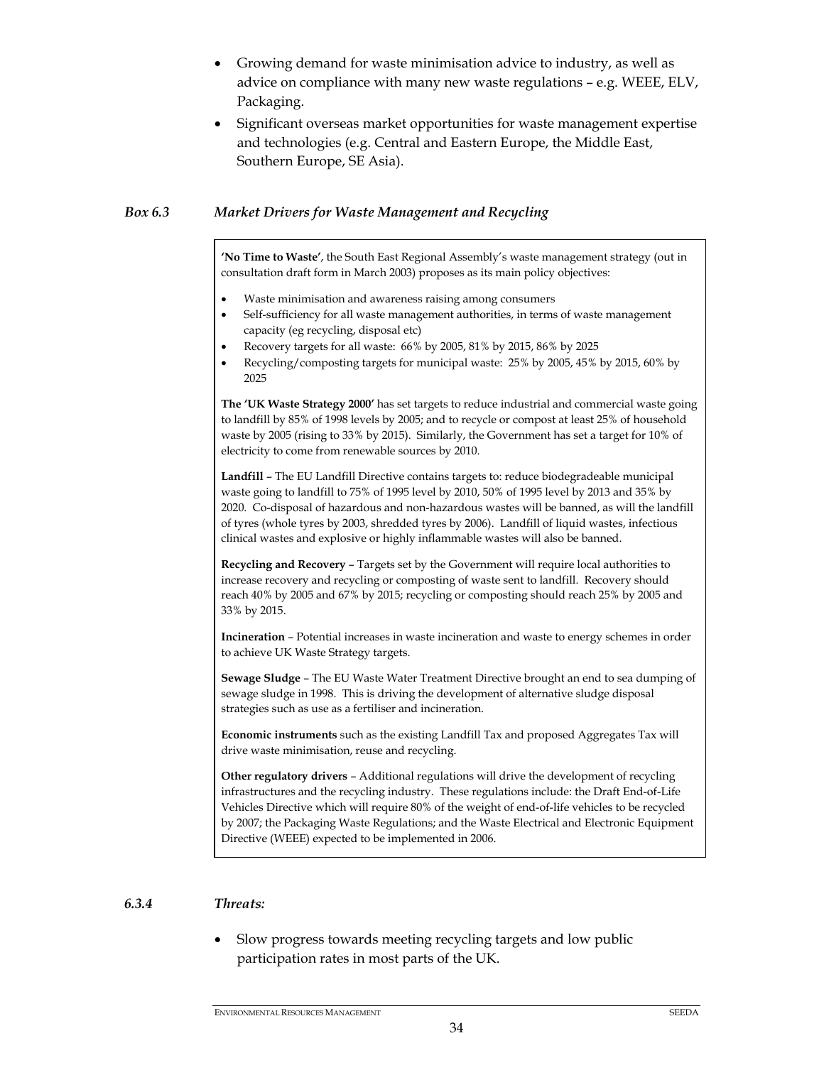- Growing demand for waste minimisation advice to industry, as well as advice on compliance with many new waste regulations – e.g. WEEE, ELV, Packaging.
- Significant overseas market opportunities for waste management expertise and technologies (e.g. Central and Eastern Europe, the Middle East, Southern Europe, SE Asia).

***Box 6.3 Market Drivers for Waste Management and Recycling***

**'No Time to Waste'**, the South East Regional Assembly's waste management strategy (out in consultation draft form in March 2003) proposes as its main policy objectives:

- Waste minimisation and awareness raising among consumers
- Self-sufficiency for all waste management authorities, in terms of waste management capacity (eg recycling, disposal etc)
- Recovery targets for all waste: 66% by 2005, 81% by 2015, 86% by 2025
- Recycling/composting targets for municipal waste: 25% by 2005, 45% by 2015, 60% by 2025

**The 'UK Waste Strategy 2000'** has set targets to reduce industrial and commercial waste going to landfill by 85% of 1998 levels by 2005; and to recycle or compost at least 25% of household waste by 2005 (rising to 33% by 2015). Similarly, the Government has set a target for 10% of electricity to come from renewable sources by 2010.

**Landfill** – The EU Landfill Directive contains targets to: reduce biodegradeable municipal waste going to landfill to 75% of 1995 level by 2010, 50% of 1995 level by 2013 and 35% by 2020. Co-disposal of hazardous and non-hazardous wastes will be banned, as will the landfill of tyres (whole tyres by 2003, shredded tyres by 2006). Landfill of liquid wastes, infectious clinical wastes and explosive or highly inflammable wastes will also be banned.

**Recycling and Recovery** – Targets set by the Government will require local authorities to increase recovery and recycling or composting of waste sent to landfill. Recovery should reach 40% by 2005 and 67% by 2015; recycling or composting should reach 25% by 2005 and 33% by 2015.

**Incineration** – Potential increases in waste incineration and waste to energy schemes in order to achieve UK Waste Strategy targets.

**Sewage Sludge** – The EU Waste Water Treatment Directive brought an end to sea dumping of sewage sludge in 1998. This is driving the development of alternative sludge disposal strategies such as use as a fertiliser and incineration.

**Economic instruments** such as the existing Landfill Tax and proposed Aggregates Tax will drive waste minimisation, reuse and recycling.

**Other regulatory drivers** – Additional regulations will drive the development of recycling infrastructures and the recycling industry. These regulations include: the Draft End-of-Life Vehicles Directive which will require 80% of the weight of end-of-life vehicles to be recycled by 2007; the Packaging Waste Regulations; and the Waste Electrical and Electronic Equipment Directive (WEEE) expected to be implemented in 2006.

### *6.3.4 Threats:*

- Slow progress towards meeting recycling targets and low public participation rates in most parts of the UK.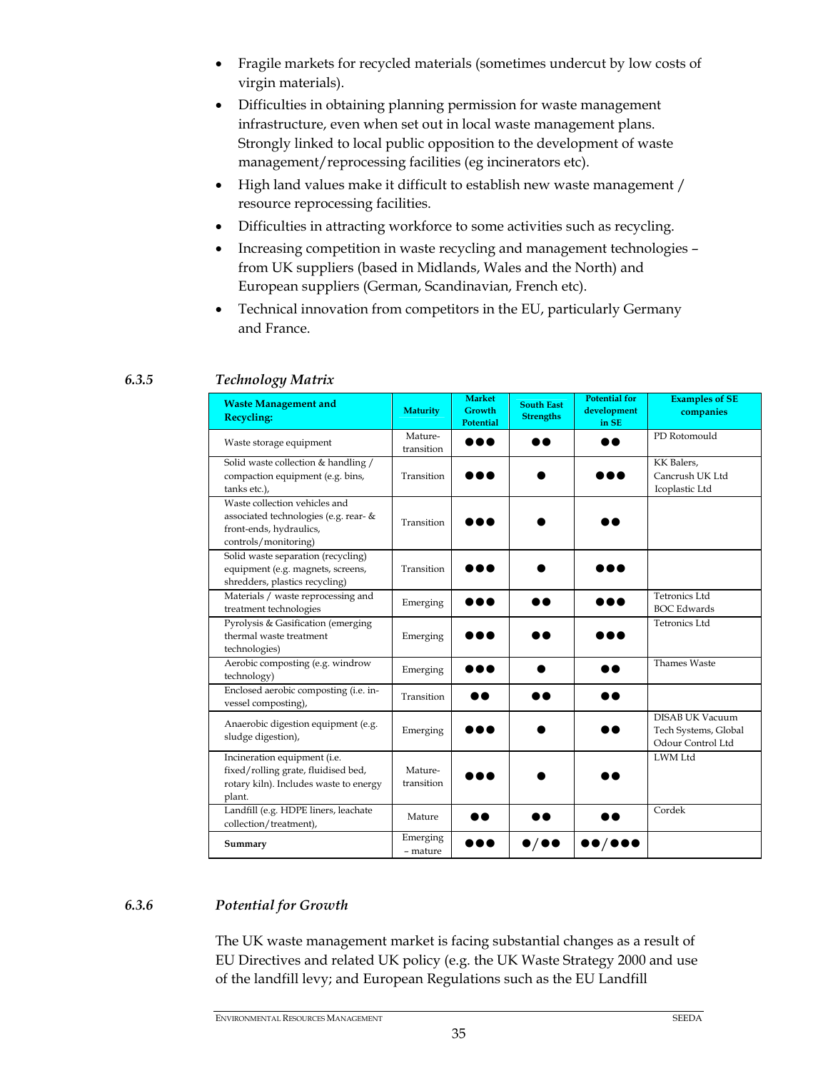- Fragile markets for recycled materials (sometimes undercut by low costs of virgin materials).
- Difficulties in obtaining planning permission for waste management infrastructure, even when set out in local waste management plans. Strongly linked to local public opposition to the development of waste management/reprocessing facilities (eg incinerators etc).
- High land values make it difficult to establish new waste management / resource reprocessing facilities.
- Difficulties in attracting workforce to some activities such as recycling.
- Increasing competition in waste recycling and management technologies – from UK suppliers (based in Midlands, Wales and the North) and European suppliers (German, Scandinavian, French etc).
- Technical innovation from competitors in the EU, particularly Germany and France.

### 6.3.5 *Technology Matrix*

| Waste Management and Recycling: | Maturity | Market Growth Potential | South East Strengths | Potential for development in SE | Examples of SE companies |
|---|---|---|---|---|---|
| Waste storage equipment | Mature-transition | ●●● | ●● | ●● | PD Rotomould |
| Solid waste collection & handling / compaction equipment (e.g. bins, tanks etc.), | Transition | ●●● | ● | ●●● | KK Balers, Cancrush UK Ltd Icoplastic Ltd |
| Waste collection vehicles and associated technologies (e.g. rear- & front-ends, hydraulics, controls/monitoring) | Transition | ●●● | ● | ●● | |
| Solid waste separation (recycling) equipment (e.g. magnets, screens, shredders, plastics recycling) | Transition | ●●● | ● | ●●● | |
| Materials / waste reprocessing and treatment technologies | Emerging | ●●● | ●● | ●●● | Tetronics Ltd BOC Edwards |
| Pyrolysis & Gasification (emerging thermal waste treatment technologies) | Emerging | ●●● | ●● | ●●● | Tetronics Ltd |
| Aerobic composting (e.g. windrow technology) | Emerging | ●●● | ● | ●● | Thames Waste |
| Enclosed aerobic composting (i.e. in-vessel composting), | Transition | ●● | ●● | ●● | |
| Anaerobic digestion equipment (e.g. sludge digestion), | Emerging | ●●● | ● | ●● | DISAB UK Vacuum Tech Systems, Global Odour Control Ltd |
| Incineration equipment (i.e. fixed/rolling grate, fluidised bed, rotary kiln). Includes waste to energy plant. | Mature-transition | ●●● | ● | ●● | LWM Ltd |
| Landfill (e.g. HDPE liners, leachate collection/treatment), | Mature | ●● | ●● | ●● | Cordek |
| **Summary** | Emerging – mature | ●●● | ●/●● | ●●/●●● | |

### 6.3.6 *Potential for Growth*

The UK waste management market is facing substantial changes as a result of EU Directives and related UK policy (e.g. the UK Waste Strategy 2000 and use of the landfill levy; and European Regulations such as the EU Landfill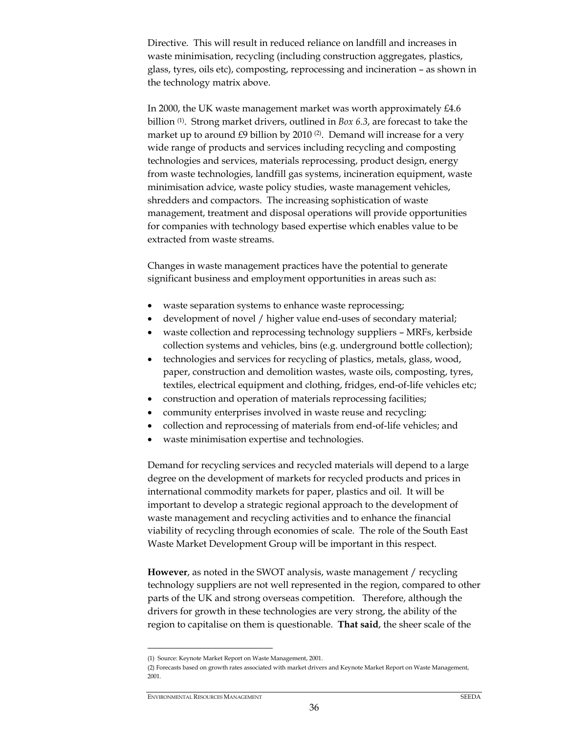Directive. This will result in reduced reliance on landfill and increases in waste minimisation, recycling (including construction aggregates, plastics, glass, tyres, oils etc), composting, reprocessing and incineration – as shown in the technology matrix above.

In 2000, the UK waste management market was worth approximately £4.6 billion [(1)]. Strong market drivers, outlined in *Box 6.3*, are forecast to take the market up to around £9 billion by 2010 [(2)]. Demand will increase for a very wide range of products and services including recycling and composting technologies and services, materials reprocessing, product design, energy from waste technologies, landfill gas systems, incineration equipment, waste minimisation advice, waste policy studies, waste management vehicles, shredders and compactors. The increasing sophistication of waste management, treatment and disposal operations will provide opportunities for companies with technology based expertise which enables value to be extracted from waste streams.

Changes in waste management practices have the potential to generate significant business and employment opportunities in areas such as:

- waste separation systems to enhance waste reprocessing;
- development of novel / higher value end-uses of secondary material;
- waste collection and reprocessing technology suppliers – MRFs, kerbside collection systems and vehicles, bins (e.g. underground bottle collection);
- technologies and services for recycling of plastics, metals, glass, wood, paper, construction and demolition wastes, waste oils, composting, tyres, textiles, electrical equipment and clothing, fridges, end-of-life vehicles etc;
- construction and operation of materials reprocessing facilities;
- community enterprises involved in waste reuse and recycling;
- collection and reprocessing of materials from end-of-life vehicles; and
- waste minimisation expertise and technologies.

Demand for recycling services and recycled materials will depend to a large degree on the development of markets for recycled products and prices in international commodity markets for paper, plastics and oil. It will be important to develop a strategic regional approach to the development of waste management and recycling activities and to enhance the financial viability of recycling through economies of scale. The role of the South East Waste Market Development Group will be important in this respect.

**However**, as noted in the SWOT analysis, waste management / recycling technology suppliers are not well represented in the region, compared to other parts of the UK and strong overseas competition. Therefore, although the drivers for growth in these technologies are very strong, the ability of the region to capitalise on them is questionable. **That said**, the sheer scale of the

(1) Source: Keynote Market Report on Waste Management, 2001.

(2) Forecasts based on growth rates associated with market drivers and Keynote Market Report on Waste Management, 2001.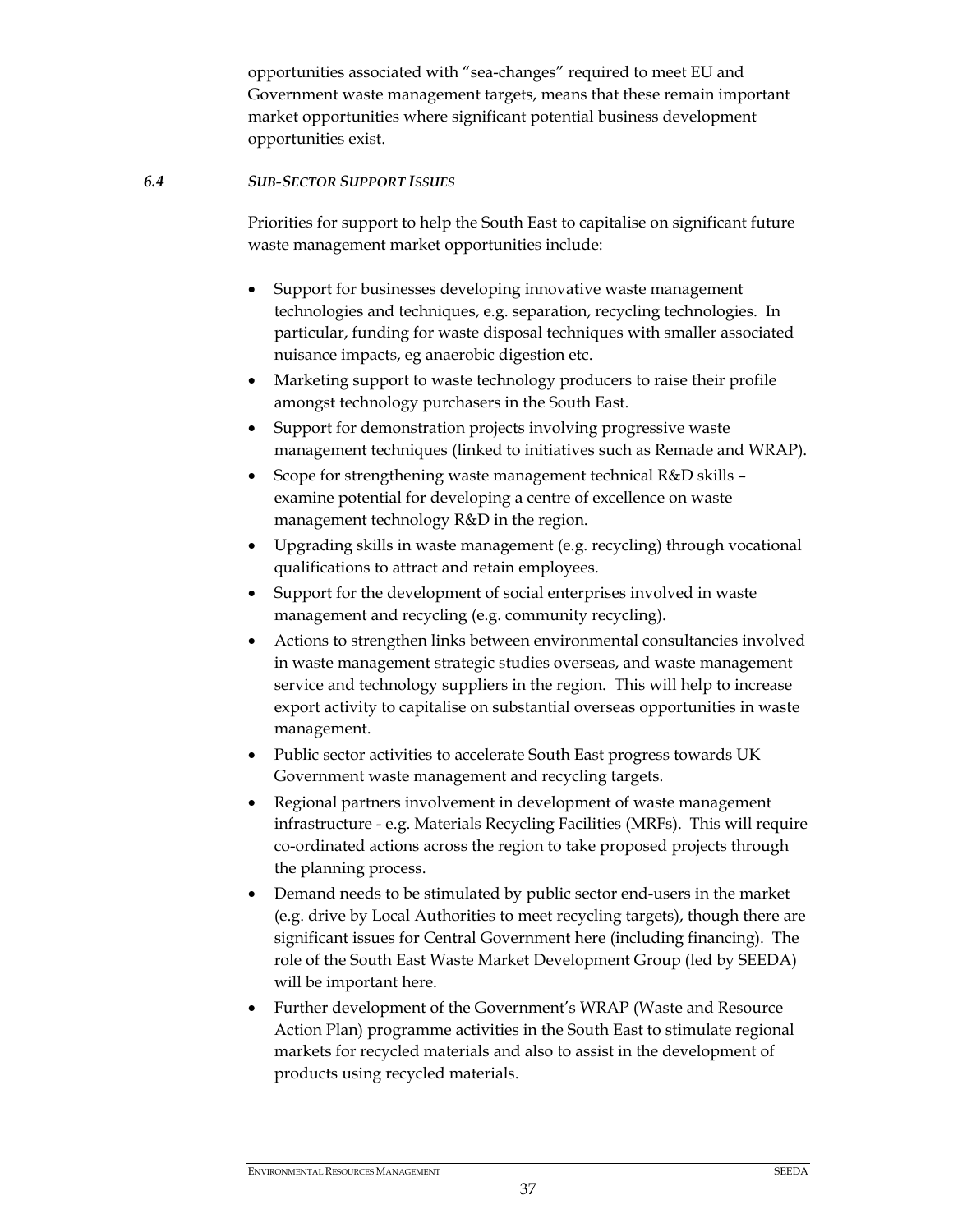opportunities associated with "sea-changes" required to meet EU and Government waste management targets, means that these remain important market opportunities where significant potential business development opportunities exist.

### 6.4 *Sub-Sector Support Issues*

Priorities for support to help the South East to capitalise on significant future waste management market opportunities include:

- Support for businesses developing innovative waste management technologies and techniques, e.g. separation, recycling technologies. In particular, funding for waste disposal techniques with smaller associated nuisance impacts, eg anaerobic digestion etc.
- Marketing support to waste technology producers to raise their profile amongst technology purchasers in the South East.
- Support for demonstration projects involving progressive waste management techniques (linked to initiatives such as Remade and WRAP).
- Scope for strengthening waste management technical R&D skills – examine potential for developing a centre of excellence on waste management technology R&D in the region.
- Upgrading skills in waste management (e.g. recycling) through vocational qualifications to attract and retain employees.
- Support for the development of social enterprises involved in waste management and recycling (e.g. community recycling).
- Actions to strengthen links between environmental consultancies involved in waste management strategic studies overseas, and waste management service and technology suppliers in the region. This will help to increase export activity to capitalise on substantial overseas opportunities in waste management.
- Public sector activities to accelerate South East progress towards UK Government waste management and recycling targets.
- Regional partners involvement in development of waste management infrastructure - e.g. Materials Recycling Facilities (MRFs). This will require co-ordinated actions across the region to take proposed projects through the planning process.
- Demand needs to be stimulated by public sector end-users in the market (e.g. drive by Local Authorities to meet recycling targets), though there are significant issues for Central Government here (including financing). The role of the South East Waste Market Development Group (led by SEEDA) will be important here.
- Further development of the Government's WRAP (Waste and Resource Action Plan) programme activities in the South East to stimulate regional markets for recycled materials and also to assist in the development of products using recycled materials.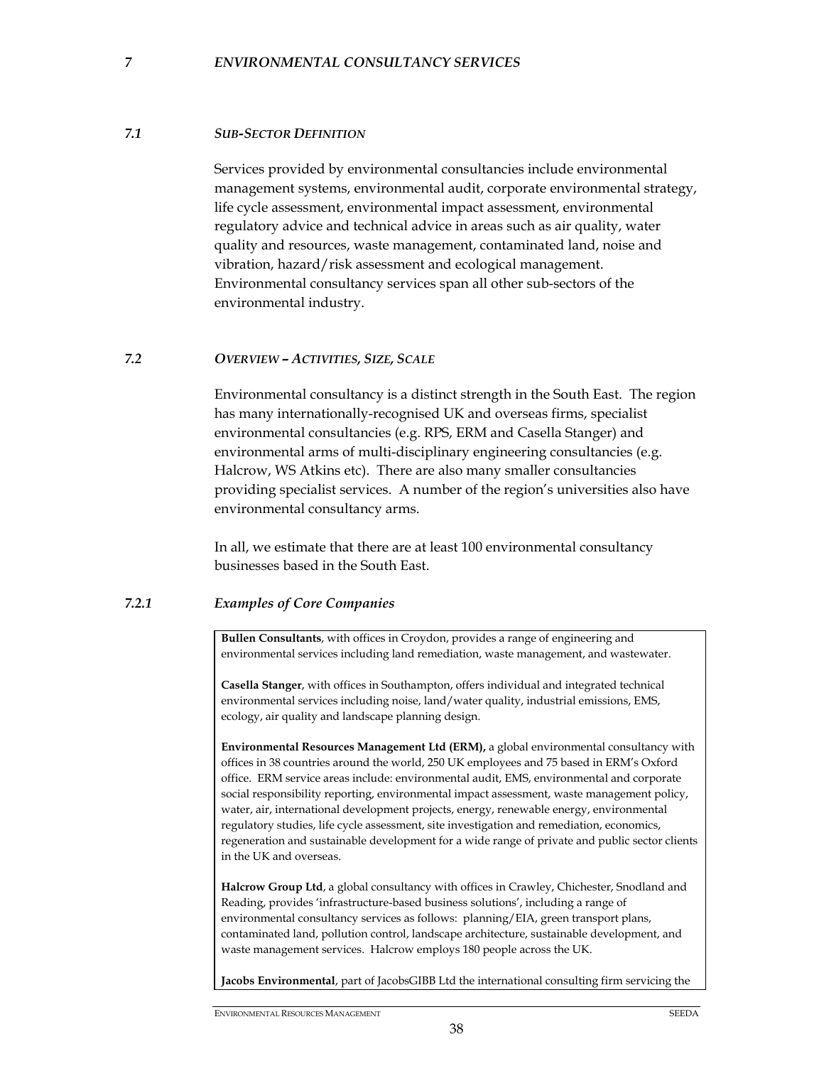## *7 ENVIRONMENTAL CONSULTANCY SERVICES*

### *7.1 SUB-SECTOR DEFINITION*

Services provided by environmental consultancies include environmental management systems, environmental audit, corporate environmental strategy, life cycle assessment, environmental impact assessment, environmental regulatory advice and technical advice in areas such as air quality, water quality and resources, waste management, contaminated land, noise and vibration, hazard/risk assessment and ecological management. Environmental consultancy services span all other sub-sectors of the environmental industry.

### *7.2 OVERVIEW – ACTIVITIES, SIZE, SCALE*

Environmental consultancy is a distinct strength in the South East. The region has many internationally-recognised UK and overseas firms, specialist environmental consultancies (e.g. RPS, ERM and Casella Stanger) and environmental arms of multi-disciplinary engineering consultancies (e.g. Halcrow, WS Atkins etc). There are also many smaller consultancies providing specialist services. A number of the region's universities also have environmental consultancy arms.

In all, we estimate that there are at least 100 environmental consultancy businesses based in the South East.

#### *7.2.1 Examples of Core Companies*

**Bullen Consultants**, with offices in Croydon, provides a range of engineering and environmental services including land remediation, waste management, and wastewater.

**Casella Stanger**, with offices in Southampton, offers individual and integrated technical environmental services including noise, land/water quality, industrial emissions, EMS, ecology, air quality and landscape planning design.

**Environmental Resources Management Ltd (ERM),** a global environmental consultancy with offices in 38 countries around the world, 250 UK employees and 75 based in ERM's Oxford office. ERM service areas include: environmental audit, EMS, environmental and corporate social responsibility reporting, environmental impact assessment, waste management policy, water, air, international development projects, energy, renewable energy, environmental regulatory studies, life cycle assessment, site investigation and remediation, economics, regeneration and sustainable development for a wide range of private and public sector clients in the UK and overseas.

**Halcrow Group Ltd**, a global consultancy with offices in Crawley, Chichester, Snodland and Reading, provides 'infrastructure-based business solutions', including a range of environmental consultancy services as follows: planning/EIA, green transport plans, contaminated land, pollution control, landscape architecture, sustainable development, and waste management services. Halcrow employs 180 people across the UK.

**Jacobs Environmental**, part of JacobsGIBB Ltd the international consulting firm servicing the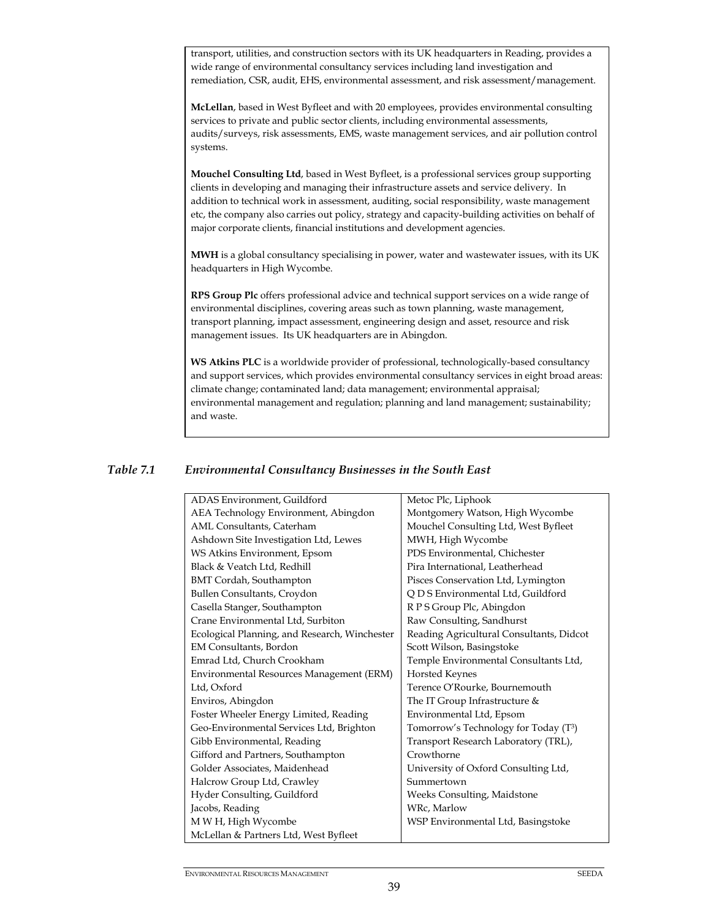transport, utilities, and construction sectors with its UK headquarters in Reading, provides a wide range of environmental consultancy services including land investigation and remediation, CSR, audit, EHS, environmental assessment, and risk assessment/management.

**McLellan**, based in West Byfleet and with 20 employees, provides environmental consulting services to private and public sector clients, including environmental assessments, audits/surveys, risk assessments, EMS, waste management services, and air pollution control systems.

**Mouchel Consulting Ltd**, based in West Byfleet, is a professional services group supporting clients in developing and managing their infrastructure assets and service delivery. In addition to technical work in assessment, auditing, social responsibility, waste management etc, the company also carries out policy, strategy and capacity-building activities on behalf of major corporate clients, financial institutions and development agencies.

**MWH** is a global consultancy specialising in power, water and wastewater issues, with its UK headquarters in High Wycombe.

**RPS Group Plc** offers professional advice and technical support services on a wide range of environmental disciplines, covering areas such as town planning, waste management, transport planning, impact assessment, engineering design and asset, resource and risk management issues. Its UK headquarters are in Abingdon.

**WS Atkins PLC** is a worldwide provider of professional, technologically-based consultancy and support services, which provides environmental consultancy services in eight broad areas: climate change; contaminated land; data management; environmental appraisal; environmental management and regulation; planning and land management; sustainability; and waste.

*Table 7.1 Environmental Consultancy Businesses in the South East*

| | |
|---|---|
| ADAS Environment, Guildford | Metoc Plc, Liphook |
| AEA Technology Environment, Abingdon | Montgomery Watson, High Wycombe |
| AML Consultants, Caterham | Mouchel Consulting Ltd, West Byfleet |
| Ashdown Site Investigation Ltd, Lewes | MWH, High Wycombe |
| WS Atkins Environment, Epsom | PDS Environmental, Chichester |
| Black & Veatch Ltd, Redhill | Pira International, Leatherhead |
| BMT Cordah, Southampton | Pisces Conservation Ltd, Lymington |
| Bullen Consultants, Croydon | Q D S Environmental Ltd, Guildford |
| Casella Stanger, Southampton | R P S Group Plc, Abingdon |
| Crane Environmental Ltd, Surbiton | Raw Consulting, Sandhurst |
| Ecological Planning, and Research, Winchester | Reading Agricultural Consultants, Didcot |
| EM Consultants, Bordon | Scott Wilson, Basingstoke |
| Emrad Ltd, Church Crookham | Temple Environmental Consultants Ltd, Horsted Keynes |
| Environmental Resources Management (ERM) Ltd, Oxford | Terence O'Rourke, Bournemouth |
| Enviros, Abingdon | The IT Group Infrastructure & Environmental Ltd, Epsom |
| Foster Wheeler Energy Limited, Reading | Tomorrow's Technology for Today (T[3]) |
| Geo-Environmental Services Ltd, Brighton | Transport Research Laboratory (TRL), Crowthorne |
| Gibb Environmental, Reading | University of Oxford Consulting Ltd, Summertown |
| Gifford and Partners, Southampton | Weeks Consulting, Maidstone |
| Golder Associates, Maidenhead | WRc, Marlow |
| Halcrow Group Ltd, Crawley | WSP Environmental Ltd, Basingstoke |
| Hyder Consulting, Guildford | |
| Jacobs, Reading | |
| M W H, High Wycombe | |
| McLellan & Partners Ltd, West Byfleet | |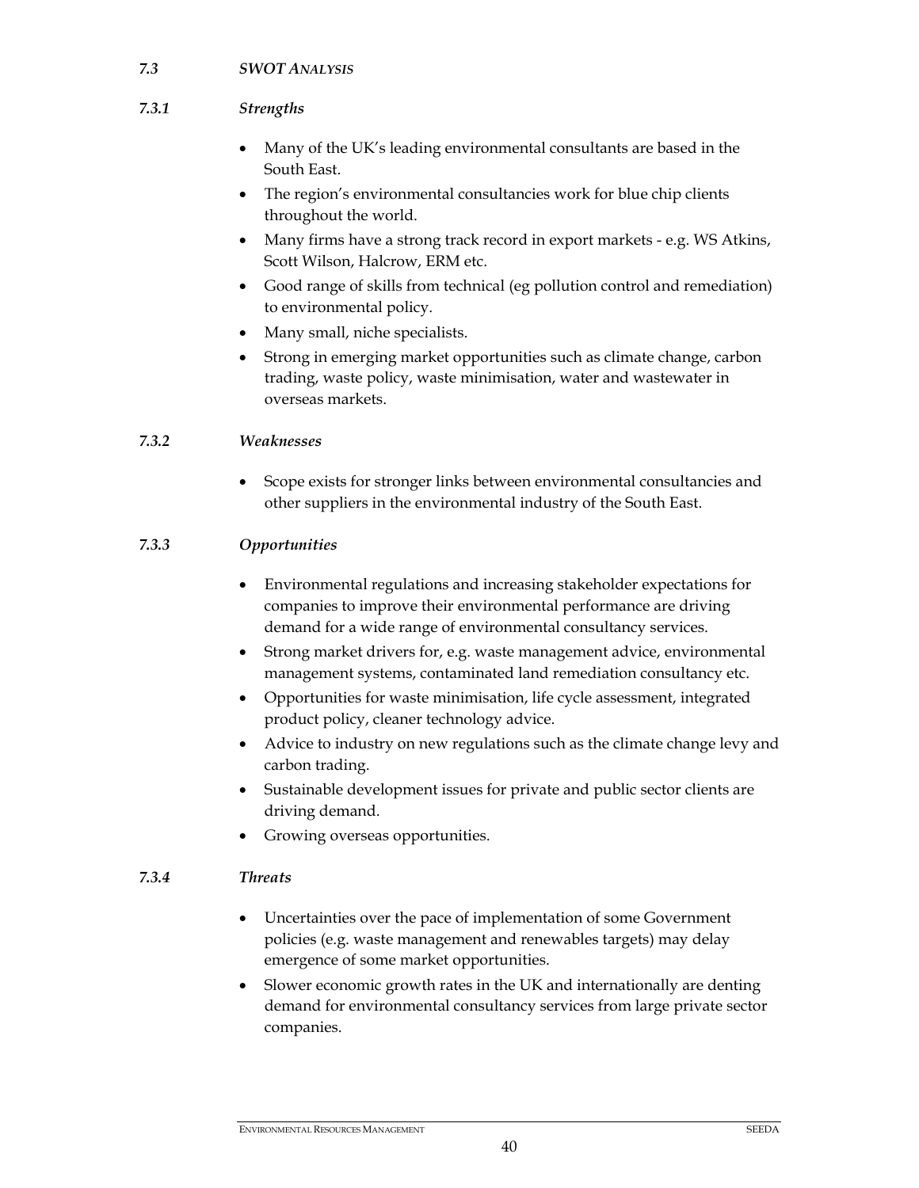### 7.3 *SWOT Analysis*

#### 7.3.1 *Strengths*

- Many of the UK's leading environmental consultants are based in the South East.
- The region's environmental consultancies work for blue chip clients throughout the world.
- Many firms have a strong track record in export markets - e.g. WS Atkins, Scott Wilson, Halcrow, ERM etc.
- Good range of skills from technical (eg pollution control and remediation) to environmental policy.
- Many small, niche specialists.
- Strong in emerging market opportunities such as climate change, carbon trading, waste policy, waste minimisation, water and wastewater in overseas markets.

#### 7.3.2 *Weaknesses*

- Scope exists for stronger links between environmental consultancies and other suppliers in the environmental industry of the South East.

#### 7.3.3 *Opportunities*

- Environmental regulations and increasing stakeholder expectations for companies to improve their environmental performance are driving demand for a wide range of environmental consultancy services.
- Strong market drivers for, e.g. waste management advice, environmental management systems, contaminated land remediation consultancy etc.
- Opportunities for waste minimisation, life cycle assessment, integrated product policy, cleaner technology advice.
- Advice to industry on new regulations such as the climate change levy and carbon trading.
- Sustainable development issues for private and public sector clients are driving demand.
- Growing overseas opportunities.

#### 7.3.4 *Threats*

- Uncertainties over the pace of implementation of some Government policies (e.g. waste management and renewables targets) may delay emergence of some market opportunities.
- Slower economic growth rates in the UK and internationally are denting demand for environmental consultancy services from large private sector companies.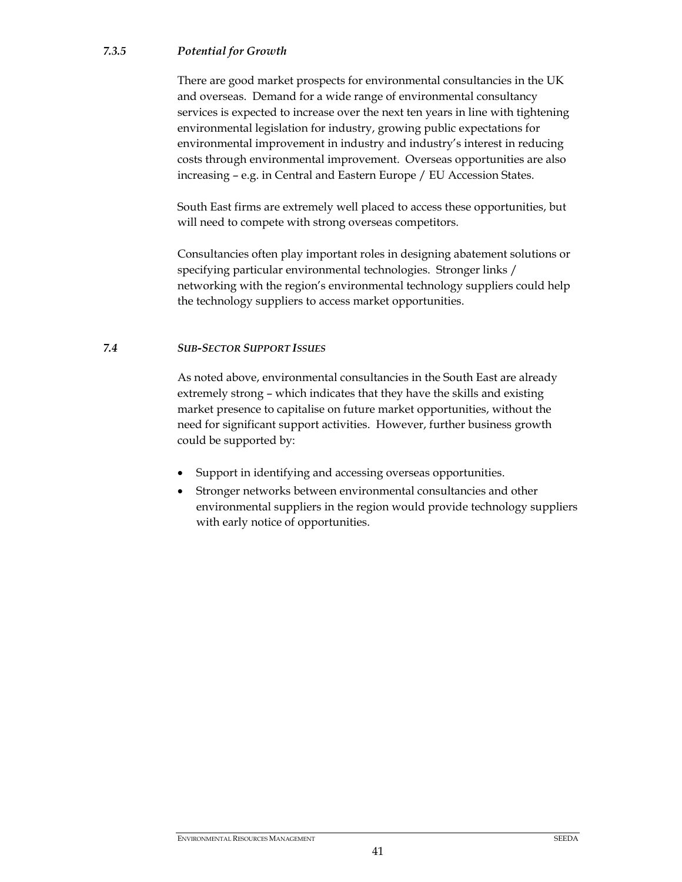#### *7.3.5 Potential for Growth*

There are good market prospects for environmental consultancies in the UK and overseas. Demand for a wide range of environmental consultancy services is expected to increase over the next ten years in line with tightening environmental legislation for industry, growing public expectations for environmental improvement in industry and industry's interest in reducing costs through environmental improvement. Overseas opportunities are also increasing – e.g. in Central and Eastern Europe / EU Accession States.

South East firms are extremely well placed to access these opportunities, but will need to compete with strong overseas competitors.

Consultancies often play important roles in designing abatement solutions or specifying particular environmental technologies. Stronger links / networking with the region's environmental technology suppliers could help the technology suppliers to access market opportunities.

### *7.4 SUB-SECTOR SUPPORT ISSUES*

As noted above, environmental consultancies in the South East are already extremely strong – which indicates that they have the skills and existing market presence to capitalise on future market opportunities, without the need for significant support activities. However, further business growth could be supported by:

- Support in identifying and accessing overseas opportunities.
- Stronger networks between environmental consultancies and other environmental suppliers in the region would provide technology suppliers with early notice of opportunities.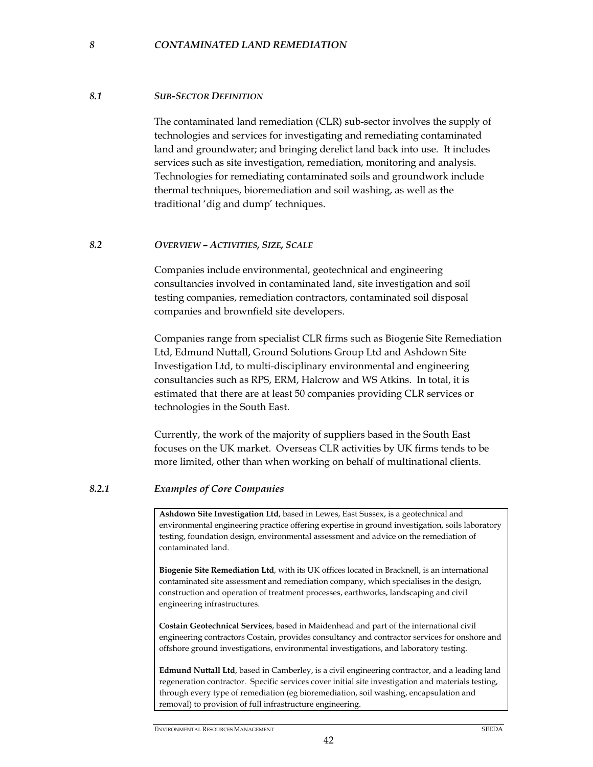# *8 CONTAMINATED LAND REMEDIATION*

## *8.1 SUB-SECTOR DEFINITION*

The contaminated land remediation (CLR) sub-sector involves the supply of technologies and services for investigating and remediating contaminated land and groundwater; and bringing derelict land back into use. It includes services such as site investigation, remediation, monitoring and analysis. Technologies for remediating contaminated soils and groundwork include thermal techniques, bioremediation and soil washing, as well as the traditional 'dig and dump' techniques.

## *8.2 OVERVIEW – ACTIVITIES, SIZE, SCALE*

Companies include environmental, geotechnical and engineering consultancies involved in contaminated land, site investigation and soil testing companies, remediation contractors, contaminated soil disposal companies and brownfield site developers.

Companies range from specialist CLR firms such as Biogenie Site Remediation Ltd, Edmund Nuttall, Ground Solutions Group Ltd and Ashdown Site Investigation Ltd, to multi-disciplinary environmental and engineering consultancies such as RPS, ERM, Halcrow and WS Atkins. In total, it is estimated that there are at least 50 companies providing CLR services or technologies in the South East.

Currently, the work of the majority of suppliers based in the South East focuses on the UK market. Overseas CLR activities by UK firms tends to be more limited, other than when working on behalf of multinational clients.

### *8.2.1 Examples of Core Companies*

**Ashdown Site Investigation Ltd**, based in Lewes, East Sussex, is a geotechnical and environmental engineering practice offering expertise in ground investigation, soils laboratory testing, foundation design, environmental assessment and advice on the remediation of contaminated land.

**Biogenie Site Remediation Ltd**, with its UK offices located in Bracknell, is an international contaminated site assessment and remediation company, which specialises in the design, construction and operation of treatment processes, earthworks, landscaping and civil engineering infrastructures.

**Costain Geotechnical Services**, based in Maidenhead and part of the international civil engineering contractors Costain, provides consultancy and contractor services for onshore and offshore ground investigations, environmental investigations, and laboratory testing.

**Edmund Nuttall Ltd**, based in Camberley, is a civil engineering contractor, and a leading land regeneration contractor. Specific services cover initial site investigation and materials testing, through every type of remediation (eg bioremediation, soil washing, encapsulation and removal) to provision of full infrastructure engineering.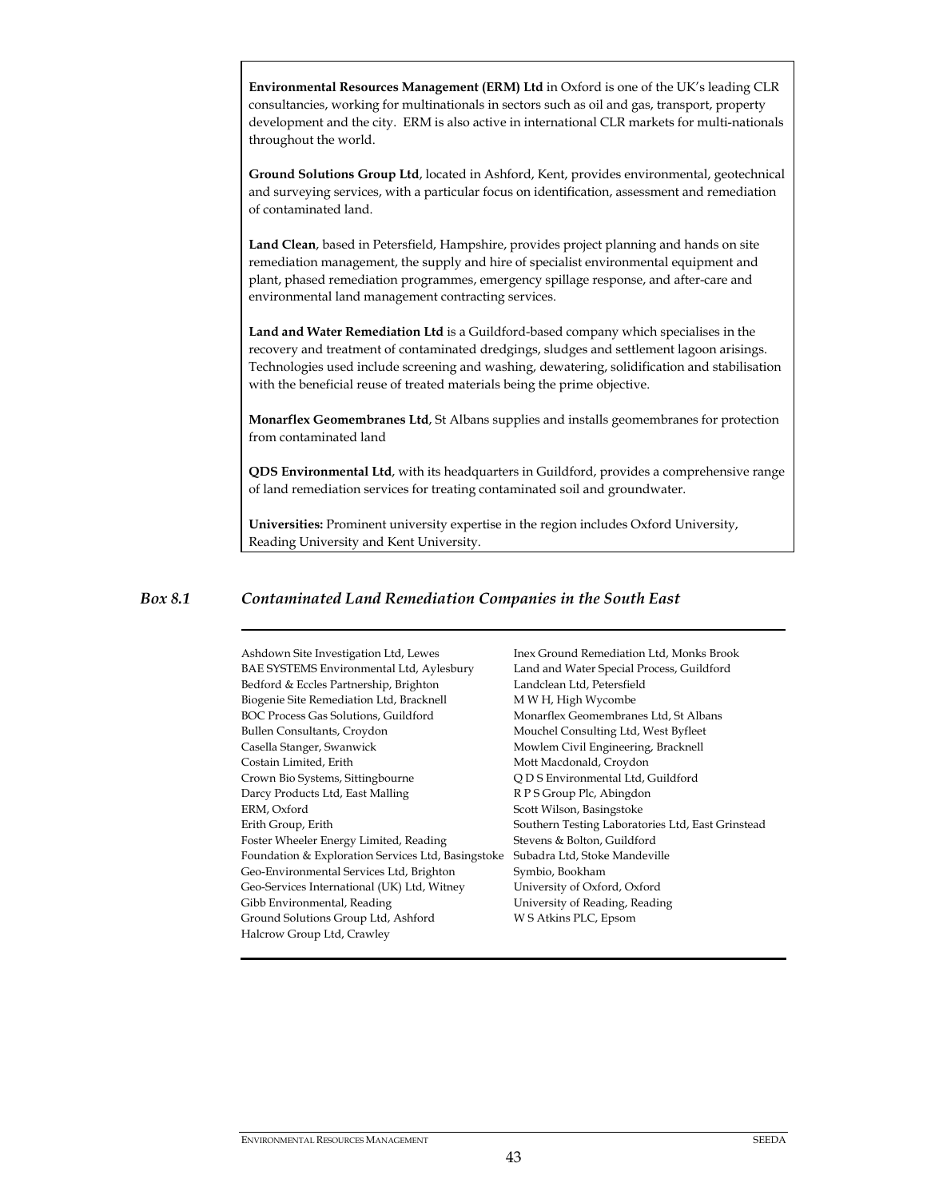**Environmental Resources Management (ERM) Ltd** in Oxford is one of the UK's leading CLR consultancies, working for multinationals in sectors such as oil and gas, transport, property development and the city. ERM is also active in international CLR markets for multi-nationals throughout the world.

**Ground Solutions Group Ltd**, located in Ashford, Kent, provides environmental, geotechnical and surveying services, with a particular focus on identification, assessment and remediation of contaminated land.

**Land Clean**, based in Petersfield, Hampshire, provides project planning and hands on site remediation management, the supply and hire of specialist environmental equipment and plant, phased remediation programmes, emergency spillage response, and after-care and environmental land management contracting services.

**Land and Water Remediation Ltd** is a Guildford-based company which specialises in the recovery and treatment of contaminated dredgings, sludges and settlement lagoon arisings. Technologies used include screening and washing, dewatering, solidification and stabilisation with the beneficial reuse of treated materials being the prime objective.

**Monarflex Geomembranes Ltd**, St Albans supplies and installs geomembranes for protection from contaminated land

**QDS Environmental Ltd**, with its headquarters in Guildford, provides a comprehensive range of land remediation services for treating contaminated soil and groundwater.

**Universities:** Prominent university expertise in the region includes Oxford University, Reading University and Kent University.

### *Box 8.1 Contaminated Land Remediation Companies in the South East*

Ashdown Site Investigation Ltd, Lewes
BAE SYSTEMS Environmental Ltd, Aylesbury
Bedford & Eccles Partnership, Brighton
Biogenie Site Remediation Ltd, Bracknell
BOC Process Gas Solutions, Guildford
Bullen Consultants, Croydon
Casella Stanger, Swanwick
Costain Limited, Erith
Crown Bio Systems, Sittingbourne
Darcy Products Ltd, East Malling
ERM, Oxford
Erith Group, Erith
Foster Wheeler Energy Limited, Reading
Foundation & Exploration Services Ltd, Basingstoke
Geo-Environmental Services Ltd, Brighton
Geo-Services International (UK) Ltd, Witney
Gibb Environmental, Reading
Ground Solutions Group Ltd, Ashford
Halcrow Group Ltd, Crawley
Inex Ground Remediation Ltd, Monks Brook
Land and Water Special Process, Guildford
Landclean Ltd, Petersfield
M W H, High Wycombe
Monarflex Geomembranes Ltd, St Albans
Mouchel Consulting Ltd, West Byfleet
Mowlem Civil Engineering, Bracknell
Mott Macdonald, Croydon
Q D S Environmental Ltd, Guildford
R P S Group Plc, Abingdon
Scott Wilson, Basingstoke
Southern Testing Laboratories Ltd, East Grinstead
Stevens & Bolton, Guildford
Subadra Ltd, Stoke Mandeville
Symbio, Bookham
University of Oxford, Oxford
University of Reading, Reading
W S Atkins PLC, Epsom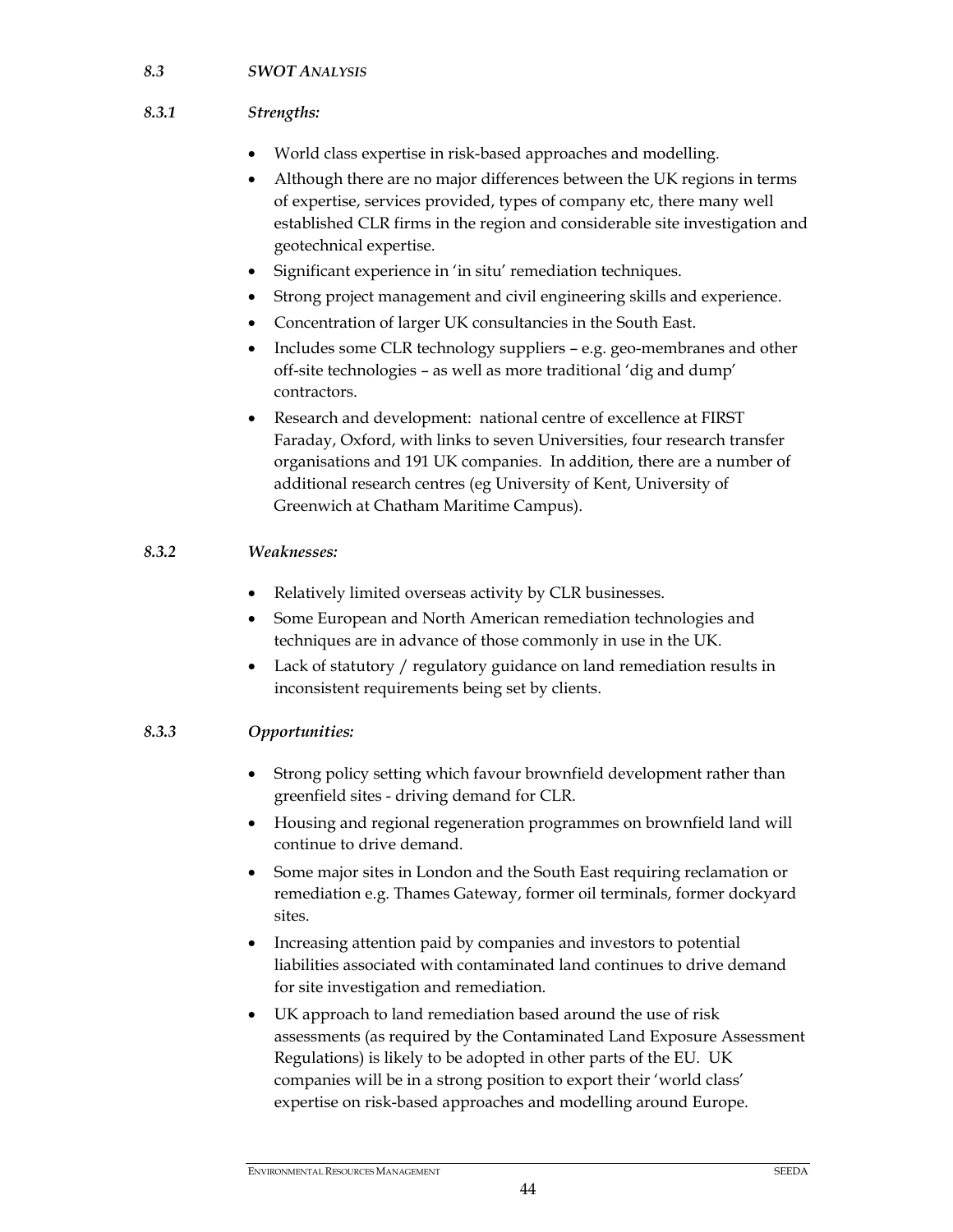### *8.3 SWOT ANALYSIS*

#### *8.3.1 Strengths:*

- World class expertise in risk-based approaches and modelling.
- Although there are no major differences between the UK regions in terms of expertise, services provided, types of company etc, there many well established CLR firms in the region and considerable site investigation and geotechnical expertise.
- Significant experience in 'in situ' remediation techniques.
- Strong project management and civil engineering skills and experience.
- Concentration of larger UK consultancies in the South East.
- Includes some CLR technology suppliers – e.g. geo-membranes and other off-site technologies – as well as more traditional 'dig and dump' contractors.
- Research and development: national centre of excellence at FIRST Faraday, Oxford, with links to seven Universities, four research transfer organisations and 191 UK companies. In addition, there are a number of additional research centres (eg University of Kent, University of Greenwich at Chatham Maritime Campus).

#### *8.3.2 Weaknesses:*

- Relatively limited overseas activity by CLR businesses.
- Some European and North American remediation technologies and techniques are in advance of those commonly in use in the UK.
- Lack of statutory / regulatory guidance on land remediation results in inconsistent requirements being set by clients.

#### *8.3.3 Opportunities:*

- Strong policy setting which favour brownfield development rather than greenfield sites - driving demand for CLR.
- Housing and regional regeneration programmes on brownfield land will continue to drive demand.
- Some major sites in London and the South East requiring reclamation or remediation e.g. Thames Gateway, former oil terminals, former dockyard sites.
- Increasing attention paid by companies and investors to potential liabilities associated with contaminated land continues to drive demand for site investigation and remediation.
- UK approach to land remediation based around the use of risk assessments (as required by the Contaminated Land Exposure Assessment Regulations) is likely to be adopted in other parts of the EU. UK companies will be in a strong position to export their 'world class' expertise on risk-based approaches and modelling around Europe.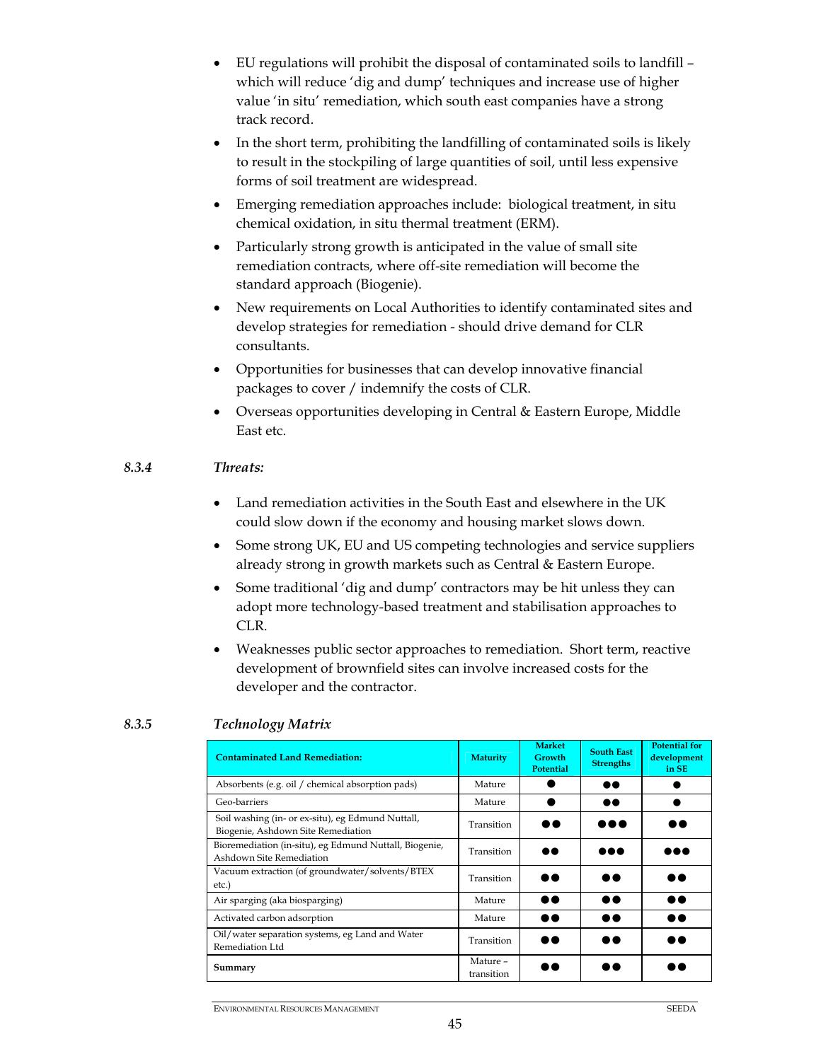- EU regulations will prohibit the disposal of contaminated soils to landfill – which will reduce 'dig and dump' techniques and increase use of higher value 'in situ' remediation, which south east companies have a strong track record.
- In the short term, prohibiting the landfilling of contaminated soils is likely to result in the stockpiling of large quantities of soil, until less expensive forms of soil treatment are widespread.
- Emerging remediation approaches include: biological treatment, in situ chemical oxidation, in situ thermal treatment (ERM).
- Particularly strong growth is anticipated in the value of small site remediation contracts, where off-site remediation will become the standard approach (Biogenie).
- New requirements on Local Authorities to identify contaminated sites and develop strategies for remediation - should drive demand for CLR consultants.
- Opportunities for businesses that can develop innovative financial packages to cover / indemnify the costs of CLR.
- Overseas opportunities developing in Central & Eastern Europe, Middle East etc.

### 8.3.4 *Threats:*

- Land remediation activities in the South East and elsewhere in the UK could slow down if the economy and housing market slows down.
- Some strong UK, EU and US competing technologies and service suppliers already strong in growth markets such as Central & Eastern Europe.
- Some traditional 'dig and dump' contractors may be hit unless they can adopt more technology-based treatment and stabilisation approaches to CLR.
- Weaknesses public sector approaches to remediation. Short term, reactive development of brownfield sites can involve increased costs for the developer and the contractor.

### 8.3.5 *Technology Matrix*

| **Contaminated Land Remediation:** | **Maturity** | **Market Growth Potential** | **South East Strengths** | **Potential for development in SE** |
|---|---|---|---|---|
| Absorbents (e.g. oil / chemical absorption pads) | Mature | ● | ●● | ● |
| Geo-barriers | Mature | ● | ●● | ● |
| Soil washing (in- or ex-situ), eg Edmund Nuttall, Biogenie, Ashdown Site Remediation | Transition | ●● | ●●● | ●● |
| Bioremediation (in-situ), eg Edmund Nuttall, Biogenie, Ashdown Site Remediation | Transition | ●● | ●●● | ●●● |
| Vacuum extraction (of groundwater/solvents/BTEX etc.) | Transition | ●● | ●● | ●● |
| Air sparging (aka biosparging) | Mature | ●● | ●● | ●● |
| Activated carbon adsorption | Mature | ●● | ●● | ●● |
| Oil/water separation systems, eg Land and Water Remediation Ltd | Transition | ●● | ●● | ●● |
| **Summary** | Mature – transition | ●● | ●● | ●● |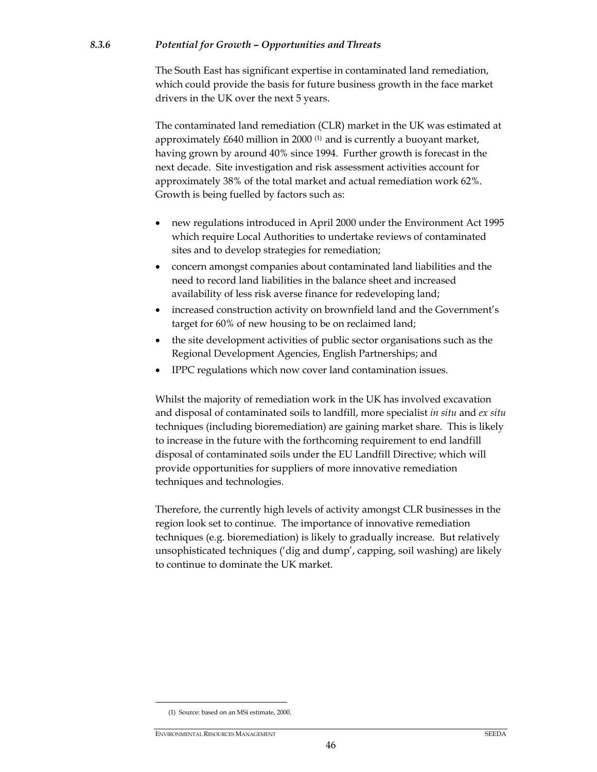### *8.3.6 Potential for Growth – Opportunities and Threats*

The South East has significant expertise in contaminated land remediation, which could provide the basis for future business growth in the face market drivers in the UK over the next 5 years.

The contaminated land remediation (CLR) market in the UK was estimated at approximately £640 million in 2000 [(1)] and is currently a buoyant market, having grown by around 40% since 1994. Further growth is forecast in the next decade. Site investigation and risk assessment activities account for approximately 38% of the total market and actual remediation work 62%. Growth is being fuelled by factors such as:

- new regulations introduced in April 2000 under the Environment Act 1995 which require Local Authorities to undertake reviews of contaminated sites and to develop strategies for remediation;
- concern amongst companies about contaminated land liabilities and the need to record land liabilities in the balance sheet and increased availability of less risk averse finance for redeveloping land;
- increased construction activity on brownfield land and the Government's target for 60% of new housing to be on reclaimed land;
- the site development activities of public sector organisations such as the Regional Development Agencies, English Partnerships; and
- IPPC regulations which now cover land contamination issues.

Whilst the majority of remediation work in the UK has involved excavation and disposal of contaminated soils to landfill, more specialist *in situ* and *ex situ* techniques (including bioremediation) are gaining market share. This is likely to increase in the future with the forthcoming requirement to end landfill disposal of contaminated soils under the EU Landfill Directive; which will provide opportunities for suppliers of more innovative remediation techniques and technologies.

Therefore, the currently high levels of activity amongst CLR businesses in the region look set to continue. The importance of innovative remediation techniques (e.g. bioremediation) is likely to gradually increase. But relatively unsophisticated techniques ('dig and dump', capping, soil washing) are likely to continue to dominate the UK market.

---

(1) Source: based on an MSi estimate, 2000.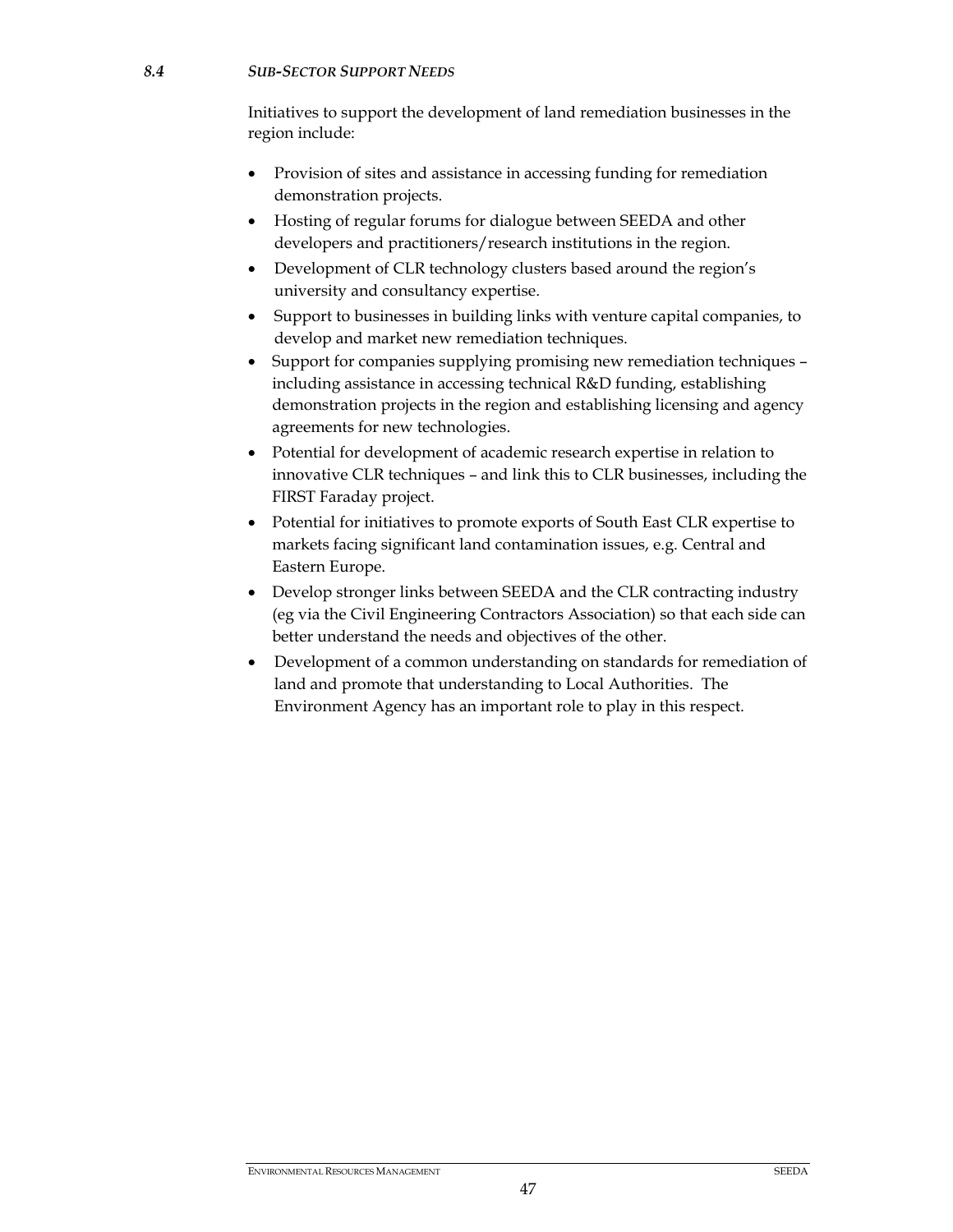### 8.4 *SUB-SECTOR SUPPORT NEEDS*

Initiatives to support the development of land remediation businesses in the region include:

- Provision of sites and assistance in accessing funding for remediation demonstration projects.
- Hosting of regular forums for dialogue between SEEDA and other developers and practitioners/research institutions in the region.
- Development of CLR technology clusters based around the region's university and consultancy expertise.
- Support to businesses in building links with venture capital companies, to develop and market new remediation techniques.
- Support for companies supplying promising new remediation techniques – including assistance in accessing technical R&D funding, establishing demonstration projects in the region and establishing licensing and agency agreements for new technologies.
- Potential for development of academic research expertise in relation to innovative CLR techniques – and link this to CLR businesses, including the FIRST Faraday project.
- Potential for initiatives to promote exports of South East CLR expertise to markets facing significant land contamination issues, e.g. Central and Eastern Europe.
- Develop stronger links between SEEDA and the CLR contracting industry (eg via the Civil Engineering Contractors Association) so that each side can better understand the needs and objectives of the other.
- Development of a common understanding on standards for remediation of land and promote that understanding to Local Authorities. The Environment Agency has an important role to play in this respect.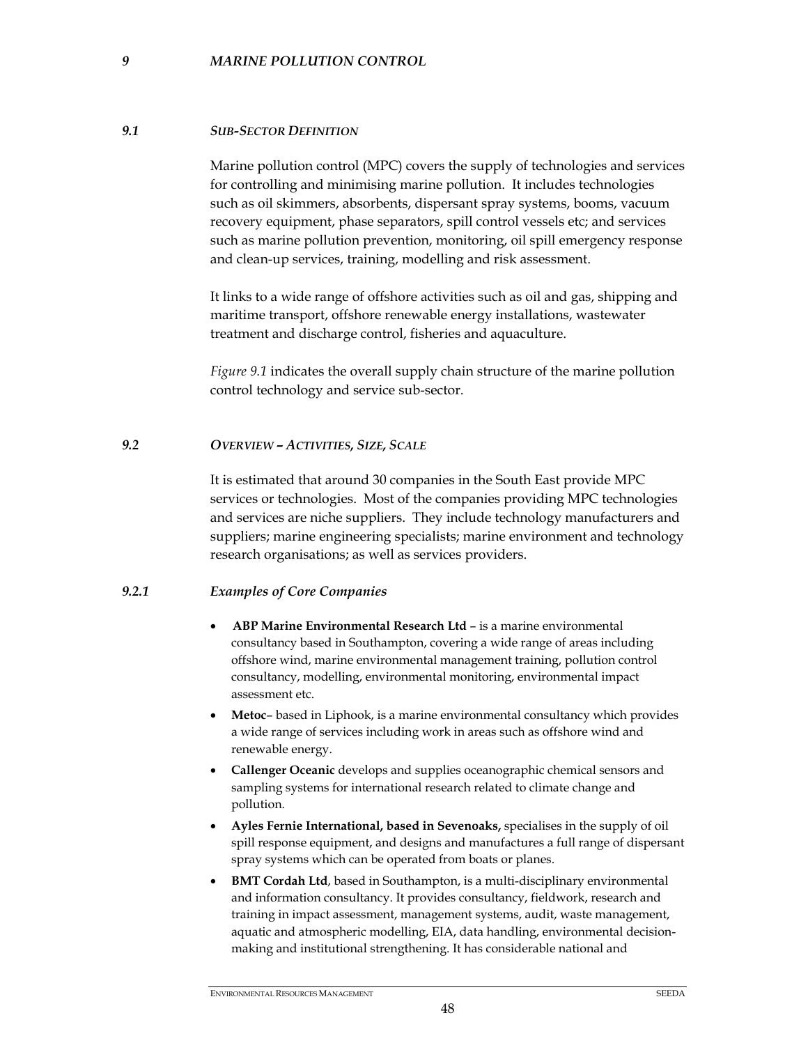# *9 MARINE POLLUTION CONTROL*

## *9.1 SUB-SECTOR DEFINITION*

Marine pollution control (MPC) covers the supply of technologies and services for controlling and minimising marine pollution. It includes technologies such as oil skimmers, absorbents, dispersant spray systems, booms, vacuum recovery equipment, phase separators, spill control vessels etc; and services such as marine pollution prevention, monitoring, oil spill emergency response and clean-up services, training, modelling and risk assessment.

It links to a wide range of offshore activities such as oil and gas, shipping and maritime transport, offshore renewable energy installations, wastewater treatment and discharge control, fisheries and aquaculture.

*Figure 9.1* indicates the overall supply chain structure of the marine pollution control technology and service sub-sector.

## *9.2 OVERVIEW – ACTIVITIES, SIZE, SCALE*

It is estimated that around 30 companies in the South East provide MPC services or technologies. Most of the companies providing MPC technologies and services are niche suppliers. They include technology manufacturers and suppliers; marine engineering specialists; marine environment and technology research organisations; as well as services providers.

### *9.2.1 Examples of Core Companies*

- **ABP Marine Environmental Research Ltd** – is a marine environmental consultancy based in Southampton, covering a wide range of areas including offshore wind, marine environmental management training, pollution control consultancy, modelling, environmental monitoring, environmental impact assessment etc.
- **Metoc**– based in Liphook, is a marine environmental consultancy which provides a wide range of services including work in areas such as offshore wind and renewable energy.
- **Callenger Oceanic** develops and supplies oceanographic chemical sensors and sampling systems for international research related to climate change and pollution.
- **Ayles Fernie International, based in Sevenoaks,** specialises in the supply of oil spill response equipment, and designs and manufactures a full range of dispersant spray systems which can be operated from boats or planes.
- **BMT Cordah Ltd**, based in Southampton, is a multi-disciplinary environmental and information consultancy. It provides consultancy, fieldwork, research and training in impact assessment, management systems, audit, waste management, aquatic and atmospheric modelling, EIA, data handling, environmental decision-making and institutional strengthening. It has considerable national and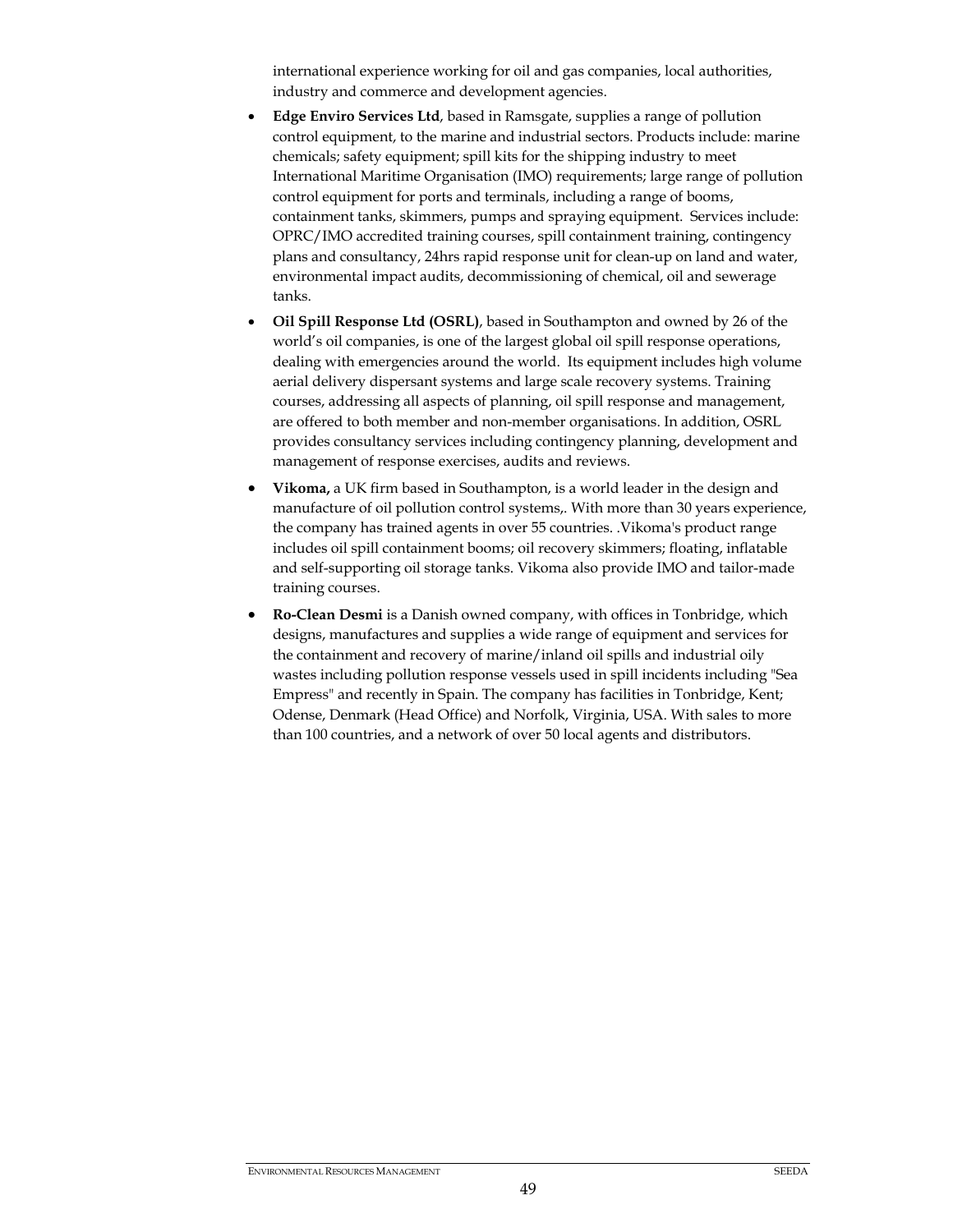international experience working for oil and gas companies, local authorities, industry and commerce and development agencies.

- **Edge Enviro Services Ltd**, based in Ramsgate, supplies a range of pollution control equipment, to the marine and industrial sectors. Products include: marine chemicals; safety equipment; spill kits for the shipping industry to meet International Maritime Organisation (IMO) requirements; large range of pollution control equipment for ports and terminals, including a range of booms, containment tanks, skimmers, pumps and spraying equipment. Services include: OPRC/IMO accredited training courses, spill containment training, contingency plans and consultancy, 24hrs rapid response unit for clean-up on land and water, environmental impact audits, decommissioning of chemical, oil and sewerage tanks.
- **Oil Spill Response Ltd (OSRL)**, based in Southampton and owned by 26 of the world's oil companies, is one of the largest global oil spill response operations, dealing with emergencies around the world. Its equipment includes high volume aerial delivery dispersant systems and large scale recovery systems. Training courses, addressing all aspects of planning, oil spill response and management, are offered to both member and non-member organisations. In addition, OSRL provides consultancy services including contingency planning, development and management of response exercises, audits and reviews.
- **Vikoma,** a UK firm based in Southampton, is a world leader in the design and manufacture of oil pollution control systems,. With more than 30 years experience, the company has trained agents in over 55 countries. .Vikoma's product range includes oil spill containment booms; oil recovery skimmers; floating, inflatable and self-supporting oil storage tanks. Vikoma also provide IMO and tailor-made training courses.
- **Ro-Clean Desmi** is a Danish owned company, with offices in Tonbridge, which designs, manufactures and supplies a wide range of equipment and services for the containment and recovery of marine/inland oil spills and industrial oily wastes including pollution response vessels used in spill incidents including "Sea Empress" and recently in Spain. The company has facilities in Tonbridge, Kent; Odense, Denmark (Head Office) and Norfolk, Virginia, USA. With sales to more than 100 countries, and a network of over 50 local agents and distributors.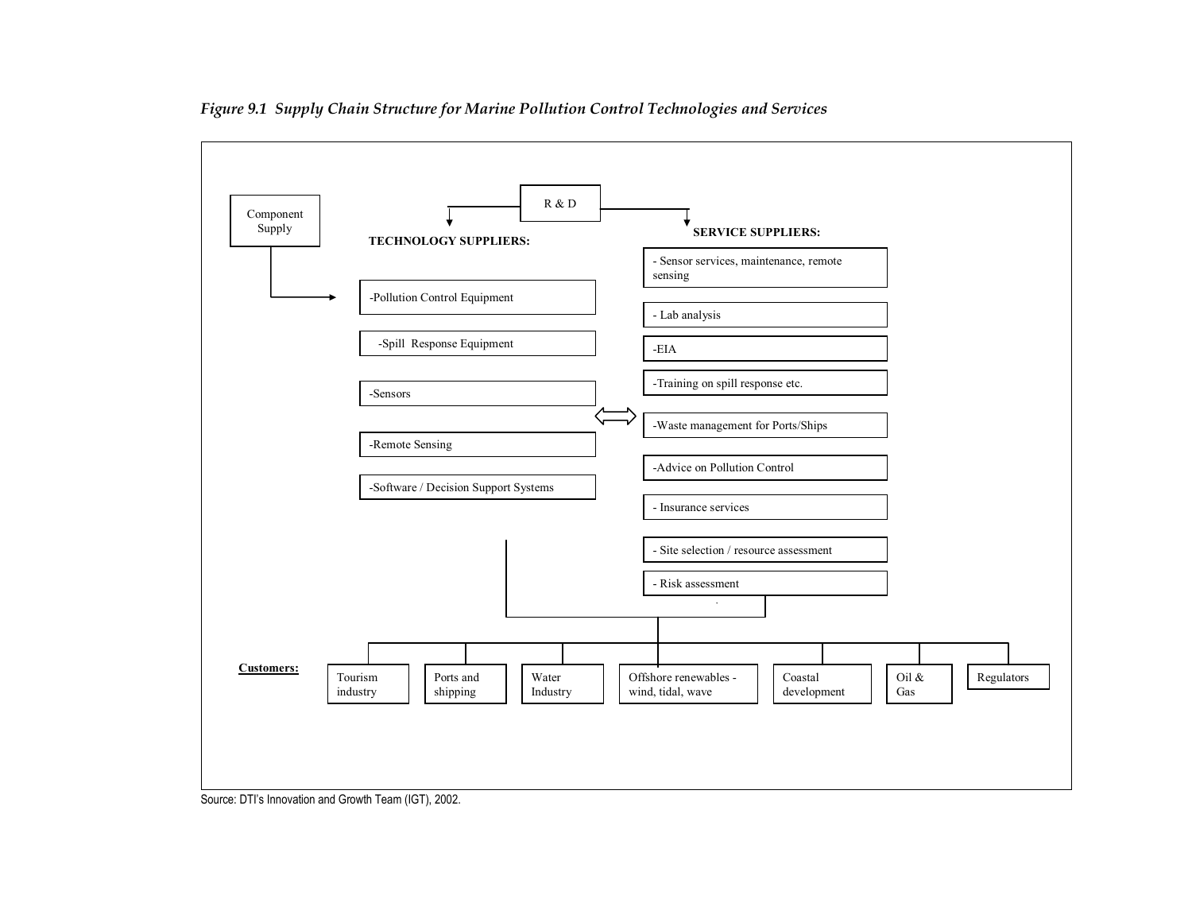*Figure 9.1 Supply Chain Structure for Marine Pollution Control Technologies and Services*

Component Supply

R & D

**TECHNOLOGY SUPPLIERS:**

-Pollution Control Equipment

-Spill Response Equipment

-Sensors

-Remote Sensing

-Software / Decision Support Systems

**SERVICE SUPPLIERS:**

- Sensor services, maintenance, remote sensing

- Lab analysis

-EIA

-Training on spill response etc.

-Waste management for Ports/Ships

-Advice on Pollution Control

- Insurance services

- Site selection / resource assessment

- Risk assessment

**Customers:**

Tourism industry

Ports and shipping

Water Industry

Offshore renewables - wind, tidal, wave

Coastal development

Oil & Gas

Regulators

Source: DTI's Innovation and Growth Team (IGT), 2002.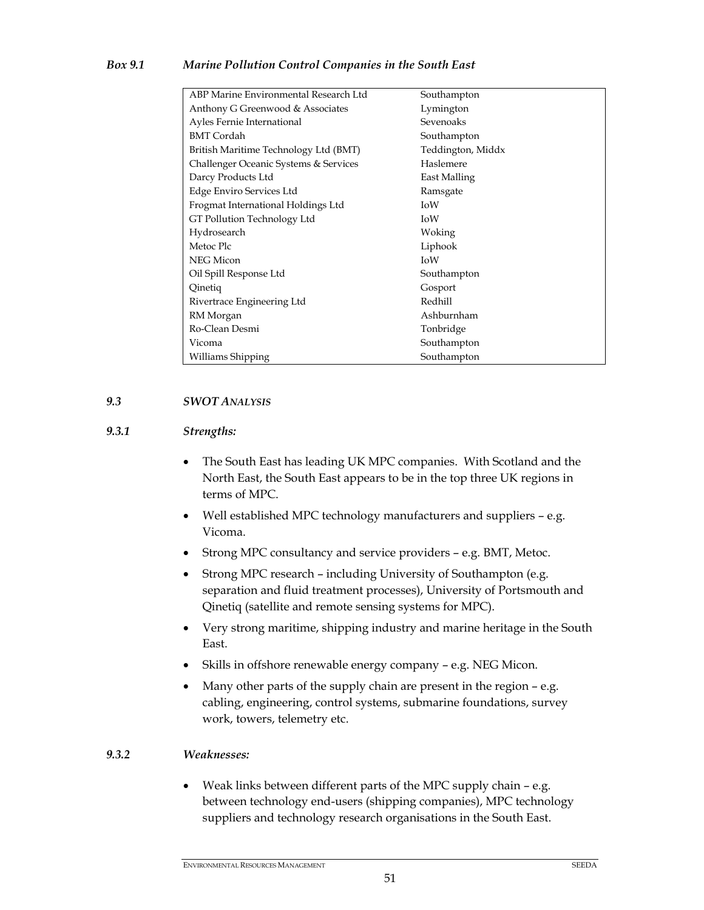*Box 9.1 Marine Pollution Control Companies in the South East*

| | |
|---|---|
| ABP Marine Environmental Research Ltd | Southampton |
| Anthony G Greenwood & Associates | Lymington |
| Ayles Fernie International | Sevenoaks |
| BMT Cordah | Southampton |
| British Maritime Technology Ltd (BMT) | Teddington, Middx |
| Challenger Oceanic Systems & Services | Haslemere |
| Darcy Products Ltd | East Malling |
| Edge Enviro Services Ltd | Ramsgate |
| Frogmat International Holdings Ltd | IoW |
| GT Pollution Technology Ltd | IoW |
| Hydrosearch | Woking |
| Metoc Plc | Liphook |
| NEG Micon | IoW |
| Oil Spill Response Ltd | Southampton |
| Qinetiq | Gosport |
| Rivertrace Engineering Ltd | Redhill |
| RM Morgan | Ashburnham |
| Ro-Clean Desmi | Tonbridge |
| Vicoma | Southampton |
| Williams Shipping | Southampton |

### 9.3 SWOT ANALYSIS

#### 9.3.1 Strengths:

- The South East has leading UK MPC companies. With Scotland and the North East, the South East appears to be in the top three UK regions in terms of MPC.
- Well established MPC technology manufacturers and suppliers – e.g. Vicoma.
- Strong MPC consultancy and service providers – e.g. BMT, Metoc.
- Strong MPC research – including University of Southampton (e.g. separation and fluid treatment processes), University of Portsmouth and Qinetiq (satellite and remote sensing systems for MPC).
- Very strong maritime, shipping industry and marine heritage in the South East.
- Skills in offshore renewable energy company – e.g. NEG Micon.
- Many other parts of the supply chain are present in the region – e.g. cabling, engineering, control systems, submarine foundations, survey work, towers, telemetry etc.

#### 9.3.2 Weaknesses:

- Weak links between different parts of the MPC supply chain – e.g. between technology end-users (shipping companies), MPC technology suppliers and technology research organisations in the South East.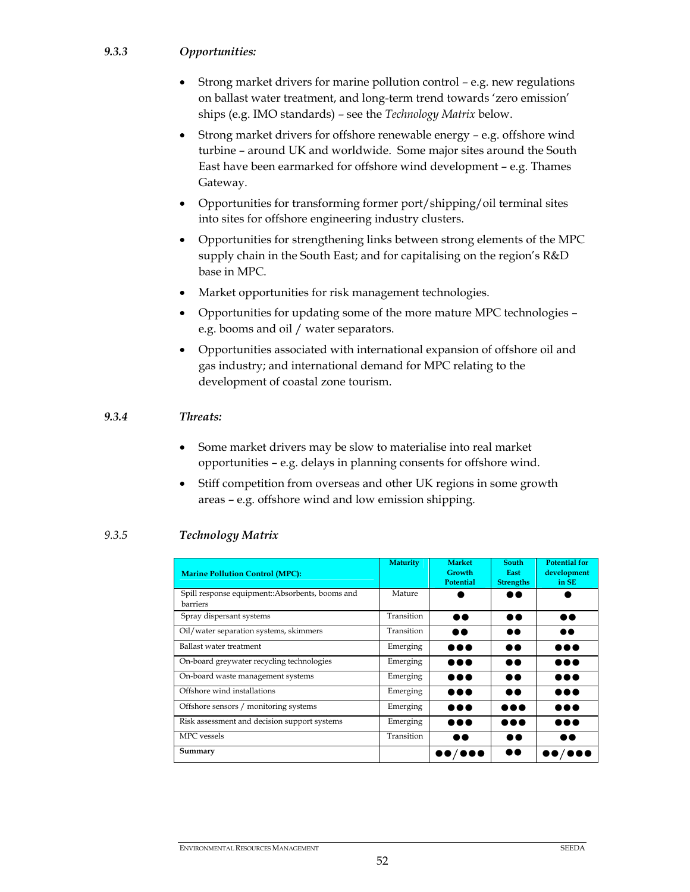### 9.3.3 *Opportunities:*

- Strong market drivers for marine pollution control – e.g. new regulations on ballast water treatment, and long-term trend towards 'zero emission' ships (e.g. IMO standards) – see the *Technology Matrix* below.
- Strong market drivers for offshore renewable energy – e.g. offshore wind turbine – around UK and worldwide. Some major sites around the South East have been earmarked for offshore wind development – e.g. Thames Gateway.
- Opportunities for transforming former port/shipping/oil terminal sites into sites for offshore engineering industry clusters.
- Opportunities for strengthening links between strong elements of the MPC supply chain in the South East; and for capitalising on the region's R&D base in MPC.
- Market opportunities for risk management technologies.
- Opportunities for updating some of the more mature MPC technologies – e.g. booms and oil / water separators.
- Opportunities associated with international expansion of offshore oil and gas industry; and international demand for MPC relating to the development of coastal zone tourism.

### 9.3.4 *Threats:*

- Some market drivers may be slow to materialise into real market opportunities – e.g. delays in planning consents for offshore wind.
- Stiff competition from overseas and other UK regions in some growth areas – e.g. offshore wind and low emission shipping.

### 9.3.5 *Technology Matrix*

| **Marine Pollution Control (MPC):** | **Maturity** | **Market Growth Potential** | **South East Strengths** | **Potential for development in SE** |
|---|---|---|---|---|
| Spill response equipment::Absorbents, booms and barriers | Mature | ● | ●● | ● |
| Spray dispersant systems | Transition | ●● | ●● | ●● |
| Oil/water separation systems, skimmers | Transition | ●● | ●● | ●● |
| Ballast water treatment | Emerging | ●●● | ●● | ●●● |
| On-board greywater recycling technologies | Emerging | ●●● | ●● | ●●● |
| On-board waste management systems | Emerging | ●●● | ●● | ●●● |
| Offshore wind installations | Emerging | ●●● | ●● | ●●● |
| Offshore sensors / monitoring systems | Emerging | ●●● | ●●● | ●●● |
| Risk assessment and decision support systems | Emerging | ●●● | ●●● | ●●● |
| MPC vessels | Transition | ●● | ●● | ●● |
| **Summary** | | ●●/●●● | ●● | ●●/●●● |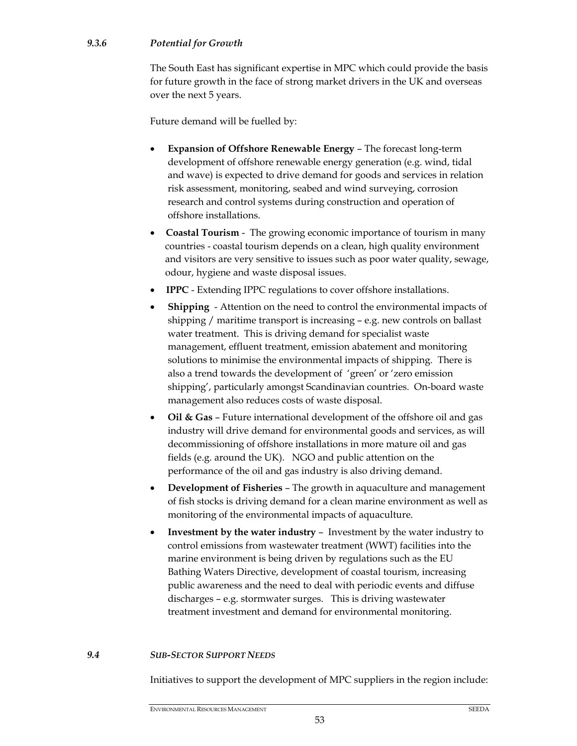### *9.3.6 Potential for Growth*

The South East has significant expertise in MPC which could provide the basis for future growth in the face of strong market drivers in the UK and overseas over the next 5 years.

Future demand will be fuelled by:

- **Expansion of Offshore Renewable Energy** – The forecast long-term development of offshore renewable energy generation (e.g. wind, tidal and wave) is expected to drive demand for goods and services in relation risk assessment, monitoring, seabed and wind surveying, corrosion research and control systems during construction and operation of offshore installations.
- **Coastal Tourism** - The growing economic importance of tourism in many countries - coastal tourism depends on a clean, high quality environment and visitors are very sensitive to issues such as poor water quality, sewage, odour, hygiene and waste disposal issues.
- **IPPC** - Extending IPPC regulations to cover offshore installations.
- **Shipping** - Attention on the need to control the environmental impacts of shipping / maritime transport is increasing – e.g. new controls on ballast water treatment. This is driving demand for specialist waste management, effluent treatment, emission abatement and monitoring solutions to minimise the environmental impacts of shipping. There is also a trend towards the development of 'green' or 'zero emission shipping', particularly amongst Scandinavian countries. On-board waste management also reduces costs of waste disposal.
- **Oil & Gas** – Future international development of the offshore oil and gas industry will drive demand for environmental goods and services, as will decommissioning of offshore installations in more mature oil and gas fields (e.g. around the UK). NGO and public attention on the performance of the oil and gas industry is also driving demand.
- **Development of Fisheries** – The growth in aquaculture and management of fish stocks is driving demand for a clean marine environment as well as monitoring of the environmental impacts of aquaculture.
- **Investment by the water industry** – Investment by the water industry to control emissions from wastewater treatment (WWT) facilities into the marine environment is being driven by regulations such as the EU Bathing Waters Directive, development of coastal tourism, increasing public awareness and the need to deal with periodic events and diffuse discharges – e.g. stormwater surges. This is driving wastewater treatment investment and demand for environmental monitoring.

## *9.4 SUB-SECTOR SUPPORT NEEDS*

Initiatives to support the development of MPC suppliers in the region include: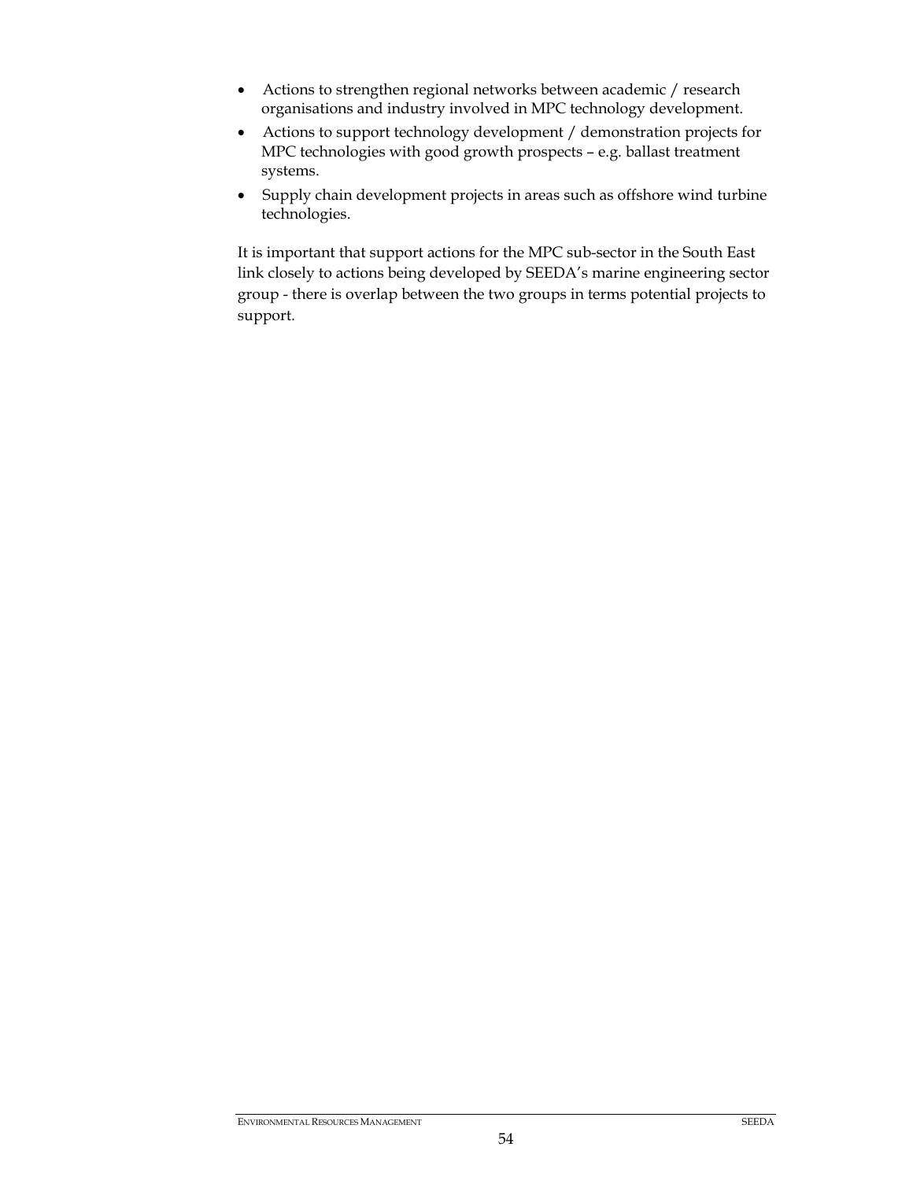- Actions to strengthen regional networks between academic / research organisations and industry involved in MPC technology development.
- Actions to support technology development / demonstration projects for MPC technologies with good growth prospects – e.g. ballast treatment systems.
- Supply chain development projects in areas such as offshore wind turbine technologies.

It is important that support actions for the MPC sub-sector in the South East link closely to actions being developed by SEEDA's marine engineering sector group - there is overlap between the two groups in terms potential projects to support.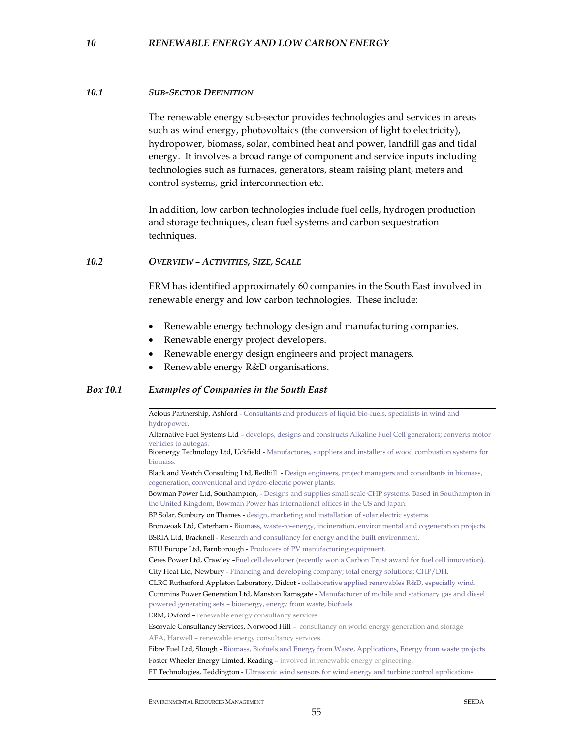## 10 RENEWABLE ENERGY AND LOW CARBON ENERGY

### 10.1 *SUB-SECTOR DEFINITION*

The renewable energy sub-sector provides technologies and services in areas such as wind energy, photovoltaics (the conversion of light to electricity), hydropower, biomass, solar, combined heat and power, landfill gas and tidal energy. It involves a broad range of component and service inputs including technologies such as furnaces, generators, steam raising plant, meters and control systems, grid interconnection etc.

In addition, low carbon technologies include fuel cells, hydrogen production and storage techniques, clean fuel systems and carbon sequestration techniques.

### 10.2 *OVERVIEW – ACTIVITIES, SIZE, SCALE*

ERM has identified approximately 60 companies in the South East involved in renewable energy and low carbon technologies. These include:

- Renewable energy technology design and manufacturing companies.
- Renewable energy project developers.
- Renewable energy design engineers and project managers.
- Renewable energy R&D organisations.

**Box 10.1** ***Examples of Companies in the South East***

Aelous Partnership, Ashford - Consultants and producers of liquid bio-fuels, specialists in wind and hydropower.

Alternative Fuel Systems Ltd – develops, designs and constructs Alkaline Fuel Cell generators; converts motor vehicles to autogas.

Bioenergy Technology Ltd, Uckfield - Manufactures, suppliers and installers of wood combustion systems for biomass.

Black and Veatch Consulting Ltd, Redhill - Design engineers, project managers and consultants in biomass, cogeneration, conventional and hydro-electric power plants.

Bowman Power Ltd, Southampton, - Designs and supplies small scale CHP systems. Based in Southampton in the United Kingdom, Bowman Power has international offices in the US and Japan.

BP Solar, Sunbury on Thames - design, marketing and installation of solar electric systems.

Bronzeoak Ltd, Caterham - Biomass, waste-to-energy, incineration, environmental and cogeneration projects.

BSRIA Ltd, Bracknell - Research and consultancy for energy and the built environment.

BTU Europe Ltd, Farnborough - Producers of PV manufacturing equipment.

Ceres Power Ltd, Crawley –Fuel cell developer (recently won a Carbon Trust award for fuel cell innovation).

City Heat Ltd, Newbury - Financing and developing company; total energy solutions; CHP/DH.

CLRC Rutherford Appleton Laboratory, Didcot - collaborative applied renewables R&D, especially wind.

Cummins Power Generation Ltd, Manston Ramsgate - Manufacturer of mobile and stationary gas and diesel powered generating sets – bioenergy, energy from waste, biofuels.

ERM, Oxford – renewable energy consultancy services.

Escovale Consultancy Services, Norwood Hill – consultancy on world energy generation and storage

AEA, Harwell – renewable energy consultancy services.

Fibre Fuel Ltd, Slough - Biomass, Biofuels and Energy from Waste, Applications, Energy from waste projects

Foster Wheeler Energy Limted, Reading – involved in renewable energy engineering.

FT Technologies, Teddington - Ultrasonic wind sensors for wind energy and turbine control applications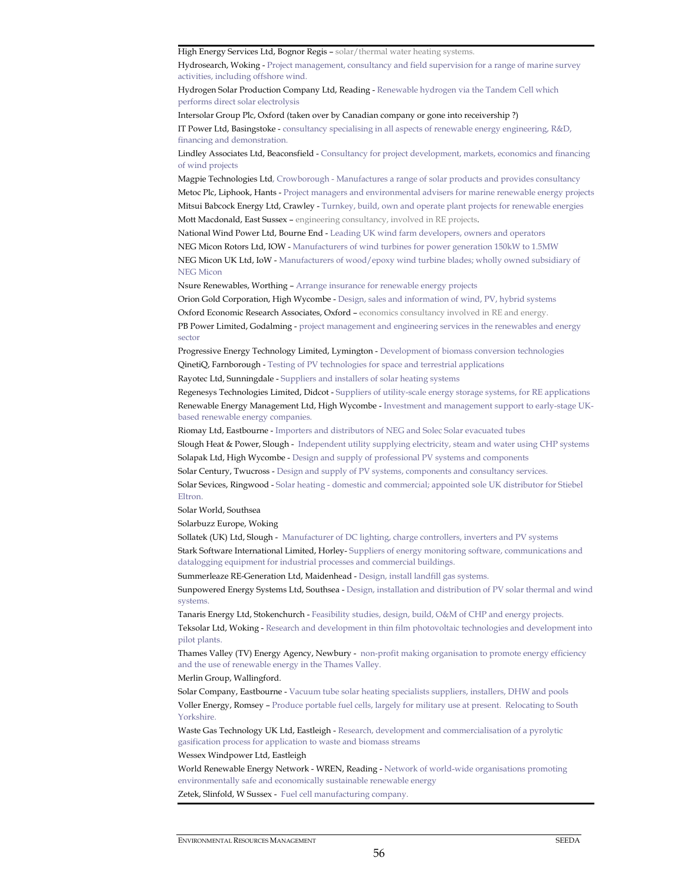High Energy Services Ltd, Bognor Regis – solar/thermal water heating systems.

Hydrosearch, Woking - Project management, consultancy and field supervision for a range of marine survey activities, including offshore wind.

Hydrogen Solar Production Company Ltd, Reading - Renewable hydrogen via the Tandem Cell which performs direct solar electrolysis

Intersolar Group Plc, Oxford (taken over by Canadian company or gone into receivership ?)

IT Power Ltd, Basingstoke - consultancy specialising in all aspects of renewable energy engineering, R&D, financing and demonstration.

Lindley Associates Ltd, Beaconsfield - Consultancy for project development, markets, economics and financing of wind projects

Magpie Technologies Ltd, Crowborough - Manufactures a range of solar products and provides consultancy

Metoc Plc, Liphook, Hants - Project managers and environmental advisers for marine renewable energy projects

Mitsui Babcock Energy Ltd, Crawley - Turnkey, build, own and operate plant projects for renewable energies

Mott Macdonald, East Sussex – engineering consultancy, involved in RE projects.

National Wind Power Ltd, Bourne End - Leading UK wind farm developers, owners and operators

NEG Micon Rotors Ltd, IOW - Manufacturers of wind turbines for power generation 150kW to 1.5MW

NEG Micon UK Ltd, IoW - Manufacturers of wood/epoxy wind turbine blades; wholly owned subsidiary of NEG Micon

Nsure Renewables, Worthing – Arrange insurance for renewable energy projects

Orion Gold Corporation, High Wycombe - Design, sales and information of wind, PV, hybrid systems

Oxford Economic Research Associates, Oxford – economics consultancy involved in RE and energy.

PB Power Limited, Godalming - project management and engineering services in the renewables and energy sector

Progressive Energy Technology Limited, Lymington - Development of biomass conversion technologies

QinetiQ, Farnborough - Testing of PV technologies for space and terrestrial applications

Rayotec Ltd, Sunningdale - Suppliers and installers of solar heating systems

Regenesys Technologies Limited, Didcot - Suppliers of utility-scale energy storage systems, for RE applications

Renewable Energy Management Ltd, High Wycombe - Investment and management support to early-stage UK-based renewable energy companies.

Riomay Ltd, Eastbourne - Importers and distributors of NEG and Solec Solar evacuated tubes

Slough Heat & Power, Slough - Independent utility supplying electricity, steam and water using CHP systems

Solapak Ltd, High Wycombe - Design and supply of professional PV systems and components

Solar Century, Twucross - Design and supply of PV systems, components and consultancy services.

Solar Sevices, Ringwood - Solar heating - domestic and commercial; appointed sole UK distributor for Stiebel Eltron.

Solar World, Southsea

Solarbuzz Europe, Woking

Sollatek (UK) Ltd, Slough - Manufacturer of DC lighting, charge controllers, inverters and PV systems

Stark Software International Limited, Horley- Suppliers of energy monitoring software, communications and datalogging equipment for industrial processes and commercial buildings.

Summerleaze RE-Generation Ltd, Maidenhead - Design, install landfill gas systems.

Sunpowered Energy Systems Ltd, Southsea - Design, installation and distribution of PV solar thermal and wind systems.

Tanaris Energy Ltd, Stokenchurch - Feasibility studies, design, build, O&M of CHP and energy projects.

Teksolar Ltd, Woking - Research and development in thin film photovoltaic technologies and development into pilot plants.

Thames Valley (TV) Energy Agency, Newbury - non-profit making organisation to promote energy efficiency and the use of renewable energy in the Thames Valley.

Merlin Group, Wallingford.

Solar Company, Eastbourne - Vacuum tube solar heating specialists suppliers, installers, DHW and pools

Voller Energy, Romsey – Produce portable fuel cells, largely for military use at present. Relocating to South Yorkshire.

Waste Gas Technology UK Ltd, Eastleigh - Research, development and commercialisation of a pyrolytic gasification process for application to waste and biomass streams

Wessex Windpower Ltd, Eastleigh

World Renewable Energy Network - WREN, Reading - Network of world-wide organisations promoting environmentally safe and economically sustainable renewable energy

Zetek, Slinfold, W Sussex - Fuel cell manufacturing company.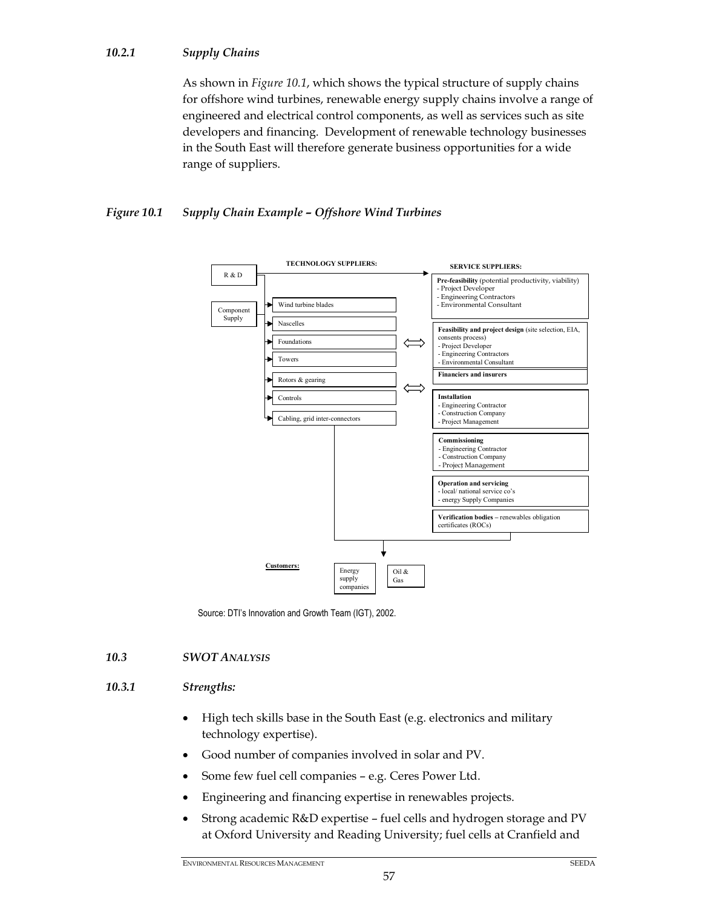#### 10.2.1 Supply Chains

As shown in *Figure 10.1*, which shows the typical structure of supply chains for offshore wind turbines, renewable energy supply chains involve a range of engineered and electrical control components, as well as services such as site developers and financing. Development of renewable technology businesses in the South East will therefore generate business opportunities for a wide range of suppliers.

*Figure 10.1 Supply Chain Example – Offshore Wind Turbines*

**TECHNOLOGY SUPPLIERS:**

- R & D
- Component Supply
  - Wind turbine blades
  - Nascelles
  - Foundations
  - Towers
  - Rotors & gearing
  - Controls
  - Cabling, grid inter-connectors

**SERVICE SUPPLIERS:**

- **Pre-feasibility** (potential productivity, viability)
  - Project Developer
  - Engineering Contractors
  - Environmental Consultant
- **Feasibility and project design** (site selection, EIA, consents process)
  - Project Developer
  - Engineering Contractors
  - Environmental Consultant
- **Financiers and insurers**
- **Installation**
  - Engineering Contractor
  - Construction Company
  - Project Management
- **Commissioning**
  - Engineering Contractor
  - Construction Company
  - Project Management
- **Operation and servicing**
  - local/ national service co's
  - energy Supply Companies
- **Verification bodies** – renewables obligation certificates (ROCs)

**Customers:**

- Energy supply companies
- Oil & Gas

Source: DTI's Innovation and Growth Team (IGT), 2002.

### 10.3 SWOT Analysis

#### 10.3.1 Strengths:

- High tech skills base in the South East (e.g. electronics and military technology expertise).
- Good number of companies involved in solar and PV.
- Some few fuel cell companies – e.g. Ceres Power Ltd.
- Engineering and financing expertise in renewables projects.
- Strong academic R&D expertise – fuel cells and hydrogen storage and PV at Oxford University and Reading University; fuel cells at Cranfield and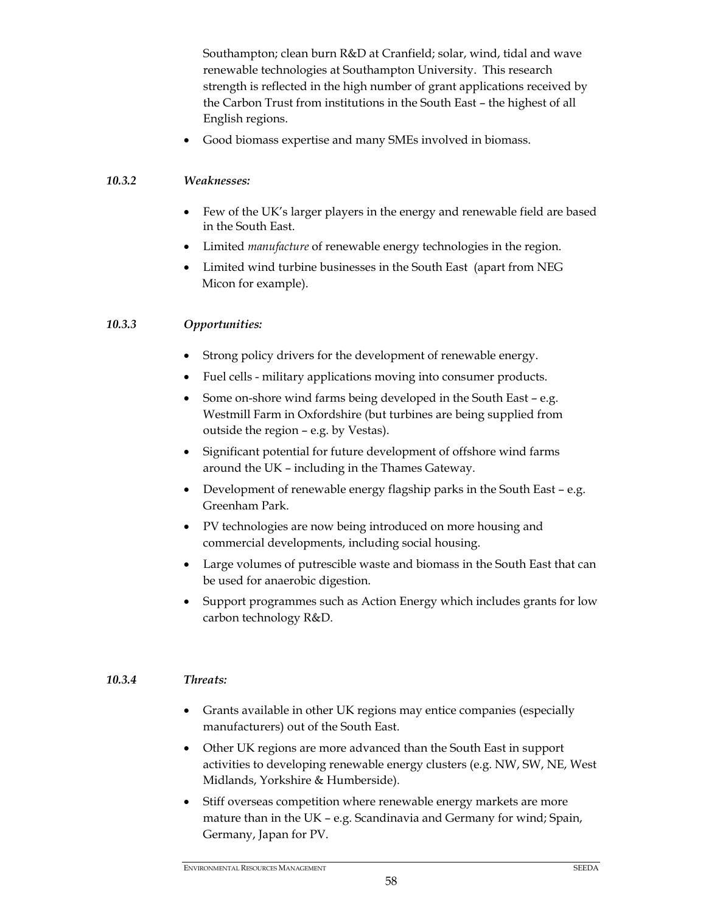Southampton; clean burn R&D at Cranfield; solar, wind, tidal and wave renewable technologies at Southampton University. This research strength is reflected in the high number of grant applications received by the Carbon Trust from institutions in the South East – the highest of all English regions.

- Good biomass expertise and many SMEs involved in biomass.

### *10.3.2 Weaknesses:*

- Few of the UK's larger players in the energy and renewable field are based in the South East.
- Limited *manufacture* of renewable energy technologies in the region.
- Limited wind turbine businesses in the South East (apart from NEG Micon for example).

### *10.3.3 Opportunities:*

- Strong policy drivers for the development of renewable energy.
- Fuel cells - military applications moving into consumer products.
- Some on-shore wind farms being developed in the South East – e.g. Westmill Farm in Oxfordshire (but turbines are being supplied from outside the region – e.g. by Vestas).
- Significant potential for future development of offshore wind farms around the UK – including in the Thames Gateway.
- Development of renewable energy flagship parks in the South East – e.g. Greenham Park.
- PV technologies are now being introduced on more housing and commercial developments, including social housing.
- Large volumes of putrescible waste and biomass in the South East that can be used for anaerobic digestion.
- Support programmes such as Action Energy which includes grants for low carbon technology R&D.

### *10.3.4 Threats:*

- Grants available in other UK regions may entice companies (especially manufacturers) out of the South East.
- Other UK regions are more advanced than the South East in support activities to developing renewable energy clusters (e.g. NW, SW, NE, West Midlands, Yorkshire & Humberside).
- Stiff overseas competition where renewable energy markets are more mature than in the UK – e.g. Scandinavia and Germany for wind; Spain, Germany, Japan for PV.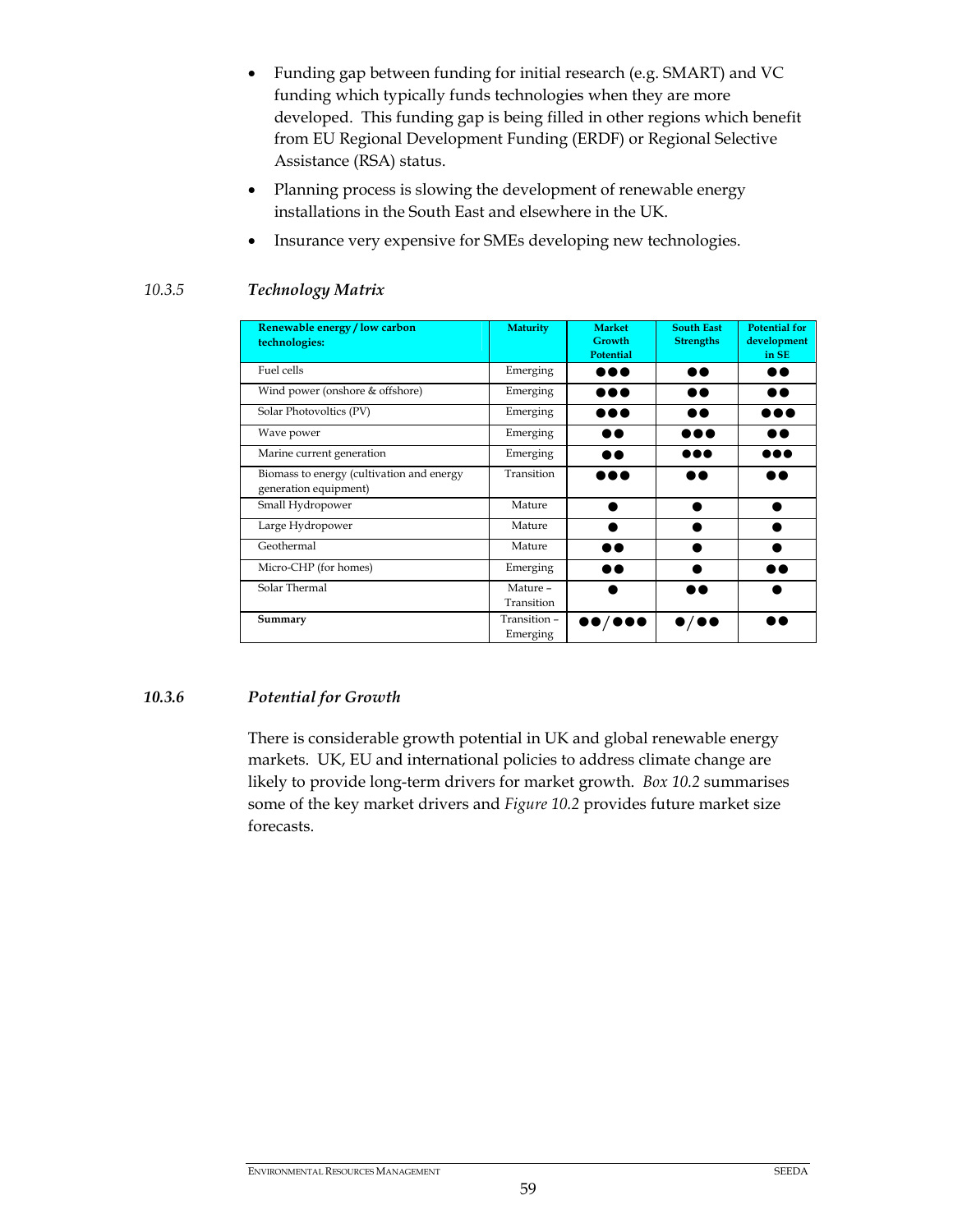- Funding gap between funding for initial research (e.g. SMART) and VC funding which typically funds technologies when they are more developed. This funding gap is being filled in other regions which benefit from EU Regional Development Funding (ERDF) or Regional Selective Assistance (RSA) status.
- Planning process is slowing the development of renewable energy installations in the South East and elsewhere in the UK.
- Insurance very expensive for SMEs developing new technologies.

### 10.3.5 *Technology Matrix*

| Renewable energy / low carbon technologies: | Maturity | Market Growth Potential | South East Strengths | Potential for development in SE |
|---|---|---|---|---|
| Fuel cells | Emerging | ●●● | ●● | ●● |
| Wind power (onshore & offshore) | Emerging | ●●● | ●● | ●● |
| Solar Photovoltics (PV) | Emerging | ●●● | ●● | ●●● |
| Wave power | Emerging | ●● | ●●● | ●● |
| Marine current generation | Emerging | ●● | ●●● | ●●● |
| Biomass to energy (cultivation and energy generation equipment) | Transition | ●●● | ●● | ●● |
| Small Hydropower | Mature | ● | ● | ● |
| Large Hydropower | Mature | ● | ● | ● |
| Geothermal | Mature | ●● | ● | ● |
| Micro-CHP (for homes) | Emerging | ●● | ● | ●● |
| Solar Thermal | Mature – Transition | ● | ●● | ● |
| **Summary** | Transition – Emerging | ●●/●●● | ●/●● | ●● |

### 10.3.6 *Potential for Growth*

There is considerable growth potential in UK and global renewable energy markets. UK, EU and international policies to address climate change are likely to provide long-term drivers for market growth. *Box 10.2* summarises some of the key market drivers and *Figure 10.2* provides future market size forecasts.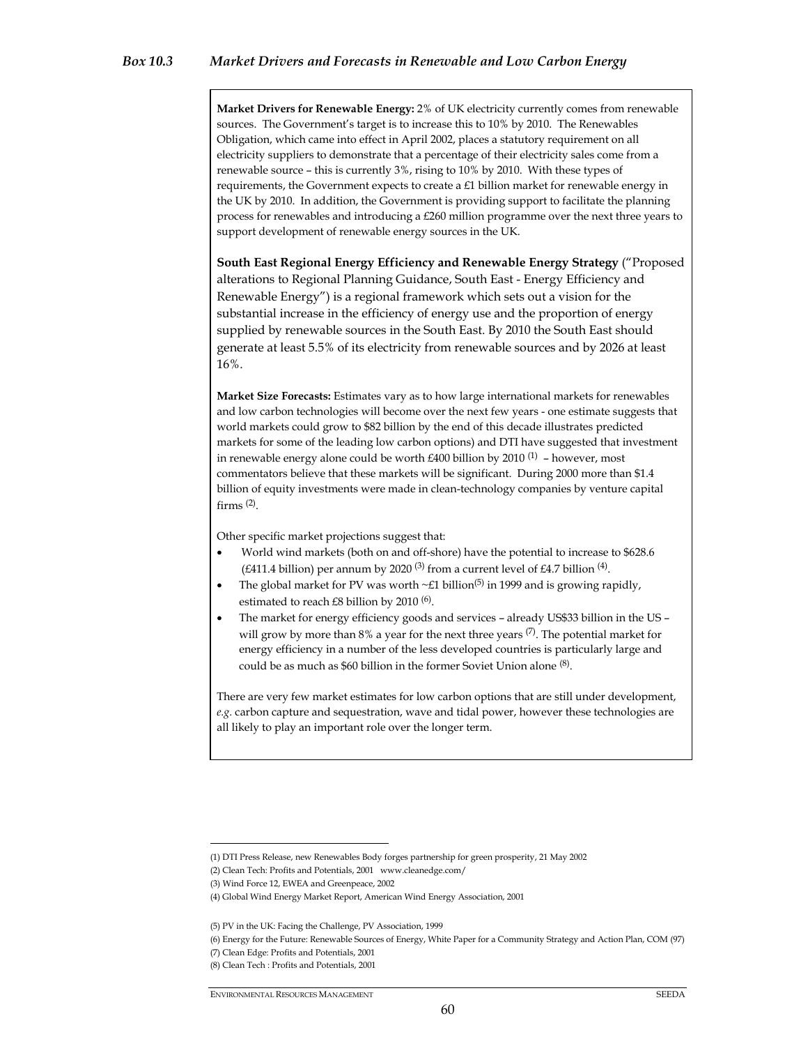### *Box 10.3 Market Drivers and Forecasts in Renewable and Low Carbon Energy*

**Market Drivers for Renewable Energy:** 2% of UK electricity currently comes from renewable sources. The Government's target is to increase this to 10% by 2010. The Renewables Obligation, which came into effect in April 2002, places a statutory requirement on all electricity suppliers to demonstrate that a percentage of their electricity sales come from a renewable source – this is currently 3%, rising to 10% by 2010. With these types of requirements, the Government expects to create a £1 billion market for renewable energy in the UK by 2010. In addition, the Government is providing support to facilitate the planning process for renewables and introducing a £260 million programme over the next three years to support development of renewable energy sources in the UK.

**South East Regional Energy Efficiency and Renewable Energy Strategy** ("Proposed alterations to Regional Planning Guidance, South East - Energy Efficiency and Renewable Energy") is a regional framework which sets out a vision for the substantial increase in the efficiency of energy use and the proportion of energy supplied by renewable sources in the South East. By 2010 the South East should generate at least 5.5% of its electricity from renewable sources and by 2026 at least 16%.

**Market Size Forecasts:** Estimates vary as to how large international markets for renewables and low carbon technologies will become over the next few years - one estimate suggests that world markets could grow to $82 billion by the end of this decade illustrates predicted markets for some of the leading low carbon options) and DTI have suggested that investment in renewable energy alone could be worth £400 billion by 2010 [(1)] – however, most commentators believe that these markets will be significant. During 2000 more than $1.4 billion of equity investments were made in clean-technology companies by venture capital firms [(2)].

Other specific market projections suggest that:

- World wind markets (both on and off-shore) have the potential to increase to $628.6 (£411.4 billion) per annum by 2020 [(3)] from a current level of £4.7 billion [(4)].
- The global market for PV was worth ~£1 billion[(5)] in 1999 and is growing rapidly, estimated to reach £8 billion by 2010 [(6)].
- The market for energy efficiency goods and services – already US$33 billion in the US – will grow by more than 8% a year for the next three years [(7)]. The potential market for energy efficiency in a number of the less developed countries is particularly large and could be as much as $60 billion in the former Soviet Union alone [(8)].

There are very few market estimates for low carbon options that are still under development, *e.g.* carbon capture and sequestration, wave and tidal power, however these technologies are all likely to play an important role over the longer term.

(1) DTI Press Release, new Renewables Body forges partnership for green prosperity, 21 May 2002

(2) Clean Tech: Profits and Potentials, 2001 www.cleanedge.com/

(3) Wind Force 12, EWEA and Greenpeace, 2002

(4) Global Wind Energy Market Report, American Wind Energy Association, 2001

(5) PV in the UK: Facing the Challenge, PV Association, 1999

(6) Energy for the Future: Renewable Sources of Energy, White Paper for a Community Strategy and Action Plan, COM (97)

(7) Clean Edge: Profits and Potentials, 2001

(8) Clean Tech : Profits and Potentials, 2001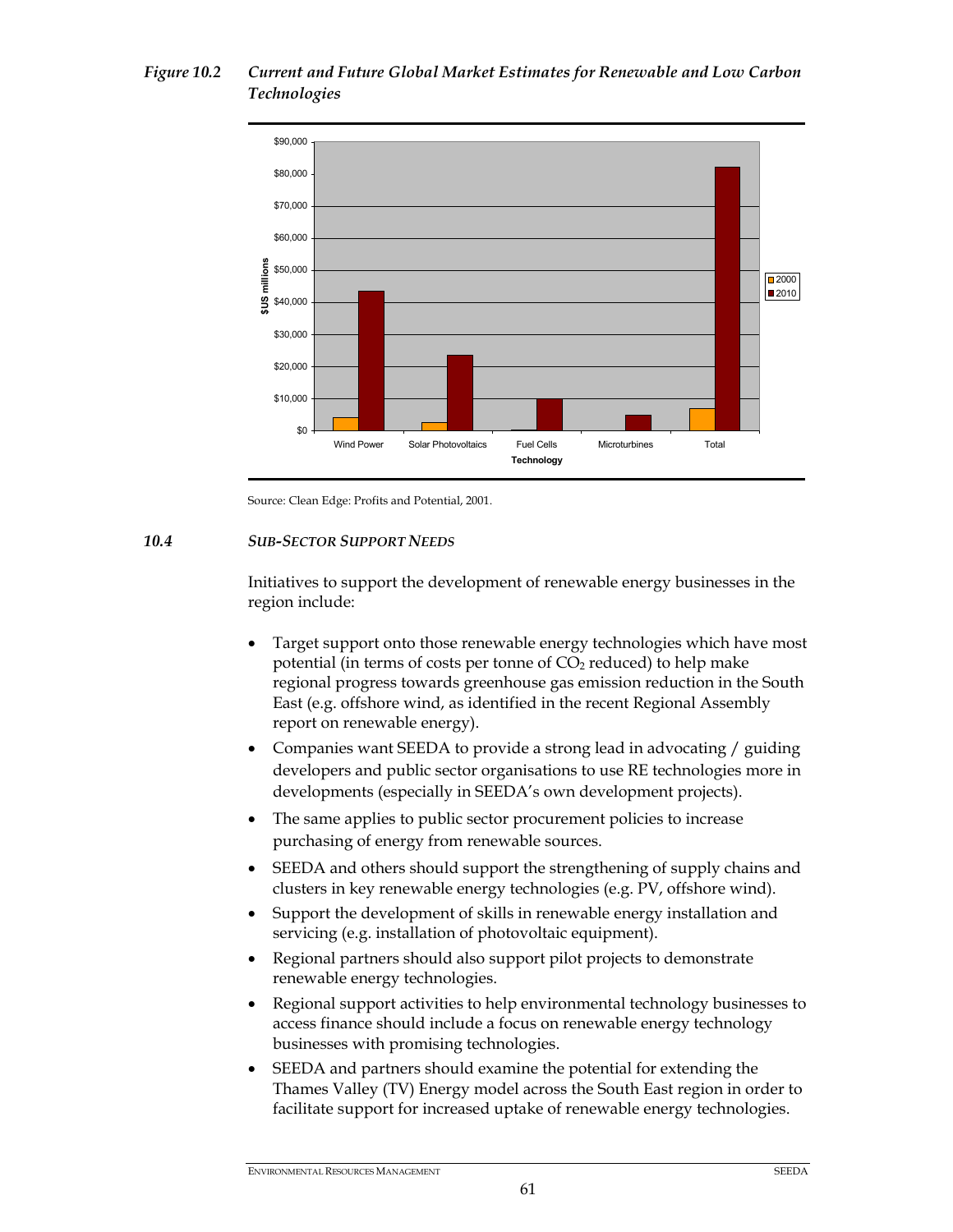*Figure 10.2 Current and Future Global Market Estimates for Renewable and Low Carbon Technologies*

$US millions

$90,000
$80,000
$70,000
$60,000
$50,000
$40,000
$30,000
$20,000
$10,000
$0

Wind Power
Solar Photovoltaics
Fuel Cells
Microturbines
Total

Technology

2000
2010

Source: Clean Edge: Profits and Potential, 2001.

## 10.4 *SUB-SECTOR SUPPORT NEEDS*

Initiatives to support the development of renewable energy businesses in the region include:

- Target support onto those renewable energy technologies which have most potential (in terms of costs per tonne of $CO_2$ reduced) to help make regional progress towards greenhouse gas emission reduction in the South East (e.g. offshore wind, as identified in the recent Regional Assembly report on renewable energy).
- Companies want SEEDA to provide a strong lead in advocating / guiding developers and public sector organisations to use RE technologies more in developments (especially in SEEDA's own development projects).
- The same applies to public sector procurement policies to increase purchasing of energy from renewable sources.
- SEEDA and others should support the strengthening of supply chains and clusters in key renewable energy technologies (e.g. PV, offshore wind).
- Support the development of skills in renewable energy installation and servicing (e.g. installation of photovoltaic equipment).
- Regional partners should also support pilot projects to demonstrate renewable energy technologies.
- Regional support activities to help environmental technology businesses to access finance should include a focus on renewable energy technology businesses with promising technologies.
- SEEDA and partners should examine the potential for extending the Thames Valley (TV) Energy model across the South East region in order to facilitate support for increased uptake of renewable energy technologies.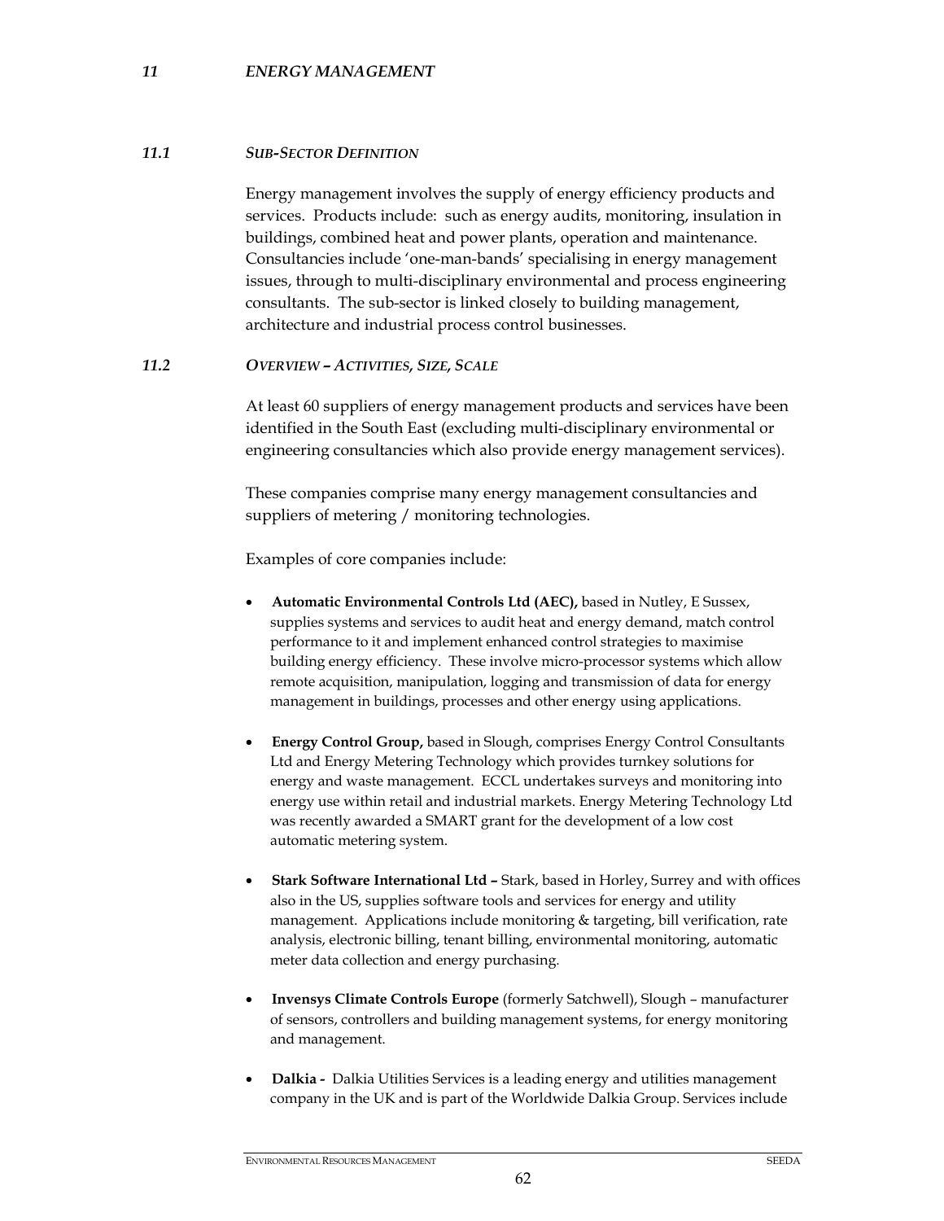## 11 ENERGY MANAGEMENT

### 11.1 SUB-SECTOR DEFINITION

Energy management involves the supply of energy efficiency products and services. Products include: such as energy audits, monitoring, insulation in buildings, combined heat and power plants, operation and maintenance. Consultancies include 'one-man-bands' specialising in energy management issues, through to multi-disciplinary environmental and process engineering consultants. The sub-sector is linked closely to building management, architecture and industrial process control businesses.

### 11.2 OVERVIEW – ACTIVITIES, SIZE, SCALE

At least 60 suppliers of energy management products and services have been identified in the South East (excluding multi-disciplinary environmental or engineering consultancies which also provide energy management services).

These companies comprise many energy management consultancies and suppliers of metering / monitoring technologies.

Examples of core companies include:

- **Automatic Environmental Controls Ltd (AEC),** based in Nutley, E Sussex, supplies systems and services to audit heat and energy demand, match control performance to it and implement enhanced control strategies to maximise building energy efficiency. These involve micro-processor systems which allow remote acquisition, manipulation, logging and transmission of data for energy management in buildings, processes and other energy using applications.
- **Energy Control Group,** based in Slough, comprises Energy Control Consultants Ltd and Energy Metering Technology which provides turnkey solutions for energy and waste management. ECCL undertakes surveys and monitoring into energy use within retail and industrial markets. Energy Metering Technology Ltd was recently awarded a SMART grant for the development of a low cost automatic metering system.
- **Stark Software International Ltd –** Stark, based in Horley, Surrey and with offices also in the US, supplies software tools and services for energy and utility management. Applications include monitoring & targeting, bill verification, rate analysis, electronic billing, tenant billing, environmental monitoring, automatic meter data collection and energy purchasing.
- **Invensys Climate Controls Europe** (formerly Satchwell), Slough – manufacturer of sensors, controllers and building management systems, for energy monitoring and management.
- **Dalkia -** Dalkia Utilities Services is a leading energy and utilities management company in the UK and is part of the Worldwide Dalkia Group. Services include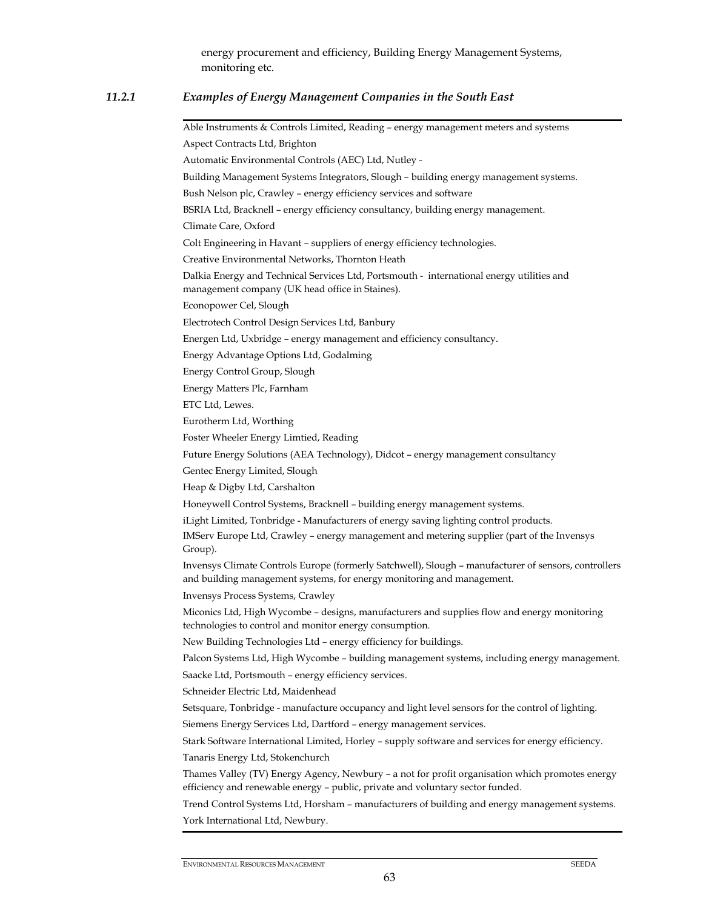energy procurement and efficiency, Building Energy Management Systems, monitoring etc.

### *11.2.1 Examples of Energy Management Companies in the South East*

Able Instruments & Controls Limited, Reading – energy management meters and systems

Aspect Contracts Ltd, Brighton

Automatic Environmental Controls (AEC) Ltd, Nutley -

Building Management Systems Integrators, Slough – building energy management systems.

Bush Nelson plc, Crawley – energy efficiency services and software

BSRIA Ltd, Bracknell – energy efficiency consultancy, building energy management.

Climate Care, Oxford

Colt Engineering in Havant – suppliers of energy efficiency technologies.

Creative Environmental Networks, Thornton Heath

Dalkia Energy and Technical Services Ltd, Portsmouth - international energy utilities and management company (UK head office in Staines).

Econopower Cel, Slough

Electrotech Control Design Services Ltd, Banbury

Energen Ltd, Uxbridge – energy management and efficiency consultancy.

Energy Advantage Options Ltd, Godalming

Energy Control Group, Slough

Energy Matters Plc, Farnham

ETC Ltd, Lewes.

Eurotherm Ltd, Worthing

Foster Wheeler Energy Limtied, Reading

Future Energy Solutions (AEA Technology), Didcot – energy management consultancy

Gentec Energy Limited, Slough

Heap & Digby Ltd, Carshalton

Honeywell Control Systems, Bracknell – building energy management systems.

iLight Limited, Tonbridge - Manufacturers of energy saving lighting control products.

IMServ Europe Ltd, Crawley – energy management and metering supplier (part of the Invensys Group).

Invensys Climate Controls Europe (formerly Satchwell), Slough – manufacturer of sensors, controllers and building management systems, for energy monitoring and management.

Invensys Process Systems, Crawley

Miconics Ltd, High Wycombe – designs, manufacturers and supplies flow and energy monitoring technologies to control and monitor energy consumption.

New Building Technologies Ltd – energy efficiency for buildings.

Palcon Systems Ltd, High Wycombe – building management systems, including energy management.

Saacke Ltd, Portsmouth – energy efficiency services.

Schneider Electric Ltd, Maidenhead

Setsquare, Tonbridge - manufacture occupancy and light level sensors for the control of lighting.

Siemens Energy Services Ltd, Dartford – energy management services.

Stark Software International Limited, Horley – supply software and services for energy efficiency.

Tanaris Energy Ltd, Stokenchurch

Thames Valley (TV) Energy Agency, Newbury – a not for profit organisation which promotes energy efficiency and renewable energy – public, private and voluntary sector funded.

Trend Control Systems Ltd, Horsham – manufacturers of building and energy management systems.

York International Ltd, Newbury.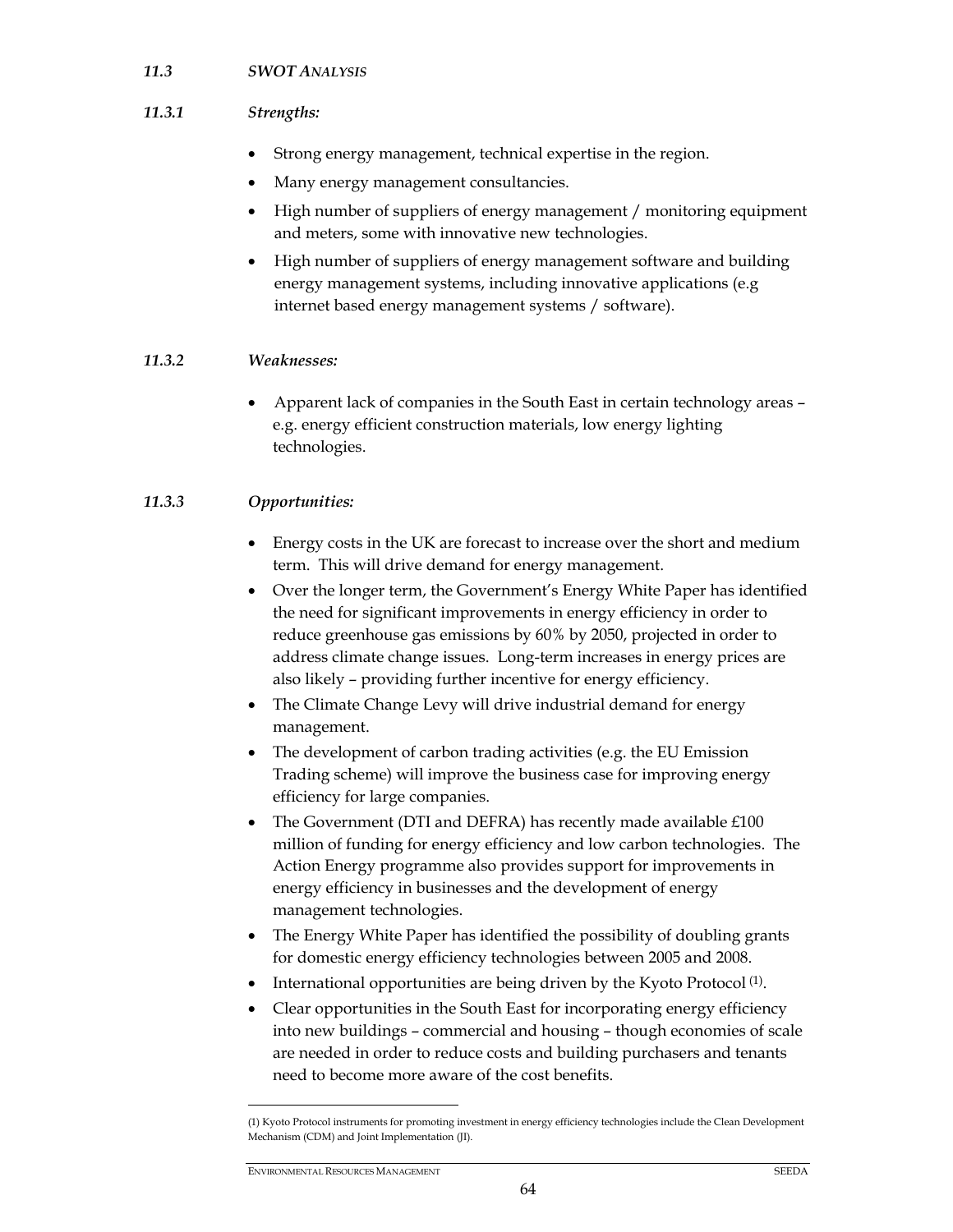### 11.3 *SWOT ANALYSIS*

#### 11.3.1 *Strengths:*

- Strong energy management, technical expertise in the region.
- Many energy management consultancies.
- High number of suppliers of energy management / monitoring equipment and meters, some with innovative new technologies.
- High number of suppliers of energy management software and building energy management systems, including innovative applications (e.g internet based energy management systems / software).

#### 11.3.2 *Weaknesses:*

- Apparent lack of companies in the South East in certain technology areas – e.g. energy efficient construction materials, low energy lighting technologies.

#### 11.3.3 *Opportunities:*

- Energy costs in the UK are forecast to increase over the short and medium term. This will drive demand for energy management.
- Over the longer term, the Government's Energy White Paper has identified the need for significant improvements in energy efficiency in order to reduce greenhouse gas emissions by 60% by 2050, projected in order to address climate change issues. Long-term increases in energy prices are also likely – providing further incentive for energy efficiency.
- The Climate Change Levy will drive industrial demand for energy management.
- The development of carbon trading activities (e.g. the EU Emission Trading scheme) will improve the business case for improving energy efficiency for large companies.
- The Government (DTI and DEFRA) has recently made available £100 million of funding for energy efficiency and low carbon technologies. The Action Energy programme also provides support for improvements in energy efficiency in businesses and the development of energy management technologies.
- The Energy White Paper has identified the possibility of doubling grants for domestic energy efficiency technologies between 2005 and 2008.
- International opportunities are being driven by the Kyoto Protocol [(1)].
- Clear opportunities in the South East for incorporating energy efficiency into new buildings – commercial and housing – though economies of scale are needed in order to reduce costs and building purchasers and tenants need to become more aware of the cost benefits.

---

(1) Kyoto Protocol instruments for promoting investment in energy efficiency technologies include the Clean Development Mechanism (CDM) and Joint Implementation (JI).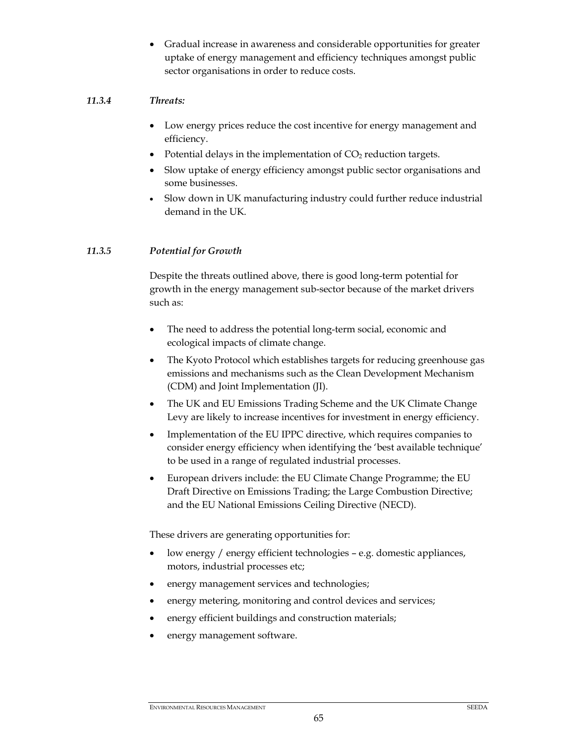- Gradual increase in awareness and considerable opportunities for greater uptake of energy management and efficiency techniques amongst public sector organisations in order to reduce costs.

### 11.3.4 *Threats:*

- Low energy prices reduce the cost incentive for energy management and efficiency.
- Potential delays in the implementation of $CO_2$ reduction targets.
- Slow uptake of energy efficiency amongst public sector organisations and some businesses.
- Slow down in UK manufacturing industry could further reduce industrial demand in the UK.

### 11.3.5 *Potential for Growth*

Despite the threats outlined above, there is good long-term potential for growth in the energy management sub-sector because of the market drivers such as:

- The need to address the potential long-term social, economic and ecological impacts of climate change.
- The Kyoto Protocol which establishes targets for reducing greenhouse gas emissions and mechanisms such as the Clean Development Mechanism (CDM) and Joint Implementation (JI).
- The UK and EU Emissions Trading Scheme and the UK Climate Change Levy are likely to increase incentives for investment in energy efficiency.
- Implementation of the EU IPPC directive, which requires companies to consider energy efficiency when identifying the 'best available technique' to be used in a range of regulated industrial processes.
- European drivers include: the EU Climate Change Programme; the EU Draft Directive on Emissions Trading; the Large Combustion Directive; and the EU National Emissions Ceiling Directive (NECD).

These drivers are generating opportunities for:

- low energy / energy efficient technologies – e.g. domestic appliances, motors, industrial processes etc;
- energy management services and technologies;
- energy metering, monitoring and control devices and services;
- energy efficient buildings and construction materials;
- energy management software.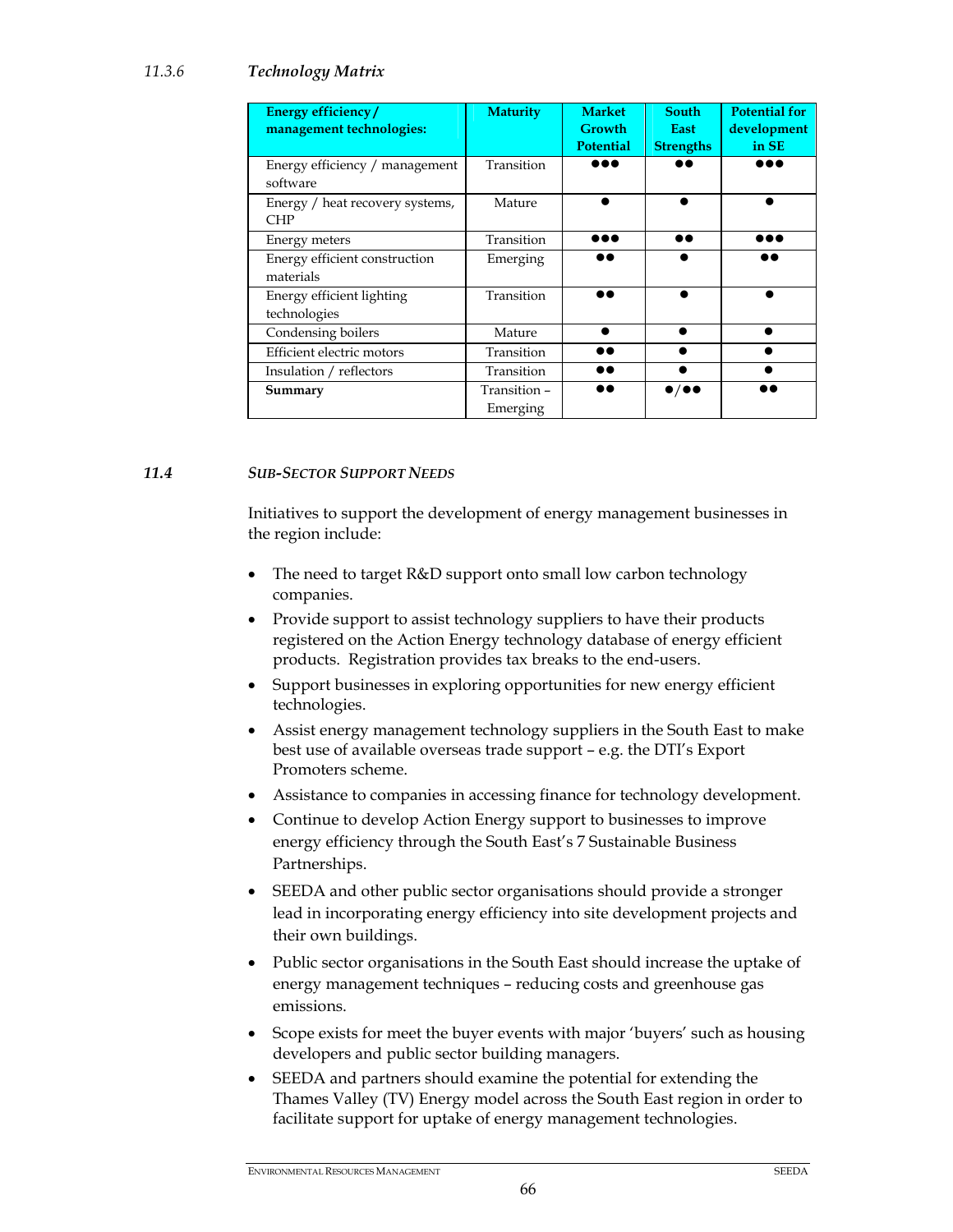### 11.3.6 Technology Matrix

| Energy efficiency / management technologies: | Maturity | Market Growth Potential | South East Strengths | Potential for development in SE |
|---|---|---|---|---|
| Energy efficiency / management software | Transition | ●●● | ●● | ●●● |
| Energy / heat recovery systems, CHP | Mature | ● | ● | ● |
| Energy meters | Transition | ●●● | ●● | ●●● |
| Energy efficient construction materials | Emerging | ●● | ● | ●● |
| Energy efficient lighting technologies | Transition | ●● | ● | ● |
| Condensing boilers | Mature | ● | ● | ● |
| Efficient electric motors | Transition | ●● | ● | ● |
| Insulation / reflectors | Transition | ●● | ● | ● |
| **Summary** | Transition – Emerging | ●● | ●/●● | ●● |

## 11.4 SUB-SECTOR SUPPORT NEEDS

Initiatives to support the development of energy management businesses in the region include:

- The need to target R&D support onto small low carbon technology companies.
- Provide support to assist technology suppliers to have their products registered on the Action Energy technology database of energy efficient products. Registration provides tax breaks to the end-users.
- Support businesses in exploring opportunities for new energy efficient technologies.
- Assist energy management technology suppliers in the South East to make best use of available overseas trade support – e.g. the DTI's Export Promoters scheme.
- Assistance to companies in accessing finance for technology development.
- Continue to develop Action Energy support to businesses to improve energy efficiency through the South East's 7 Sustainable Business Partnerships.
- SEEDA and other public sector organisations should provide a stronger lead in incorporating energy efficiency into site development projects and their own buildings.
- Public sector organisations in the South East should increase the uptake of energy management techniques – reducing costs and greenhouse gas emissions.
- Scope exists for meet the buyer events with major 'buyers' such as housing developers and public sector building managers.
- SEEDA and partners should examine the potential for extending the Thames Valley (TV) Energy model across the South East region in order to facilitate support for uptake of energy management technologies.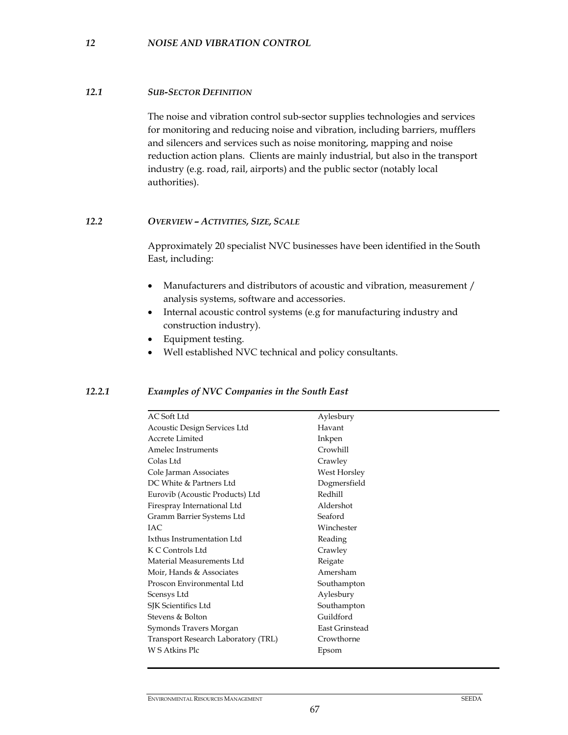# 12 *NOISE AND VIBRATION CONTROL*

## *12.1 SUB-SECTOR DEFINITION*

The noise and vibration control sub-sector supplies technologies and services for monitoring and reducing noise and vibration, including barriers, mufflers and silencers and services such as noise monitoring, mapping and noise reduction action plans. Clients are mainly industrial, but also in the transport industry (e.g. road, rail, airports) and the public sector (notably local authorities).

## *12.2 OVERVIEW – ACTIVITIES, SIZE, SCALE*

Approximately 20 specialist NVC businesses have been identified in the South East, including:

- Manufacturers and distributors of acoustic and vibration, measurement / analysis systems, software and accessories.
- Internal acoustic control systems (e.g for manufacturing industry and construction industry).
- Equipment testing.
- Well established NVC technical and policy consultants.

### *12.2.1 Examples of NVC Companies in the South East*

| | |
|---|---|
| AC Soft Ltd | Aylesbury |
| Acoustic Design Services Ltd | Havant |
| Accrete Limited | Inkpen |
| Amelec Instruments | Crowhill |
| Colas Ltd | Crawley |
| Cole Jarman Associates | West Horsley |
| DC White & Partners Ltd | Dogmersfield |
| Eurovib (Acoustic Products) Ltd | Redhill |
| Firespray International Ltd | Aldershot |
| Gramm Barrier Systems Ltd | Seaford |
| IAC | Winchester |
| Ixthus Instrumentation Ltd | Reading |
| K C Controls Ltd | Crawley |
| Material Measurements Ltd | Reigate |
| Moir, Hands & Associates | Amersham |
| Proscon Environmental Ltd | Southampton |
| Scensys Ltd | Aylesbury |
| SJK Scientifics Ltd | Southampton |
| Stevens & Bolton | Guildford |
| Symonds Travers Morgan | East Grinstead |
| Transport Research Laboratory (TRL) | Crowthorne |
| W S Atkins Plc | Epsom |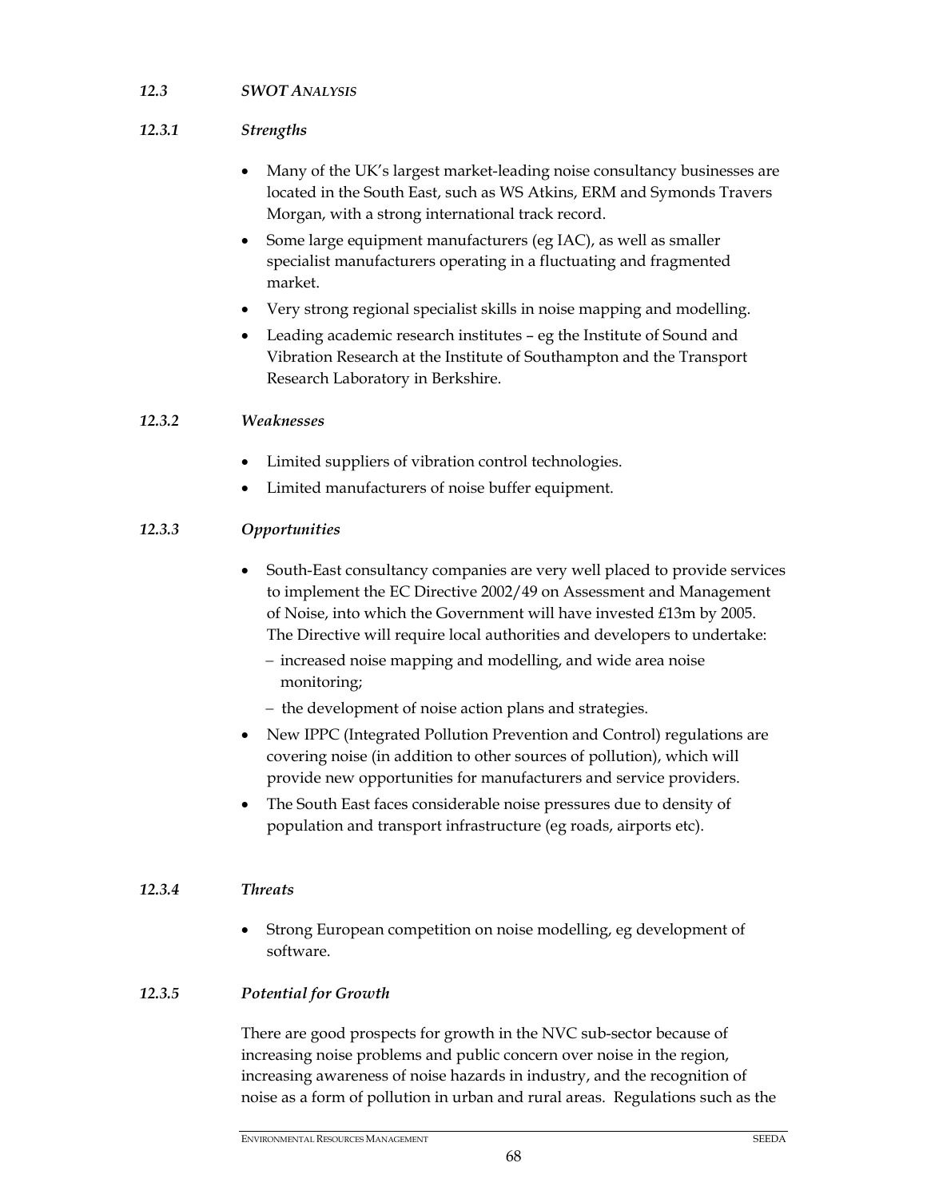### 12.3 *SWOT ANALYSIS*

#### 12.3.1 *Strengths*

- Many of the UK's largest market-leading noise consultancy businesses are located in the South East, such as WS Atkins, ERM and Symonds Travers Morgan, with a strong international track record.
- Some large equipment manufacturers (eg IAC), as well as smaller specialist manufacturers operating in a fluctuating and fragmented market.
- Very strong regional specialist skills in noise mapping and modelling.
- Leading academic research institutes – eg the Institute of Sound and Vibration Research at the Institute of Southampton and the Transport Research Laboratory in Berkshire.

#### 12.3.2 *Weaknesses*

- Limited suppliers of vibration control technologies.
- Limited manufacturers of noise buffer equipment.

#### 12.3.3 *Opportunities*

- South-East consultancy companies are very well placed to provide services to implement the EC Directive 2002/49 on Assessment and Management of Noise, into which the Government will have invested £13m by 2005. The Directive will require local authorities and developers to undertake:
  - increased noise mapping and modelling, and wide area noise monitoring;
  - the development of noise action plans and strategies.
- New IPPC (Integrated Pollution Prevention and Control) regulations are covering noise (in addition to other sources of pollution), which will provide new opportunities for manufacturers and service providers.
- The South East faces considerable noise pressures due to density of population and transport infrastructure (eg roads, airports etc).

#### 12.3.4 *Threats*

- Strong European competition on noise modelling, eg development of software.

#### 12.3.5 *Potential for Growth*

There are good prospects for growth in the NVC sub-sector because of increasing noise problems and public concern over noise in the region, increasing awareness of noise hazards in industry, and the recognition of noise as a form of pollution in urban and rural areas. Regulations such as the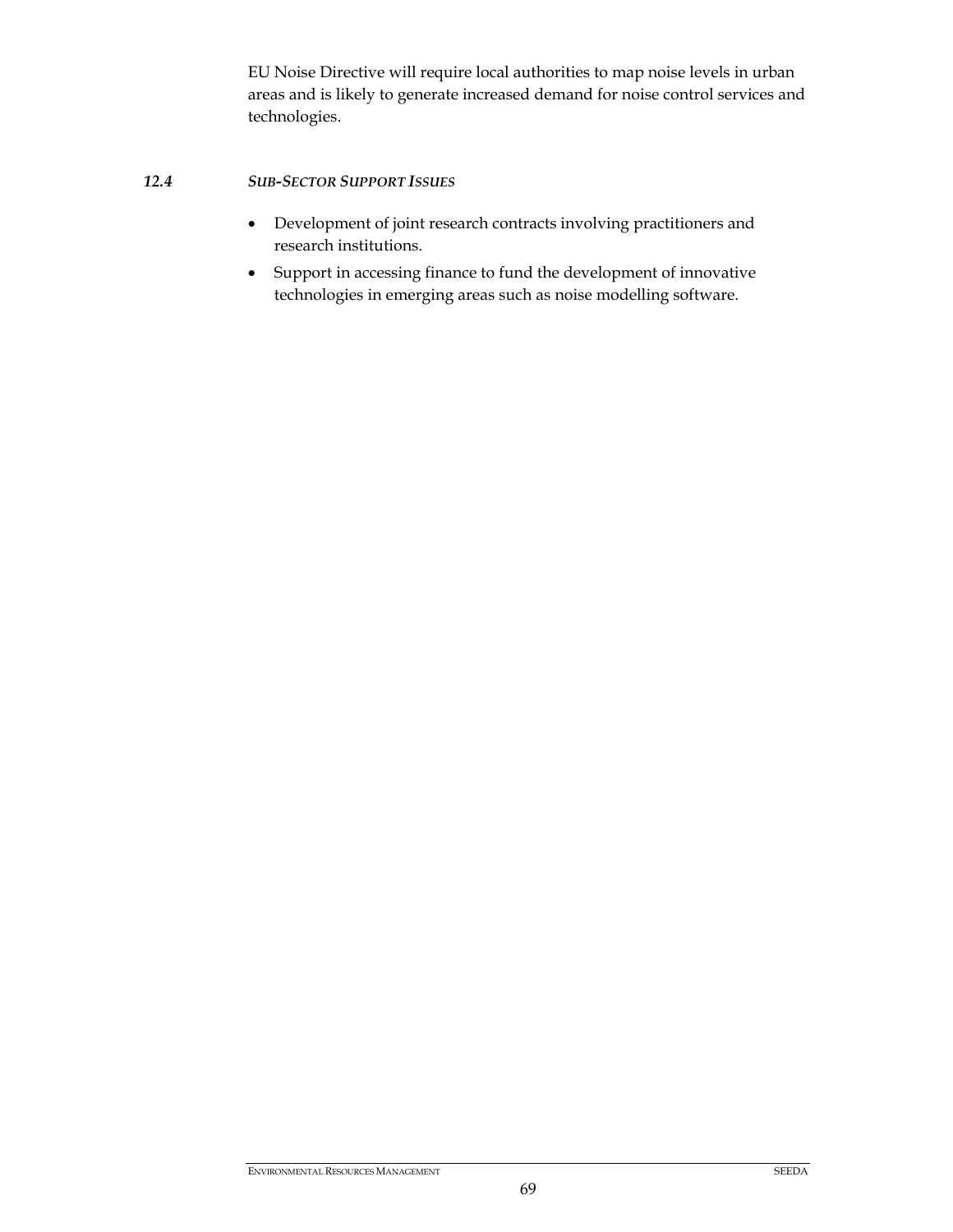EU Noise Directive will require local authorities to map noise levels in urban areas and is likely to generate increased demand for noise control services and technologies.

### 12.4 *SUB-SECTOR SUPPORT ISSUES*

- Development of joint research contracts involving practitioners and research institutions.
- Support in accessing finance to fund the development of innovative technologies in emerging areas such as noise modelling software.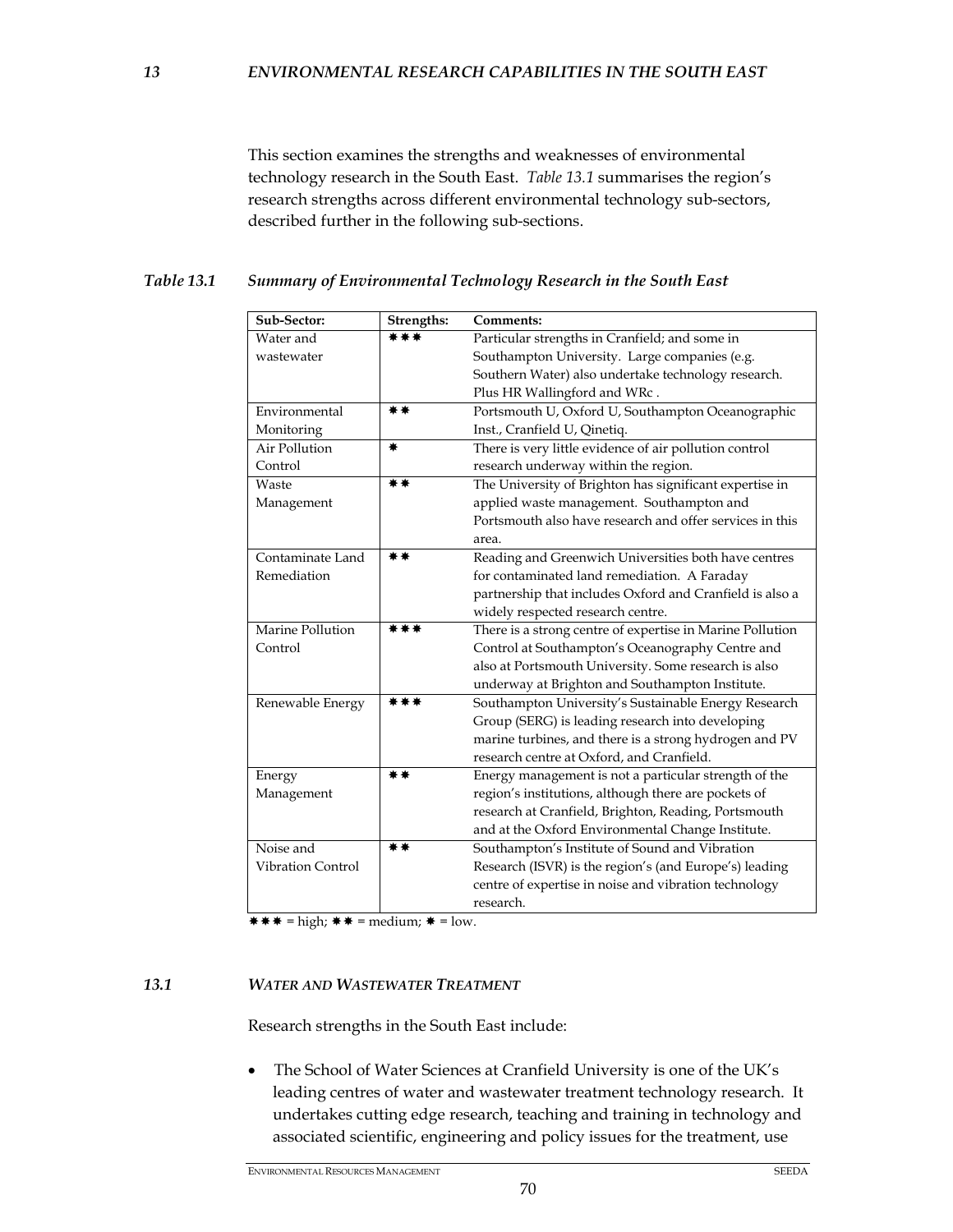## 13 ENVIRONMENTAL RESEARCH CAPABILITIES IN THE SOUTH EAST

This section examines the strengths and weaknesses of environmental technology research in the South East. *Table 13.1* summarises the region's research strengths across different environmental technology sub-sectors, described further in the following sub-sections.

*Table 13.1 Summary of Environmental Technology Research in the South East*

| Sub-Sector: | Strengths: | Comments: |
|---|---|---|
| Water and wastewater | ✱✱✱ | Particular strengths in Cranfield; and some in Southampton University. Large companies (e.g. Southern Water) also undertake technology research. Plus HR Wallingford and WRc . |
| Environmental Monitoring | ✱✱ | Portsmouth U, Oxford U, Southampton Oceanographic Inst., Cranfield U, Qinetiq. |
| Air Pollution Control | ✱ | There is very little evidence of air pollution control research underway within the region. |
| Waste Management | ✱✱ | The University of Brighton has significant expertise in applied waste management. Southampton and Portsmouth also have research and offer services in this area. |
| Contaminate Land Remediation | ✱✱ | Reading and Greenwich Universities both have centres for contaminated land remediation. A Faraday partnership that includes Oxford and Cranfield is also a widely respected research centre. |
| Marine Pollution Control | ✱✱✱ | There is a strong centre of expertise in Marine Pollution Control at Southampton's Oceanography Centre and also at Portsmouth University. Some research is also underway at Brighton and Southampton Institute. |
| Renewable Energy | ✱✱✱ | Southampton University's Sustainable Energy Research Group (SERG) is leading research into developing marine turbines, and there is a strong hydrogen and PV research centre at Oxford, and Cranfield. |
| Energy Management | ✱✱ | Energy management is not a particular strength of the region's institutions, although there are pockets of research at Cranfield, Brighton, Reading, Portsmouth and at the Oxford Environmental Change Institute. |
| Noise and Vibration Control | ✱✱ | Southampton's Institute of Sound and Vibration Research (ISVR) is the region's (and Europe's) leading centre of expertise in noise and vibration technology research. |

✱✱✱ = high; ✱✱ = medium; ✱ = low.

### 13.1 WATER AND WASTEWATER TREATMENT

Research strengths in the South East include:

- The School of Water Sciences at Cranfield University is one of the UK's leading centres of water and wastewater treatment technology research. It undertakes cutting edge research, teaching and training in technology and associated scientific, engineering and policy issues for the treatment, use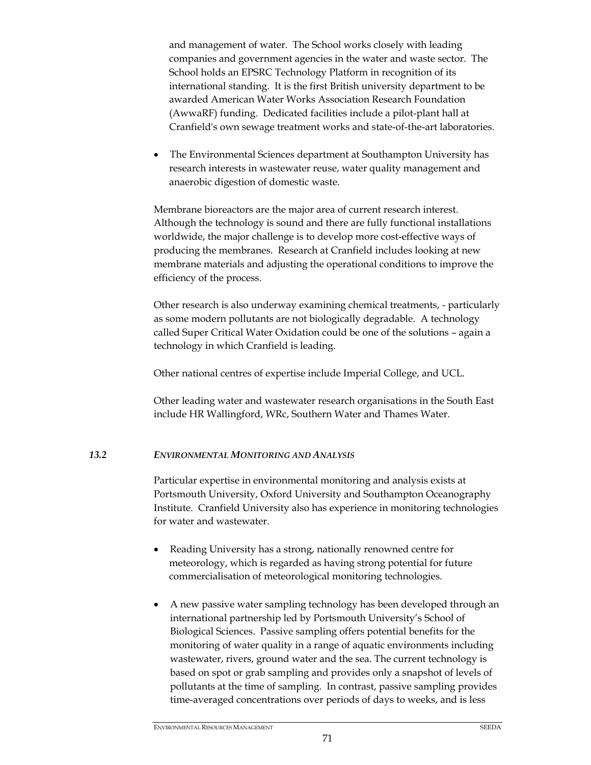and management of water. The School works closely with leading companies and government agencies in the water and waste sector. The School holds an EPSRC Technology Platform in recognition of its international standing. It is the first British university department to be awarded American Water Works Association Research Foundation (AwwaRF) funding. Dedicated facilities include a pilot-plant hall at Cranfield's own sewage treatment works and state-of-the-art laboratories.

- The Environmental Sciences department at Southampton University has research interests in wastewater reuse, water quality management and anaerobic digestion of domestic waste.

Membrane bioreactors are the major area of current research interest. Although the technology is sound and there are fully functional installations worldwide, the major challenge is to develop more cost-effective ways of producing the membranes. Research at Cranfield includes looking at new membrane materials and adjusting the operational conditions to improve the efficiency of the process.

Other research is also underway examining chemical treatments, - particularly as some modern pollutants are not biologically degradable. A technology called Super Critical Water Oxidation could be one of the solutions – again a technology in which Cranfield is leading.

Other national centres of expertise include Imperial College, and UCL.

Other leading water and wastewater research organisations in the South East include HR Wallingford, WRc, Southern Water and Thames Water.

### 13.2 *ENVIRONMENTAL MONITORING AND ANALYSIS*

Particular expertise in environmental monitoring and analysis exists at Portsmouth University, Oxford University and Southampton Oceanography Institute. Cranfield University also has experience in monitoring technologies for water and wastewater.

- Reading University has a strong, nationally renowned centre for meteorology, which is regarded as having strong potential for future commercialisation of meteorological monitoring technologies.

- A new passive water sampling technology has been developed through an international partnership led by Portsmouth University's School of Biological Sciences. Passive sampling offers potential benefits for the monitoring of water quality in a range of aquatic environments including wastewater, rivers, ground water and the sea. The current technology is based on spot or grab sampling and provides only a snapshot of levels of pollutants at the time of sampling. In contrast, passive sampling provides time-averaged concentrations over periods of days to weeks, and is less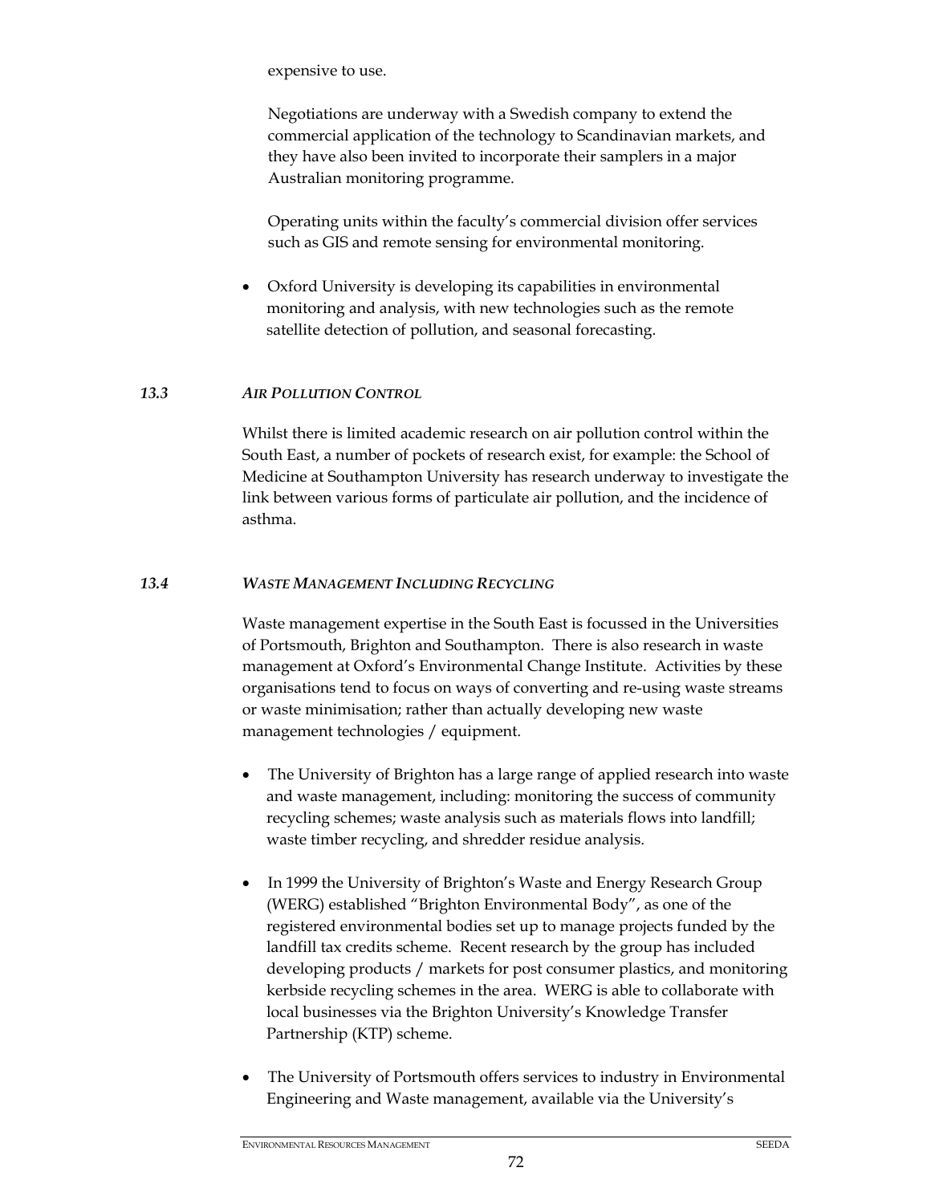expensive to use.

Negotiations are underway with a Swedish company to extend the commercial application of the technology to Scandinavian markets, and they have also been invited to incorporate their samplers in a major Australian monitoring programme.

Operating units within the faculty's commercial division offer services such as GIS and remote sensing for environmental monitoring.

- Oxford University is developing its capabilities in environmental monitoring and analysis, with new technologies such as the remote satellite detection of pollution, and seasonal forecasting.

### *13.3 AIR POLLUTION CONTROL*

Whilst there is limited academic research on air pollution control within the South East, a number of pockets of research exist, for example: the School of Medicine at Southampton University has research underway to investigate the link between various forms of particulate air pollution, and the incidence of asthma.

### *13.4 WASTE MANAGEMENT INCLUDING RECYCLING*

Waste management expertise in the South East is focussed in the Universities of Portsmouth, Brighton and Southampton. There is also research in waste management at Oxford's Environmental Change Institute. Activities by these organisations tend to focus on ways of converting and re-using waste streams or waste minimisation; rather than actually developing new waste management technologies / equipment.

- The University of Brighton has a large range of applied research into waste and waste management, including: monitoring the success of community recycling schemes; waste analysis such as materials flows into landfill; waste timber recycling, and shredder residue analysis.
- In 1999 the University of Brighton's Waste and Energy Research Group (WERG) established "Brighton Environmental Body", as one of the registered environmental bodies set up to manage projects funded by the landfill tax credits scheme. Recent research by the group has included developing products / markets for post consumer plastics, and monitoring kerbside recycling schemes in the area. WERG is able to collaborate with local businesses via the Brighton University's Knowledge Transfer Partnership (KTP) scheme.
- The University of Portsmouth offers services to industry in Environmental Engineering and Waste management, available via the University's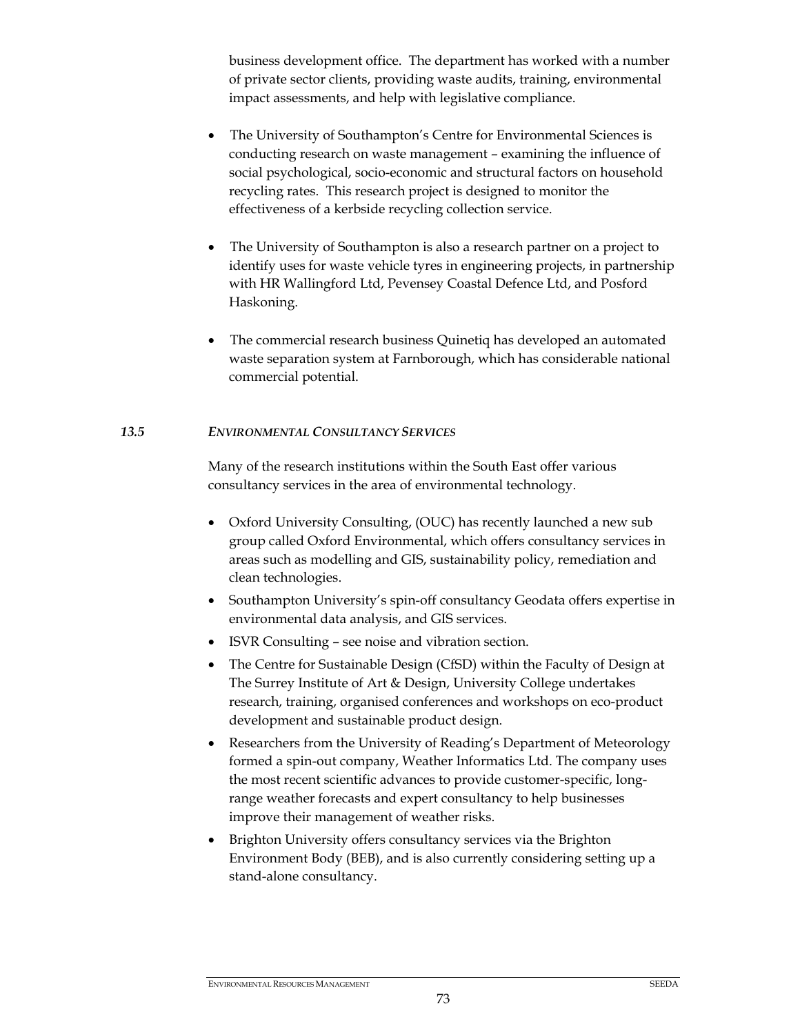business development office. The department has worked with a number of private sector clients, providing waste audits, training, environmental impact assessments, and help with legislative compliance.

- The University of Southampton's Centre for Environmental Sciences is conducting research on waste management – examining the influence of social psychological, socio-economic and structural factors on household recycling rates. This research project is designed to monitor the effectiveness of a kerbside recycling collection service.

- The University of Southampton is also a research partner on a project to identify uses for waste vehicle tyres in engineering projects, in partnership with HR Wallingford Ltd, Pevensey Coastal Defence Ltd, and Posford Haskoning.

- The commercial research business Quinetiq has developed an automated waste separation system at Farnborough, which has considerable national commercial potential.

### 13.5 *ENVIRONMENTAL CONSULTANCY SERVICES*

Many of the research institutions within the South East offer various consultancy services in the area of environmental technology.

- Oxford University Consulting, (OUC) has recently launched a new sub group called Oxford Environmental, which offers consultancy services in areas such as modelling and GIS, sustainability policy, remediation and clean technologies.
- Southampton University's spin-off consultancy Geodata offers expertise in environmental data analysis, and GIS services.
- ISVR Consulting – see noise and vibration section.
- The Centre for Sustainable Design (CfSD) within the Faculty of Design at The Surrey Institute of Art & Design, University College undertakes research, training, organised conferences and workshops on eco-product development and sustainable product design.
- Researchers from the University of Reading's Department of Meteorology formed a spin-out company, Weather Informatics Ltd. The company uses the most recent scientific advances to provide customer-specific, long-range weather forecasts and expert consultancy to help businesses improve their management of weather risks.
- Brighton University offers consultancy services via the Brighton Environment Body (BEB), and is also currently considering setting up a stand-alone consultancy.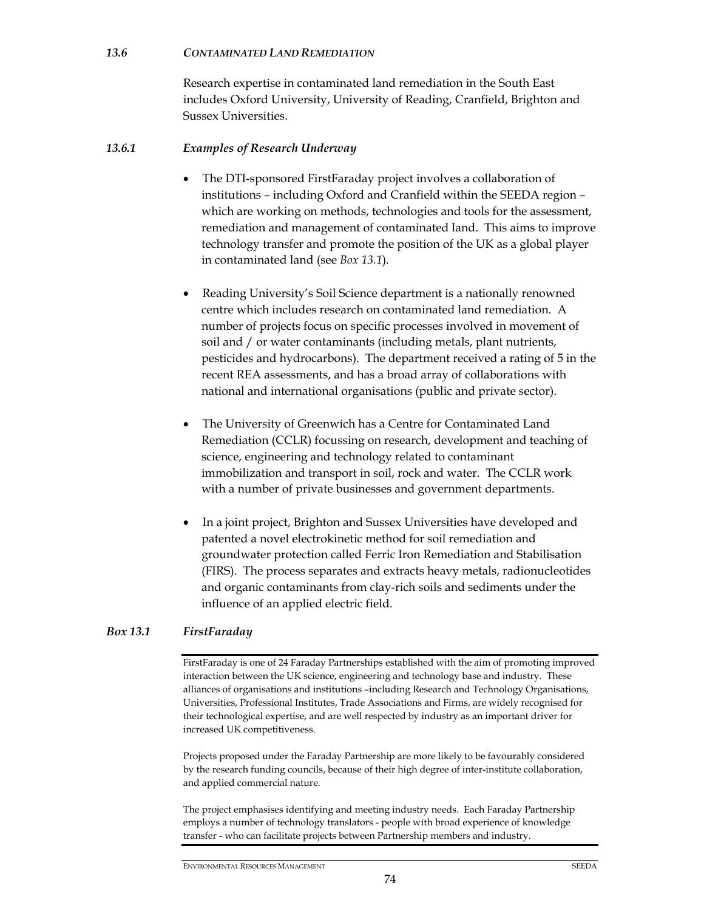### 13.6 *CONTAMINATED LAND REMEDIATION*

Research expertise in contaminated land remediation in the South East includes Oxford University, University of Reading, Cranfield, Brighton and Sussex Universities.

#### 13.6.1 *Examples of Research Underway*

- The DTI-sponsored FirstFaraday project involves a collaboration of institutions – including Oxford and Cranfield within the SEEDA region – which are working on methods, technologies and tools for the assessment, remediation and management of contaminated land. This aims to improve technology transfer and promote the position of the UK as a global player in contaminated land (see *Box 13.1*).

- Reading University's Soil Science department is a nationally renowned centre which includes research on contaminated land remediation. A number of projects focus on specific processes involved in movement of soil and / or water contaminants (including metals, plant nutrients, pesticides and hydrocarbons). The department received a rating of 5 in the recent REA assessments, and has a broad array of collaborations with national and international organisations (public and private sector).

- The University of Greenwich has a Centre for Contaminated Land Remediation (CCLR) focussing on research, development and teaching of science, engineering and technology related to contaminant immobilization and transport in soil, rock and water. The CCLR work with a number of private businesses and government departments.

- In a joint project, Brighton and Sussex Universities have developed and patented a novel electrokinetic method for soil remediation and groundwater protection called Ferric Iron Remediation and Stabilisation (FIRS). The process separates and extracts heavy metals, radionucleotides and organic contaminants from clay-rich soils and sediments under the influence of an applied electric field.

#### *Box 13.1 FirstFaraday*

FirstFaraday is one of 24 Faraday Partnerships established with the aim of promoting improved interaction between the UK science, engineering and technology base and industry. These alliances of organisations and institutions –including Research and Technology Organisations, Universities, Professional Institutes, Trade Associations and Firms, are widely recognised for their technological expertise, and are well respected by industry as an important driver for increased UK competitiveness.

Projects proposed under the Faraday Partnership are more likely to be favourably considered by the research funding councils, because of their high degree of inter-institute collaboration, and applied commercial nature.

The project emphasises identifying and meeting industry needs. Each Faraday Partnership employs a number of technology translators - people with broad experience of knowledge transfer - who can facilitate projects between Partnership members and industry.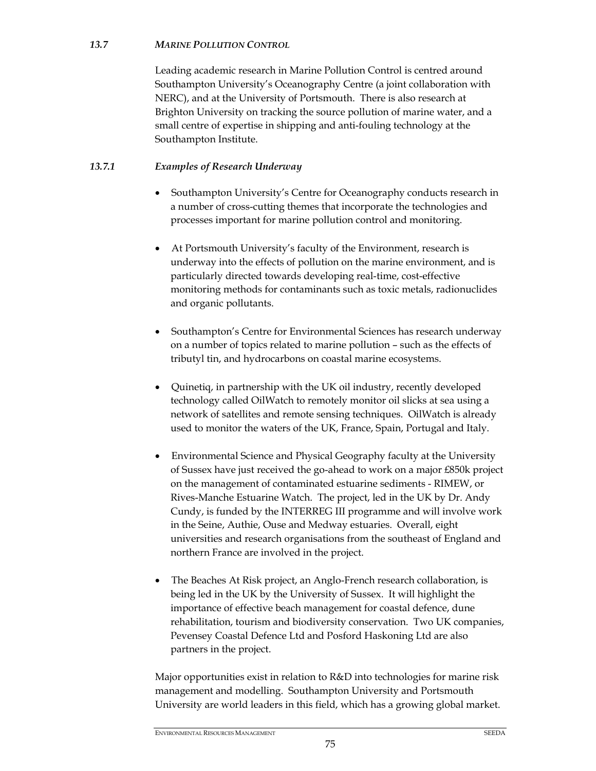### 13.7 *MARINE POLLUTION CONTROL*

Leading academic research in Marine Pollution Control is centred around Southampton University's Oceanography Centre (a joint collaboration with NERC), and at the University of Portsmouth. There is also research at Brighton University on tracking the source pollution of marine water, and a small centre of expertise in shipping and anti-fouling technology at the Southampton Institute.

#### 13.7.1 *Examples of Research Underway*

- Southampton University's Centre for Oceanography conducts research in a number of cross-cutting themes that incorporate the technologies and processes important for marine pollution control and monitoring.

- At Portsmouth University's faculty of the Environment, research is underway into the effects of pollution on the marine environment, and is particularly directed towards developing real-time, cost-effective monitoring methods for contaminants such as toxic metals, radionuclides and organic pollutants.

- Southampton's Centre for Environmental Sciences has research underway on a number of topics related to marine pollution – such as the effects of tributyl tin, and hydrocarbons on coastal marine ecosystems.

- Quinetiq, in partnership with the UK oil industry, recently developed technology called OilWatch to remotely monitor oil slicks at sea using a network of satellites and remote sensing techniques. OilWatch is already used to monitor the waters of the UK, France, Spain, Portugal and Italy.

- Environmental Science and Physical Geography faculty at the University of Sussex have just received the go-ahead to work on a major £850k project on the management of contaminated estuarine sediments - RIMEW, or Rives-Manche Estuarine Watch. The project, led in the UK by Dr. Andy Cundy, is funded by the INTERREG III programme and will involve work in the Seine, Authie, Ouse and Medway estuaries. Overall, eight universities and research organisations from the southeast of England and northern France are involved in the project.

- The Beaches At Risk project, an Anglo-French research collaboration, is being led in the UK by the University of Sussex. It will highlight the importance of effective beach management for coastal defence, dune rehabilitation, tourism and biodiversity conservation. Two UK companies, Pevensey Coastal Defence Ltd and Posford Haskoning Ltd are also partners in the project.

Major opportunities exist in relation to R&D into technologies for marine risk management and modelling. Southampton University and Portsmouth University are world leaders in this field, which has a growing global market.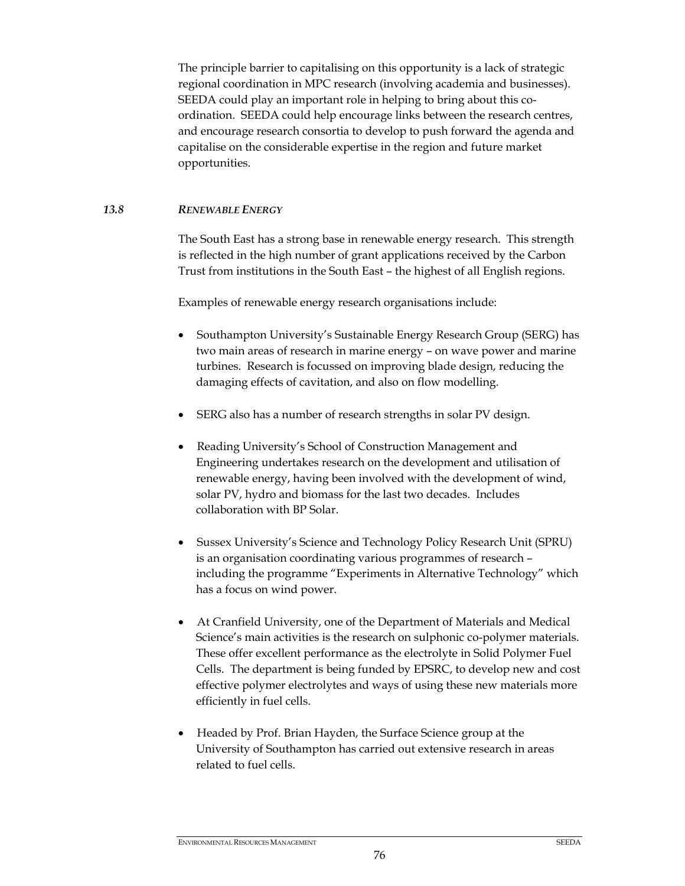The principle barrier to capitalising on this opportunity is a lack of strategic regional coordination in MPC research (involving academia and businesses). SEEDA could play an important role in helping to bring about this co-ordination. SEEDA could help encourage links between the research centres, and encourage research consortia to develop to push forward the agenda and capitalise on the considerable expertise in the region and future market opportunities.

### 13.8 *RENEWABLE ENERGY*

The South East has a strong base in renewable energy research. This strength is reflected in the high number of grant applications received by the Carbon Trust from institutions in the South East – the highest of all English regions.

Examples of renewable energy research organisations include:

- Southampton University's Sustainable Energy Research Group (SERG) has two main areas of research in marine energy – on wave power and marine turbines. Research is focussed on improving blade design, reducing the damaging effects of cavitation, and also on flow modelling.
- SERG also has a number of research strengths in solar PV design.
- Reading University's School of Construction Management and Engineering undertakes research on the development and utilisation of renewable energy, having been involved with the development of wind, solar PV, hydro and biomass for the last two decades. Includes collaboration with BP Solar.
- Sussex University's Science and Technology Policy Research Unit (SPRU) is an organisation coordinating various programmes of research – including the programme "Experiments in Alternative Technology" which has a focus on wind power.
- At Cranfield University, one of the Department of Materials and Medical Science's main activities is the research on sulphonic co-polymer materials. These offer excellent performance as the electrolyte in Solid Polymer Fuel Cells. The department is being funded by EPSRC, to develop new and cost effective polymer electrolytes and ways of using these new materials more efficiently in fuel cells.
- Headed by Prof. Brian Hayden, the Surface Science group at the University of Southampton has carried out extensive research in areas related to fuel cells.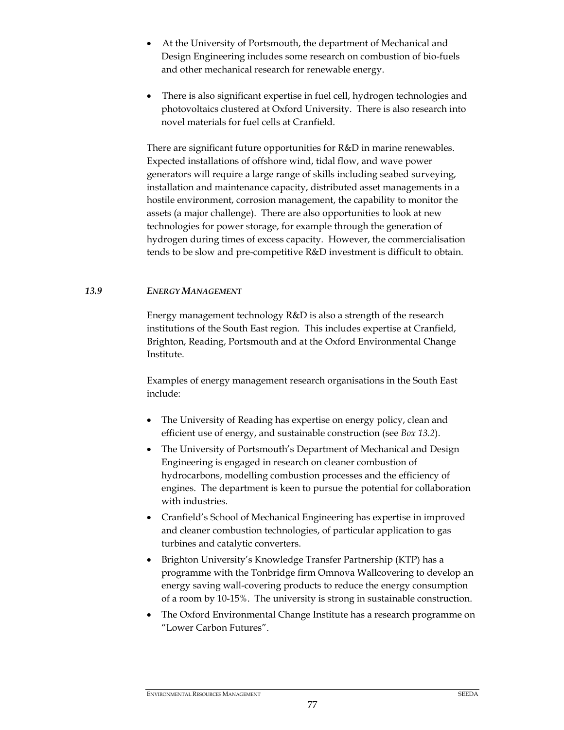- At the University of Portsmouth, the department of Mechanical and Design Engineering includes some research on combustion of bio-fuels and other mechanical research for renewable energy.

- There is also significant expertise in fuel cell, hydrogen technologies and photovoltaics clustered at Oxford University. There is also research into novel materials for fuel cells at Cranfield.

There are significant future opportunities for R&D in marine renewables. Expected installations of offshore wind, tidal flow, and wave power generators will require a large range of skills including seabed surveying, installation and maintenance capacity, distributed asset managements in a hostile environment, corrosion management, the capability to monitor the assets (a major challenge). There are also opportunities to look at new technologies for power storage, for example through the generation of hydrogen during times of excess capacity. However, the commercialisation tends to be slow and pre-competitive R&D investment is difficult to obtain.

### *13.9 ENERGY MANAGEMENT*

Energy management technology R&D is also a strength of the research institutions of the South East region. This includes expertise at Cranfield, Brighton, Reading, Portsmouth and at the Oxford Environmental Change Institute.

Examples of energy management research organisations in the South East include:

- The University of Reading has expertise on energy policy, clean and efficient use of energy, and sustainable construction (see *Box 13.2*).
- The University of Portsmouth's Department of Mechanical and Design Engineering is engaged in research on cleaner combustion of hydrocarbons, modelling combustion processes and the efficiency of engines. The department is keen to pursue the potential for collaboration with industries.
- Cranfield's School of Mechanical Engineering has expertise in improved and cleaner combustion technologies, of particular application to gas turbines and catalytic converters.
- Brighton University's Knowledge Transfer Partnership (KTP) has a programme with the Tonbridge firm Omnova Wallcovering to develop an energy saving wall-covering products to reduce the energy consumption of a room by 10-15%. The university is strong in sustainable construction.
- The Oxford Environmental Change Institute has a research programme on "Lower Carbon Futures".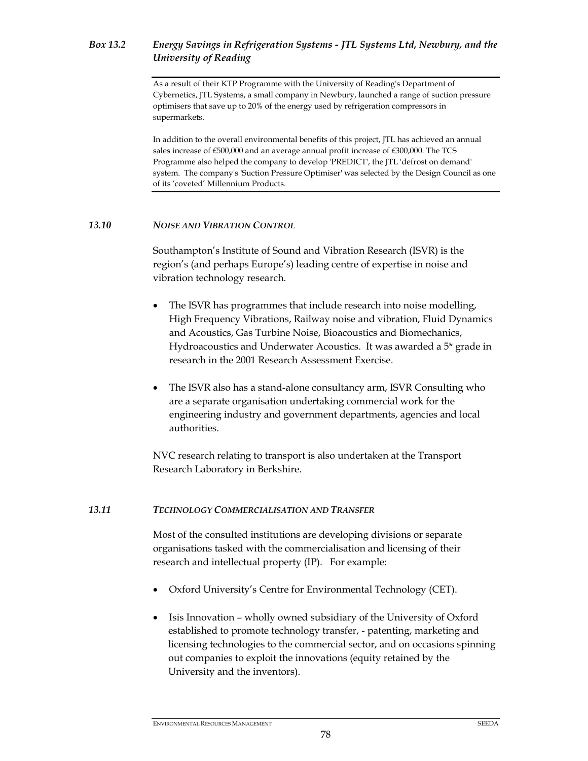### *Box 13.2 Energy Savings in Refrigeration Systems - JTL Systems Ltd, Newbury, and the University of Reading*

As a result of their KTP Programme with the University of Reading's Department of Cybernetics, JTL Systems, a small company in Newbury, launched a range of suction pressure optimisers that save up to 20% of the energy used by refrigeration compressors in supermarkets.

In addition to the overall environmental benefits of this project, JTL has achieved an annual sales increase of £500,000 and an average annual profit increase of £300,000. The TCS Programme also helped the company to develop 'PREDICT', the JTL 'defrost on demand' system. The company's 'Suction Pressure Optimiser' was selected by the Design Council as one of its 'coveted' Millennium Products.

## *13.10 NOISE AND VIBRATION CONTROL*

Southampton's Institute of Sound and Vibration Research (ISVR) is the region's (and perhaps Europe's) leading centre of expertise in noise and vibration technology research.

- The ISVR has programmes that include research into noise modelling, High Frequency Vibrations, Railway noise and vibration, Fluid Dynamics and Acoustics, Gas Turbine Noise, Bioacoustics and Biomechanics, Hydroacoustics and Underwater Acoustics. It was awarded a 5* grade in research in the 2001 Research Assessment Exercise.

- The ISVR also has a stand-alone consultancy arm, ISVR Consulting who are a separate organisation undertaking commercial work for the engineering industry and government departments, agencies and local authorities.

NVC research relating to transport is also undertaken at the Transport Research Laboratory in Berkshire.

## *13.11 TECHNOLOGY COMMERCIALISATION AND TRANSFER*

Most of the consulted institutions are developing divisions or separate organisations tasked with the commercialisation and licensing of their research and intellectual property (IP). For example:

- Oxford University's Centre for Environmental Technology (CET).

- Isis Innovation – wholly owned subsidiary of the University of Oxford established to promote technology transfer, - patenting, marketing and licensing technologies to the commercial sector, and on occasions spinning out companies to exploit the innovations (equity retained by the University and the inventors).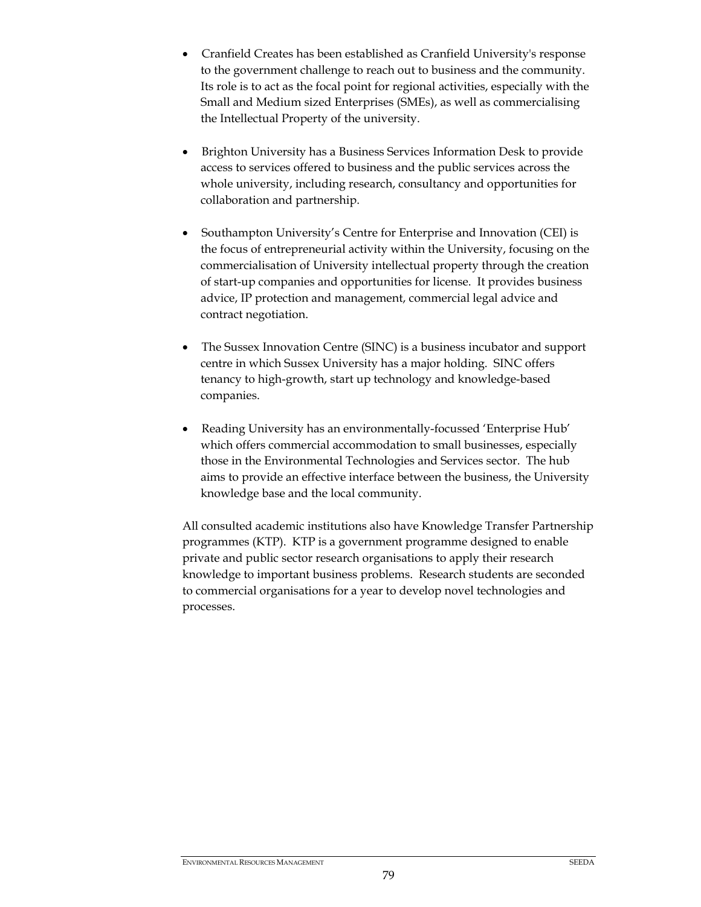- Cranfield Creates has been established as Cranfield University's response to the government challenge to reach out to business and the community. Its role is to act as the focal point for regional activities, especially with the Small and Medium sized Enterprises (SMEs), as well as commercialising the Intellectual Property of the university.

- Brighton University has a Business Services Information Desk to provide access to services offered to business and the public services across the whole university, including research, consultancy and opportunities for collaboration and partnership.

- Southampton University's Centre for Enterprise and Innovation (CEI) is the focus of entrepreneurial activity within the University, focusing on the commercialisation of University intellectual property through the creation of start-up companies and opportunities for license. It provides business advice, IP protection and management, commercial legal advice and contract negotiation.

- The Sussex Innovation Centre (SINC) is a business incubator and support centre in which Sussex University has a major holding. SINC offers tenancy to high-growth, start up technology and knowledge-based companies.

- Reading University has an environmentally-focussed 'Enterprise Hub' which offers commercial accommodation to small businesses, especially those in the Environmental Technologies and Services sector. The hub aims to provide an effective interface between the business, the University knowledge base and the local community.

All consulted academic institutions also have Knowledge Transfer Partnership programmes (KTP). KTP is a government programme designed to enable private and public sector research organisations to apply their research knowledge to important business problems. Research students are seconded to commercial organisations for a year to develop novel technologies and processes.